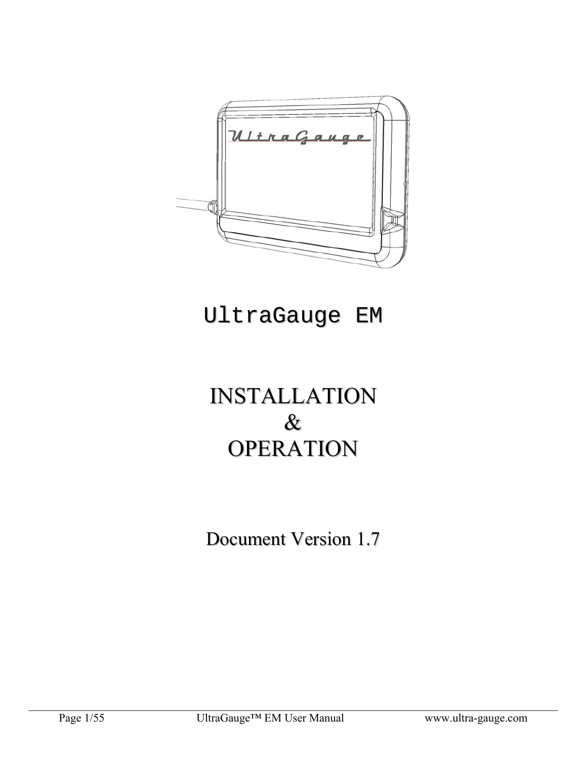# UltraGauge EM

# INSTALLATION
# &
# OPERATION

Document Version 1.7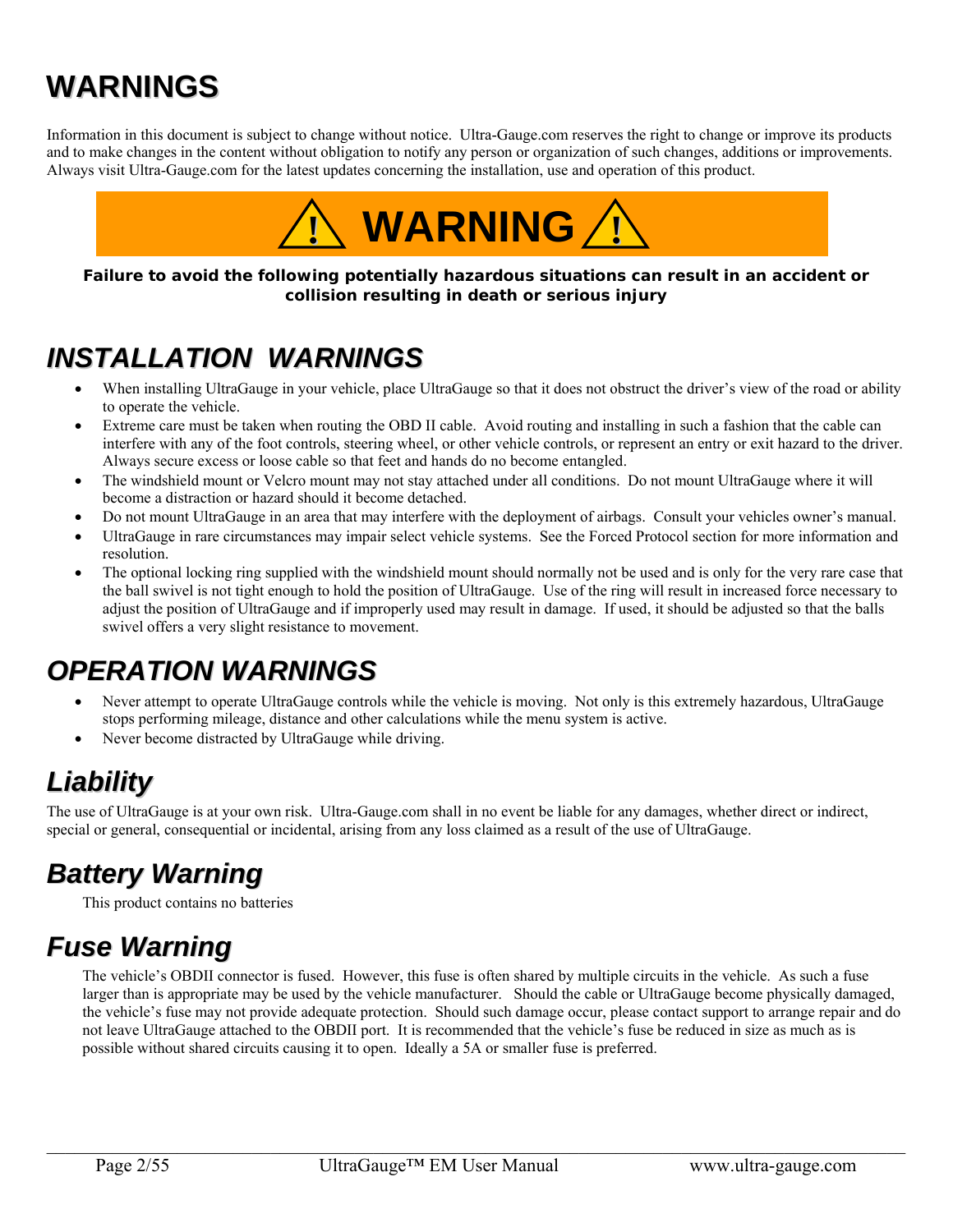# WARNINGS

Information in this document is subject to change without notice. Ultra-Gauge.com reserves the right to change or improve its products and to make changes in the content without obligation to notify any person or organization of such changes, additions or improvements. Always visit Ultra-Gauge.com for the latest updates concerning the installation, use and operation of this product.

**⚠ WARNING ⚠**

**Failure to avoid the following potentially hazardous situations can result in an accident or collision resulting in death or serious injury**

## *INSTALLATION WARNINGS*

- When installing UltraGauge in your vehicle, place UltraGauge so that it does not obstruct the driver's view of the road or ability to operate the vehicle.
- Extreme care must be taken when routing the OBD II cable. Avoid routing and installing in such a fashion that the cable can interfere with any of the foot controls, steering wheel, or other vehicle controls, or represent an entry or exit hazard to the driver. Always secure excess or loose cable so that feet and hands do no become entangled.
- The windshield mount or Velcro mount may not stay attached under all conditions. Do not mount UltraGauge where it will become a distraction or hazard should it become detached.
- Do not mount UltraGauge in an area that may interfere with the deployment of airbags. Consult your vehicles owner's manual.
- UltraGauge in rare circumstances may impair select vehicle systems. See the Forced Protocol section for more information and resolution.
- The optional locking ring supplied with the windshield mount should normally not be used and is only for the very rare case that the ball swivel is not tight enough to hold the position of UltraGauge. Use of the ring will result in increased force necessary to adjust the position of UltraGauge and if improperly used may result in damage. If used, it should be adjusted so that the balls swivel offers a very slight resistance to movement.

## *OPERATION WARNINGS*

- Never attempt to operate UltraGauge controls while the vehicle is moving. Not only is this extremely hazardous, UltraGauge stops performing mileage, distance and other calculations while the menu system is active.
- Never become distracted by UltraGauge while driving.

## *Liability*

The use of UltraGauge is at your own risk. Ultra-Gauge.com shall in no event be liable for any damages, whether direct or indirect, special or general, consequential or incidental, arising from any loss claimed as a result of the use of UltraGauge.

## *Battery Warning*

This product contains no batteries

## *Fuse Warning*

The vehicle's OBDII connector is fused. However, this fuse is often shared by multiple circuits in the vehicle. As such a fuse larger than is appropriate may be used by the vehicle manufacturer. Should the cable or UltraGauge become physically damaged, the vehicle's fuse may not provide adequate protection. Should such damage occur, please contact support to arrange repair and do not leave UltraGauge attached to the OBDII port. It is recommended that the vehicle's fuse be reduced in size as much as is possible without shared circuits causing it to open. Ideally a 5A or smaller fuse is preferred.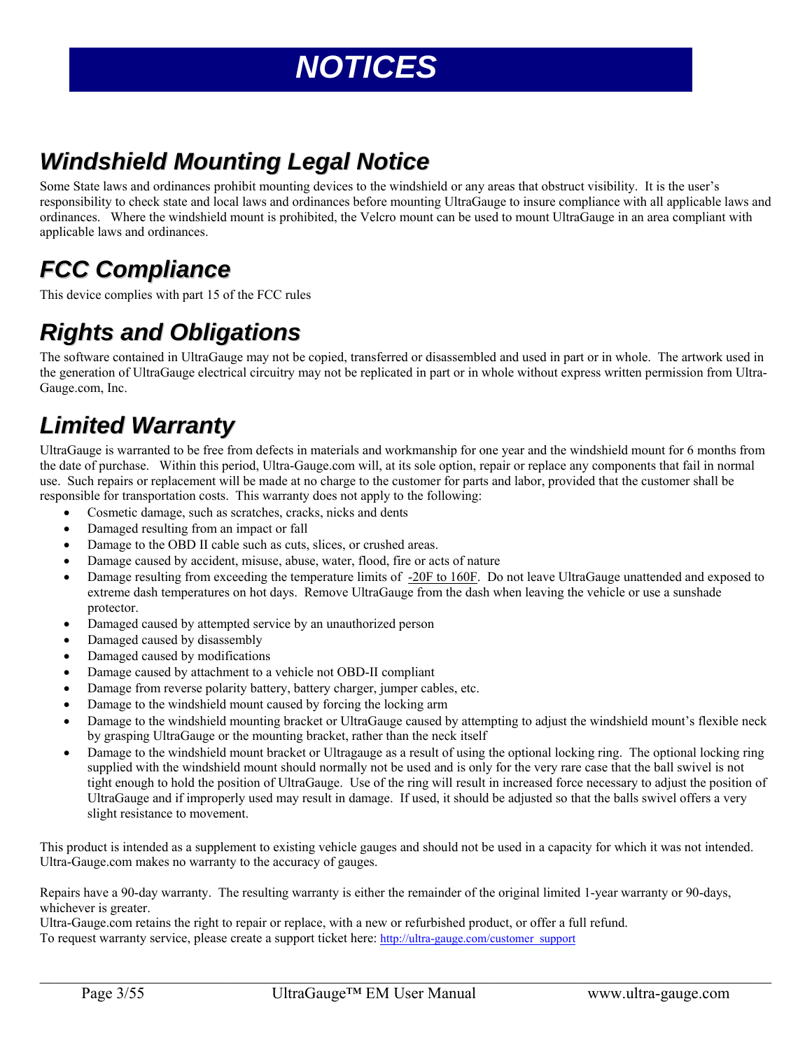# NOTICES

## Windshield Mounting Legal Notice

Some State laws and ordinances prohibit mounting devices to the windshield or any areas that obstruct visibility. It is the user's responsibility to check state and local laws and ordinances before mounting UltraGauge to insure compliance with all applicable laws and ordinances. Where the windshield mount is prohibited, the Velcro mount can be used to mount UltraGauge in an area compliant with applicable laws and ordinances.

## FCC Compliance

This device complies with part 15 of the FCC rules

## Rights and Obligations

The software contained in UltraGauge may not be copied, transferred or disassembled and used in part or in whole. The artwork used in the generation of UltraGauge electrical circuitry may not be replicated in part or in whole without express written permission from Ultra-Gauge.com, Inc.

## Limited Warranty

UltraGauge is warranted to be free from defects in materials and workmanship for one year and the windshield mount for 6 months from the date of purchase. Within this period, Ultra-Gauge.com will, at its sole option, repair or replace any components that fail in normal use. Such repairs or replacement will be made at no charge to the customer for parts and labor, provided that the customer shall be responsible for transportation costs. This warranty does not apply to the following:

- Cosmetic damage, such as scratches, cracks, nicks and dents
- Damaged resulting from an impact or fall
- Damage to the OBD II cable such as cuts, slices, or crushed areas.
- Damage caused by accident, misuse, abuse, water, flood, fire or acts of nature
- Damage resulting from exceeding the temperature limits of -20F to 160F. Do not leave UltraGauge unattended and exposed to extreme dash temperatures on hot days. Remove UltraGauge from the dash when leaving the vehicle or use a sunshade protector.
- Damaged caused by attempted service by an unauthorized person
- Damaged caused by disassembly
- Damaged caused by modifications
- Damage caused by attachment to a vehicle not OBD-II compliant
- Damage from reverse polarity battery, battery charger, jumper cables, etc.
- Damage to the windshield mount caused by forcing the locking arm
- Damage to the windshield mounting bracket or UltraGauge caused by attempting to adjust the windshield mount's flexible neck by grasping UltraGauge or the mounting bracket, rather than the neck itself
- Damage to the windshield mount bracket or Ultragauge as a result of using the optional locking ring. The optional locking ring supplied with the windshield mount should normally not be used and is only for the very rare case that the ball swivel is not tight enough to hold the position of UltraGauge. Use of the ring will result in increased force necessary to adjust the position of UltraGauge and if improperly used may result in damage. If used, it should be adjusted so that the balls swivel offers a very slight resistance to movement.

This product is intended as a supplement to existing vehicle gauges and should not be used in a capacity for which it was not intended. Ultra-Gauge.com makes no warranty to the accuracy of gauges.

Repairs have a 90-day warranty. The resulting warranty is either the remainder of the original limited 1-year warranty or 90-days, whichever is greater.
Ultra-Gauge.com retains the right to repair or replace, with a new or refurbished product, or offer a full refund.
To request warranty service, please create a support ticket here: http://ultra-gauge.com/customer_support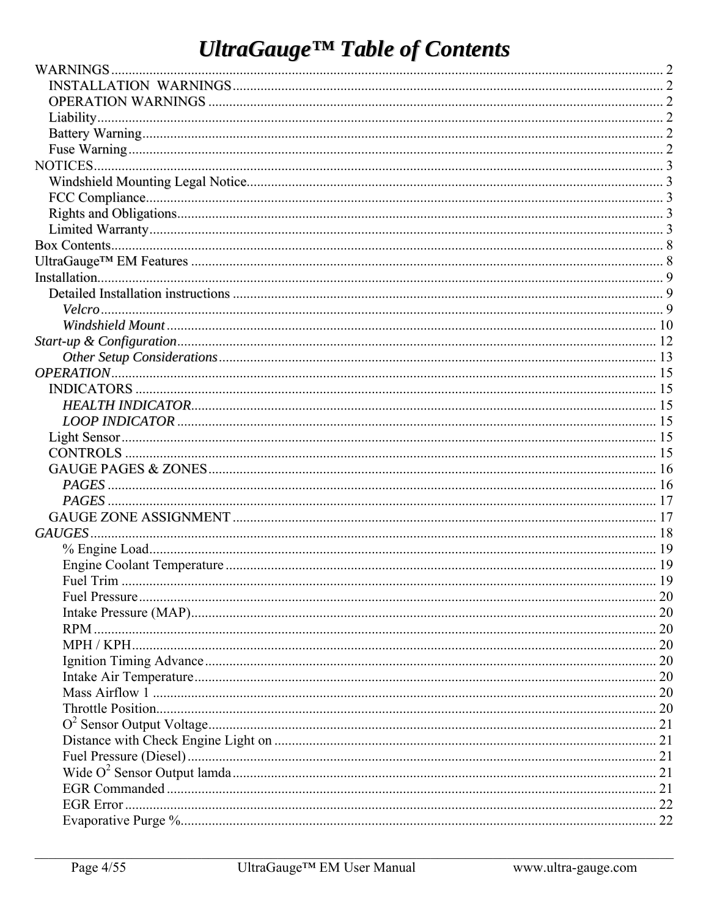# *UltraGauge™ Table of Contents*

WARNINGS .......... 2
- INSTALLATION WARNINGS .......... 2
- OPERATION WARNINGS .......... 2
- Liability .......... 2
- Battery Warning .......... 2
- Fuse Warning .......... 2

NOTICES .......... 3
- Windshield Mounting Legal Notice .......... 3
- FCC Compliance .......... 3
- Rights and Obligations .......... 3
- Limited Warranty .......... 3

Box Contents .......... 8

UltraGauge™ EM Features .......... 8

Installation .......... 9
- Detailed Installation instructions .......... 9
  - *Velcro* .......... 9
  - *Windshield Mount* .......... 10

*Start-up & Configuration* .......... 12
  - *Other Setup Considerations* .......... 13

*OPERATION* .......... 15
- INDICATORS .......... 15
  - *HEALTH INDICATOR* .......... 15
  - *LOOP INDICATOR* .......... 15
- Light Sensor .......... 15
- CONTROLS .......... 15
- GAUGE PAGES & ZONES .......... 16
  - *PAGES* .......... 16
  - *PAGES* .......... 17
- GAUGE ZONE ASSIGNMENT .......... 17

*GAUGES* .......... 18
  - % Engine Load .......... 19
  - Engine Coolant Temperature .......... 19
  - Fuel Trim .......... 19
  - Fuel Pressure .......... 20
  - Intake Pressure (MAP) .......... 20
  - RPM .......... 20
  - MPH / KPH .......... 20
  - Ignition Timing Advance .......... 20
  - Intake Air Temperature .......... 20
  - Mass Airflow 1 .......... 20
  - Throttle Position .......... 20
  - $O^2$ Sensor Output Voltage .......... 21
  - Distance with Check Engine Light on .......... 21
  - Fuel Pressure (Diesel) .......... 21
  - Wide $O^2$ Sensor Output lamda .......... 21
  - EGR Commanded .......... 21
  - EGR Error .......... 22
  - Evaporative Purge % .......... 22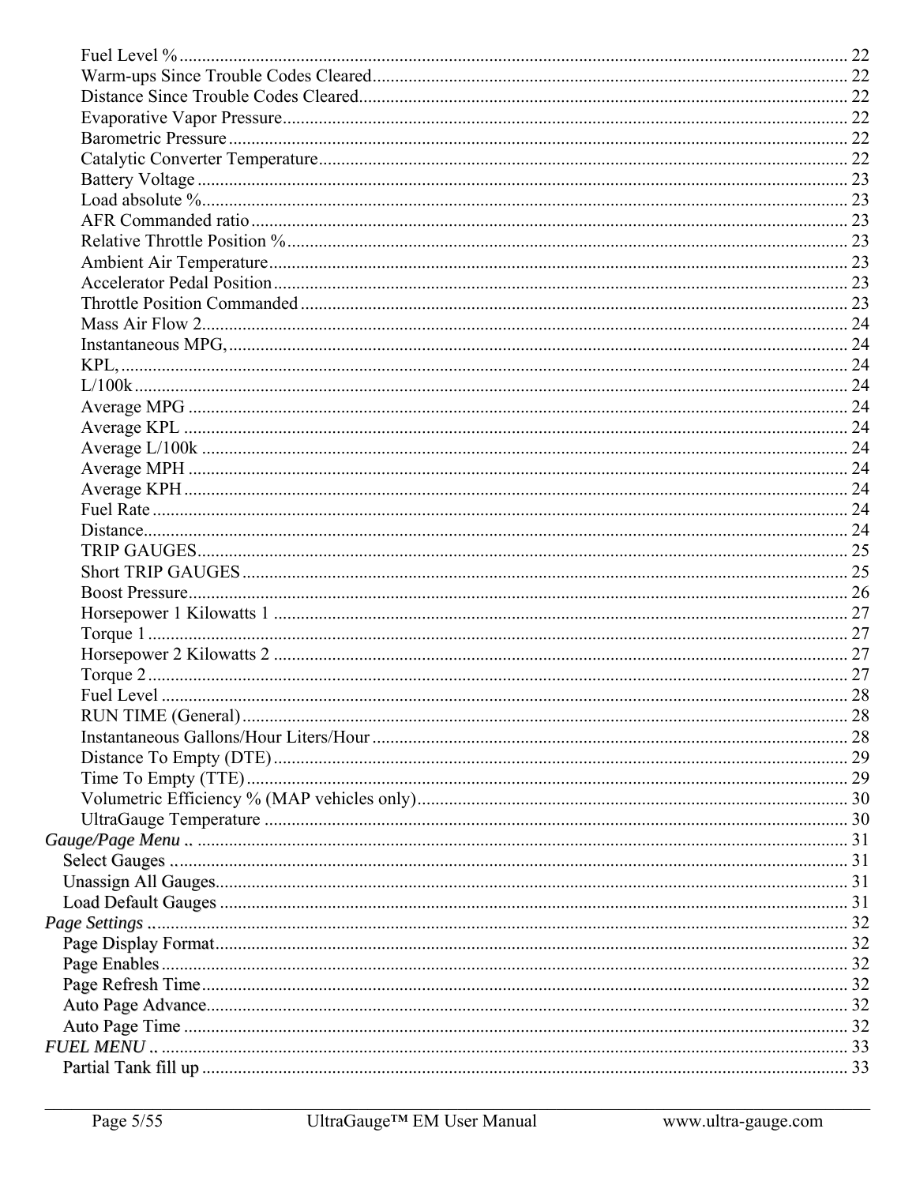Fuel Level % .......... 22
Warm-ups Since Trouble Codes Cleared .......... 22
Distance Since Trouble Codes Cleared .......... 22
Evaporative Vapor Pressure .......... 22
Barometric Pressure .......... 22
Catalytic Converter Temperature .......... 22
Battery Voltage .......... 23
Load absolute % .......... 23
AFR Commanded ratio .......... 23
Relative Throttle Position % .......... 23
Ambient Air Temperature .......... 23
Accelerator Pedal Position .......... 23
Throttle Position Commanded .......... 23
Mass Air Flow 2 .......... 24
Instantaneous MPG, .......... 24
KPL, .......... 24
L/100k .......... 24
Average MPG .......... 24
Average KPL .......... 24
Average L/100k .......... 24
Average MPH .......... 24
Average KPH .......... 24
Fuel Rate .......... 24
Distance .......... 24
TRIP GAUGES .......... 25
Short TRIP GAUGES .......... 25
Boost Pressure .......... 26
Horsepower 1 Kilowatts 1 .......... 27
Torque 1 .......... 27
Horsepower 2 Kilowatts 2 .......... 27
Torque 2 .......... 27
Fuel Level .......... 28
RUN TIME (General) .......... 28
Instantaneous Gallons/Hour Liters/Hour .......... 28
Distance To Empty (DTE) .......... 29
Time To Empty (TTE) .......... 29
Volumetric Efficiency % (MAP vehicles only) .......... 30
UltraGauge Temperature .......... 30

*Gauge/Page Menu* .. .......... 31
Select Gauges .......... 31
Unassign All Gauges .......... 31
Load Default Gauges .......... 31

*Page Settings* .......... 32
Page Display Format .......... 32
Page Enables .......... 32
Page Refresh Time .......... 32
Auto Page Advance .......... 32
Auto Page Time .......... 32

*FUEL MENU* .. .......... 33
Partial Tank fill up .......... 33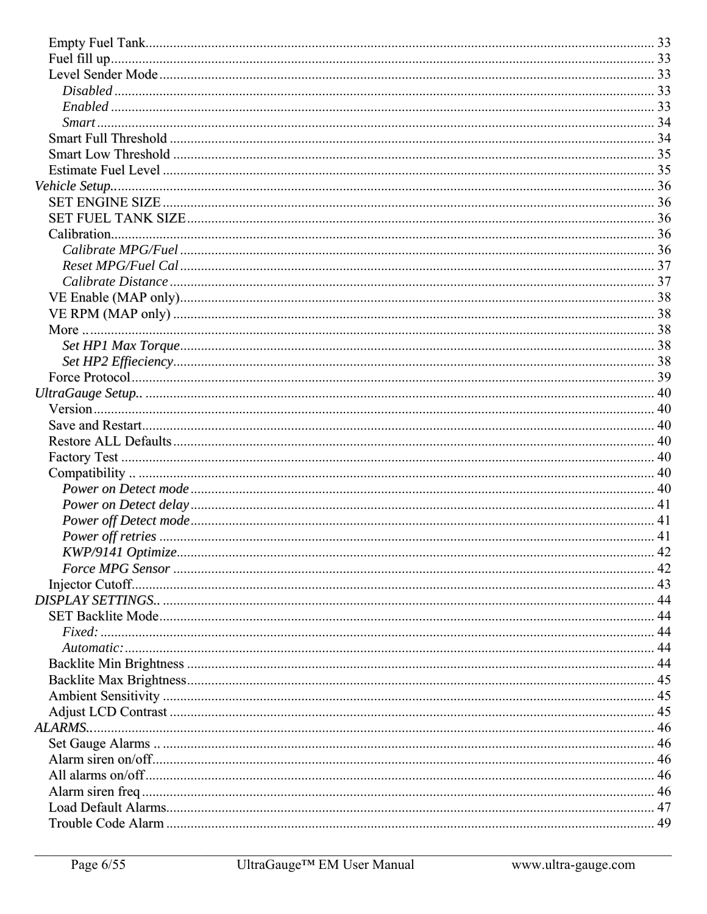Empty Fuel Tank ........................................................ 33
Fuel fill up ........................................................ 33
Level Sender Mode ........................................................ 33
*Disabled* ........................................................ 33
*Enabled* ........................................................ 33
*Smart* ........................................................ 34
Smart Full Threshold ........................................................ 34
Smart Low Threshold ........................................................ 35
Estimate Fuel Level ........................................................ 35
*Vehicle Setup..* ........................................................ 36
SET ENGINE SIZE ........................................................ 36
SET FUEL TANK SIZE ........................................................ 36
Calibration ........................................................ 36
*Calibrate MPG/Fuel* ........................................................ 36
*Reset MPG/Fuel Cal* ........................................................ 37
*Calibrate Distance* ........................................................ 37
VE Enable (MAP only) ........................................................ 38
VE RPM (MAP only) ........................................................ 38
More .. ........................................................ 38
*Set HP1 Max Torque* ........................................................ 38
*Set HP2 Effieciency* ........................................................ 38
Force Protocol ........................................................ 39
*UltraGauge Setup..* ........................................................ 40
Version ........................................................ 40
Save and Restart ........................................................ 40
Restore ALL Defaults ........................................................ 40
Factory Test ........................................................ 40
Compatibility .. ........................................................ 40
*Power on Detect mode* ........................................................ 40
*Power on Detect delay* ........................................................ 41
*Power off Detect mode* ........................................................ 41
*Power off retries* ........................................................ 41
*KWP/9141 Optimize* ........................................................ 42
*Force MPG Sensor* ........................................................ 42
Injector Cutoff ........................................................ 43
*DISPLAY SETTINGS..* ........................................................ 44
SET Backlite Mode ........................................................ 44
*Fixed:* ........................................................ 44
*Automatic:* ........................................................ 44
Backlite Min Brightness ........................................................ 44
Backlite Max Brightness ........................................................ 45
Ambient Sensitivity ........................................................ 45
Adjust LCD Contrast ........................................................ 45
*ALARMS..* ........................................................ 46
Set Gauge Alarms .. ........................................................ 46
Alarm siren on/off ........................................................ 46
All alarms on/off ........................................................ 46
Alarm siren freq ........................................................ 46
Load Default Alarms ........................................................ 47
Trouble Code Alarm ........................................................ 49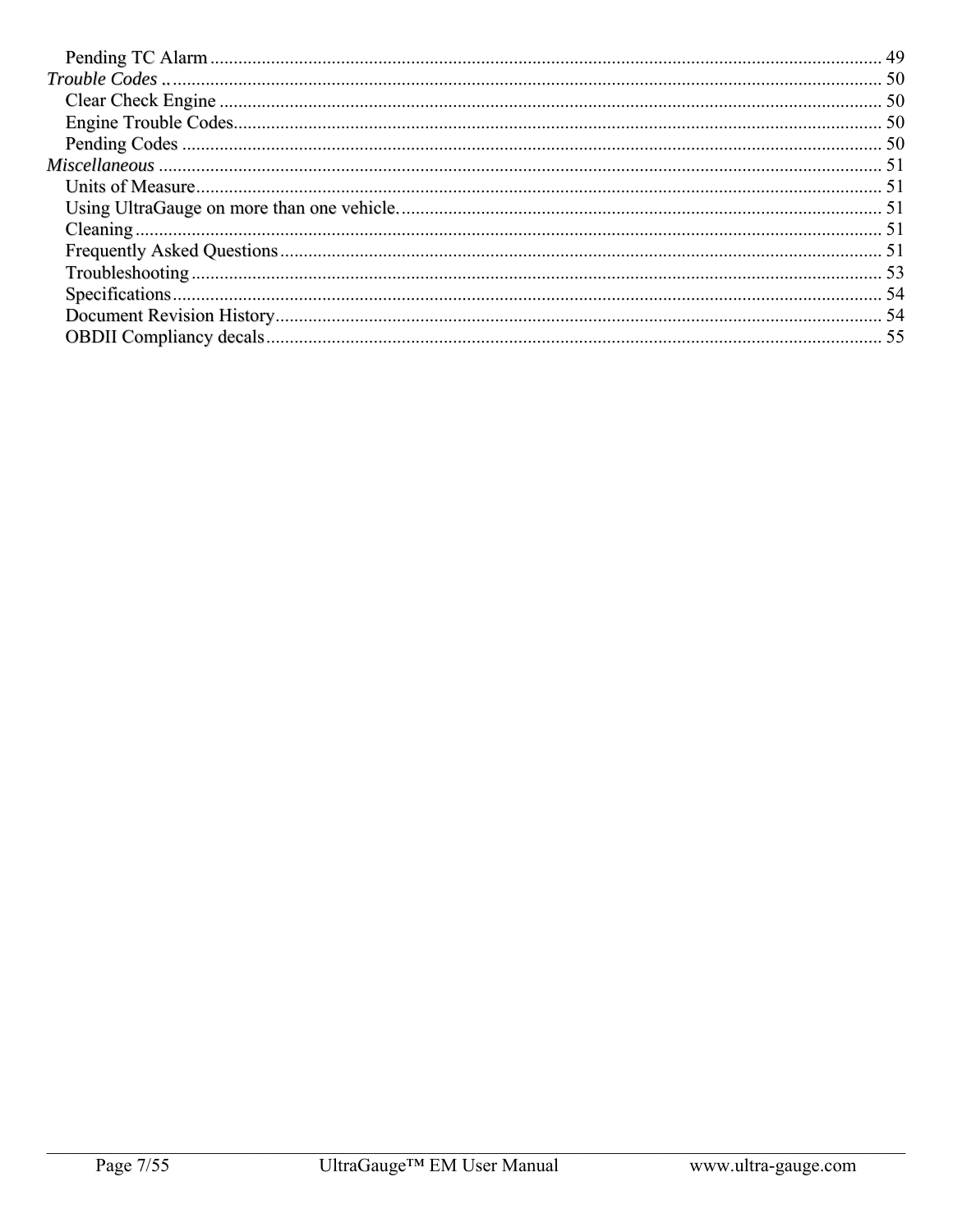Pending TC Alarm ........................................................................................................................................ 49
*Trouble Codes* .................................................................................................................................................. 50
Clear Check Engine ..................................................................................................................................... 50
Engine Trouble Codes .................................................................................................................................. 50
Pending Codes .............................................................................................................................................. 50
*Miscellaneous* ................................................................................................................................................... 51
Units of Measure ........................................................................................................................................... 51
Using UltraGauge on more than one vehicle. ............................................................................................... 51
Cleaning ........................................................................................................................................................ 51
Frequently Asked Questions ......................................................................................................................... 51
Troubleshooting ............................................................................................................................................ 53
Specifications ................................................................................................................................................ 54
Document Revision History .......................................................................................................................... 54
OBDII Compliancy decals ............................................................................................................................. 55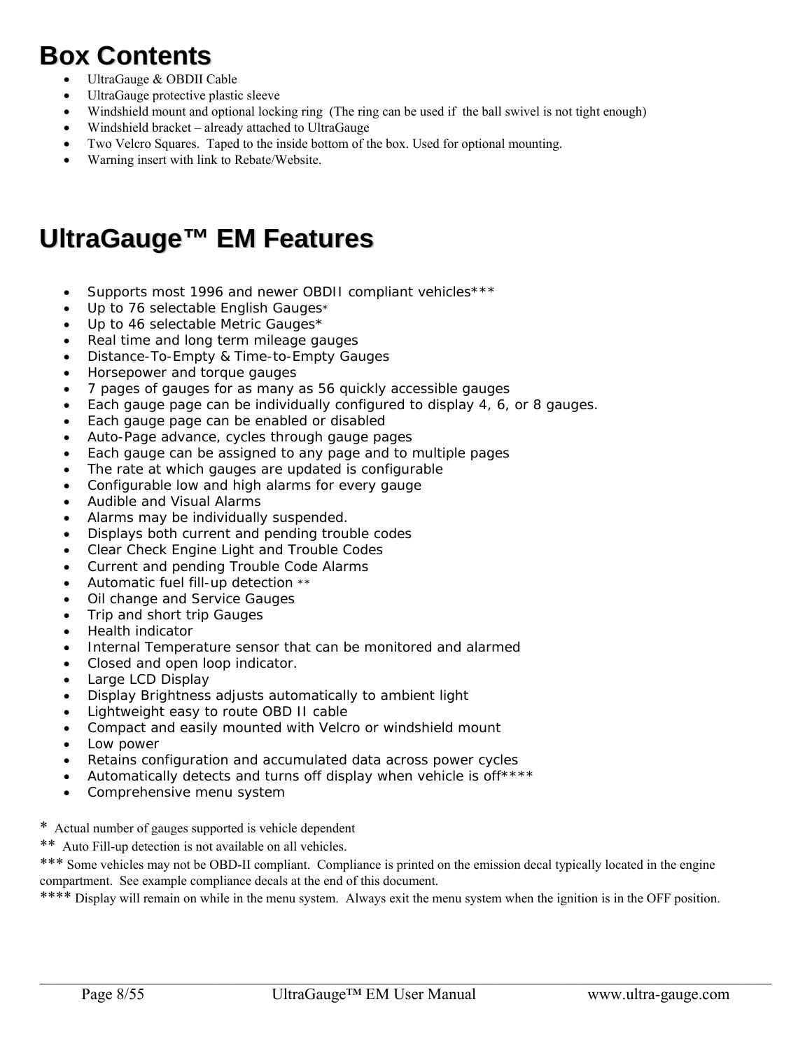# Box Contents

- UltraGauge & OBDII Cable
- UltraGauge protective plastic sleeve
- Windshield mount and optional locking ring (The ring can be used if the ball swivel is not tight enough)
- Windshield bracket – already attached to UltraGauge
- Two Velcro Squares. Taped to the inside bottom of the box. Used for optional mounting.
- Warning insert with link to Rebate/Website.

# UltraGauge™ EM Features

- Supports most 1996 and newer OBDII compliant vehicles***
- Up to 76 selectable English Gauges*
- Up to 46 selectable Metric Gauges*
- Real time and long term mileage gauges
- Distance-To-Empty & Time-to-Empty Gauges
- Horsepower and torque gauges
- 7 pages of gauges for as many as 56 quickly accessible gauges
- Each gauge page can be individually configured to display 4, 6, or 8 gauges.
- Each gauge page can be enabled or disabled
- Auto-Page advance, cycles through gauge pages
- Each gauge can be assigned to any page and to multiple pages
- The rate at which gauges are updated is configurable
- Configurable low and high alarms for every gauge
- Audible and Visual Alarms
- Alarms may be individually suspended.
- Displays both current and pending trouble codes
- Clear Check Engine Light and Trouble Codes
- Current and pending Trouble Code Alarms
- Automatic fuel fill-up detection **
- Oil change and Service Gauges
- Trip and short trip Gauges
- Health indicator
- Internal Temperature sensor that can be monitored and alarmed
- Closed and open loop indicator.
- Large LCD Display
- Display Brightness adjusts automatically to ambient light
- Lightweight easy to route OBD II cable
- Compact and easily mounted with Velcro or windshield mount
- Low power
- Retains configuration and accumulated data across power cycles
- Automatically detects and turns off display when vehicle is off****
- Comprehensive menu system

\* Actual number of gauges supported is vehicle dependent

** Auto Fill-up detection is not available on all vehicles.

*** Some vehicles may not be OBD-II compliant. Compliance is printed on the emission decal typically located in the engine compartment. See example compliance decals at the end of this document.

**** Display will remain on while in the menu system. Always exit the menu system when the ignition is in the OFF position.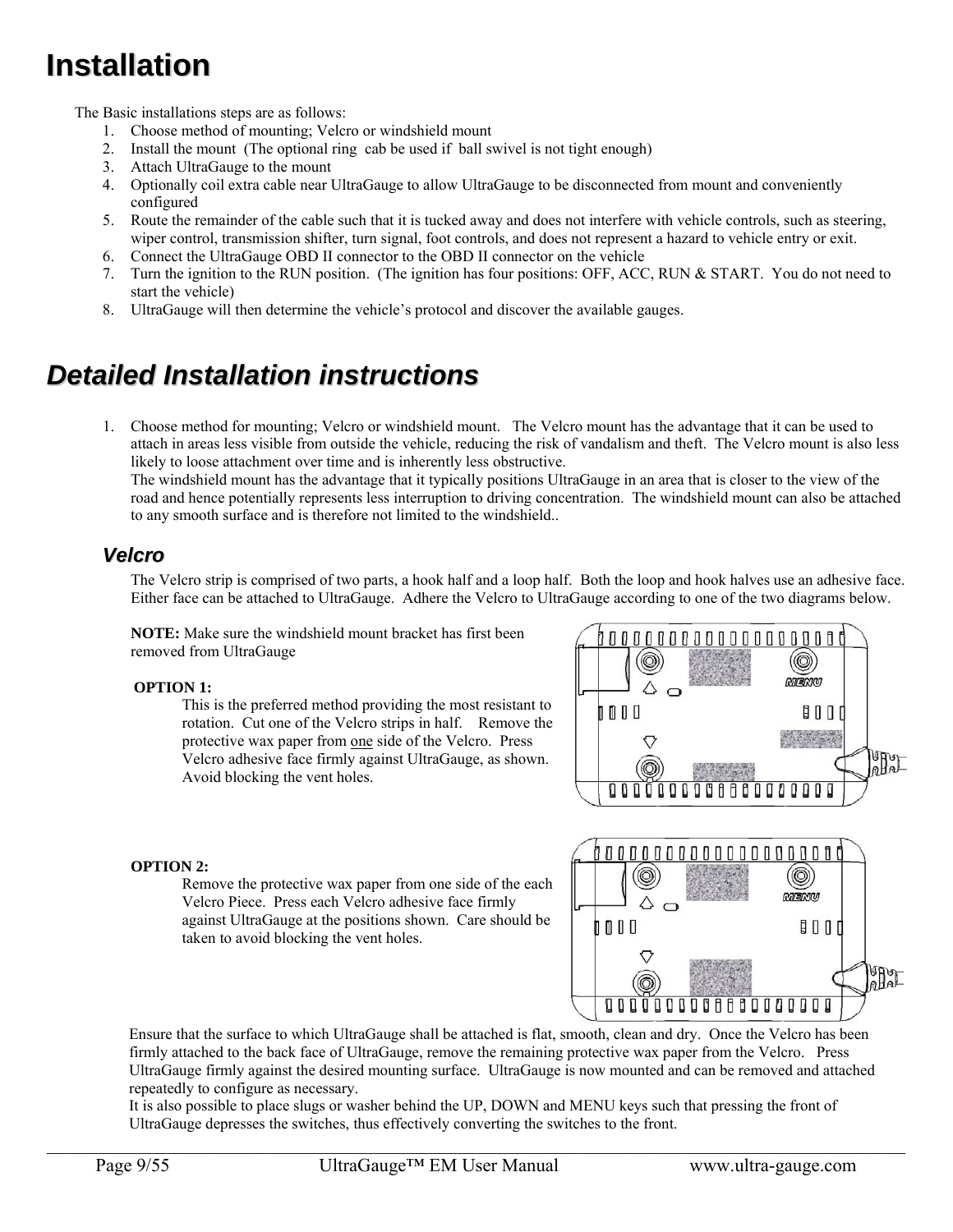# Installation

The Basic installations steps are as follows:

1. Choose method of mounting; Velcro or windshield mount
2. Install the mount (The optional ring cab be used if ball swivel is not tight enough)
3. Attach UltraGauge to the mount
4. Optionally coil extra cable near UltraGauge to allow UltraGauge to be disconnected from mount and conveniently configured
5. Route the remainder of the cable such that it is tucked away and does not interfere with vehicle controls, such as steering, wiper control, transmission shifter, turn signal, foot controls, and does not represent a hazard to vehicle entry or exit.
6. Connect the UltraGauge OBD II connector to the OBD II connector on the vehicle
7. Turn the ignition to the RUN position. (The ignition has four positions: OFF, ACC, RUN & START. You do not need to start the vehicle)
8. UltraGauge will then determine the vehicle's protocol and discover the available gauges.

# *Detailed Installation instructions*

1. Choose method for mounting; Velcro or windshield mount. The Velcro mount has the advantage that it can be used to attach in areas less visible from outside the vehicle, reducing the risk of vandalism and theft. The Velcro mount is also less likely to loose attachment over time and is inherently less obstructive.
   The windshield mount has the advantage that it typically positions UltraGauge in an area that is closer to the view of the road and hence potentially represents less interruption to driving concentration. The windshield mount can also be attached to any smooth surface and is therefore not limited to the windshield..

## *Velcro*

The Velcro strip is comprised of two parts, a hook half and a loop half. Both the loop and hook halves use an adhesive face. Either face can be attached to UltraGauge. Adhere the Velcro to UltraGauge according to one of the two diagrams below.

**NOTE:** Make sure the windshield mount bracket has first been removed from UltraGauge

**OPTION 1:**

This is the preferred method providing the most resistant to rotation. Cut one of the Velcro strips in half. Remove the protective wax paper from <u>one</u> side of the Velcro. Press Velcro adhesive face firmly against UltraGauge, as shown. Avoid blocking the vent holes.

**OPTION 2:**

Remove the protective wax paper from one side of the each Velcro Piece. Press each Velcro adhesive face firmly against UltraGauge at the positions shown. Care should be taken to avoid blocking the vent holes.

Ensure that the surface to which UltraGauge shall be attached is flat, smooth, clean and dry. Once the Velcro has been firmly attached to the back face of UltraGauge, remove the remaining protective wax paper from the Velcro. Press UltraGauge firmly against the desired mounting surface. UltraGauge is now mounted and can be removed and attached repeatedly to configure as necessary.

It is also possible to place slugs or washer behind the UP, DOWN and MENU keys such that pressing the front of UltraGauge depresses the switches, thus effectively converting the switches to the front.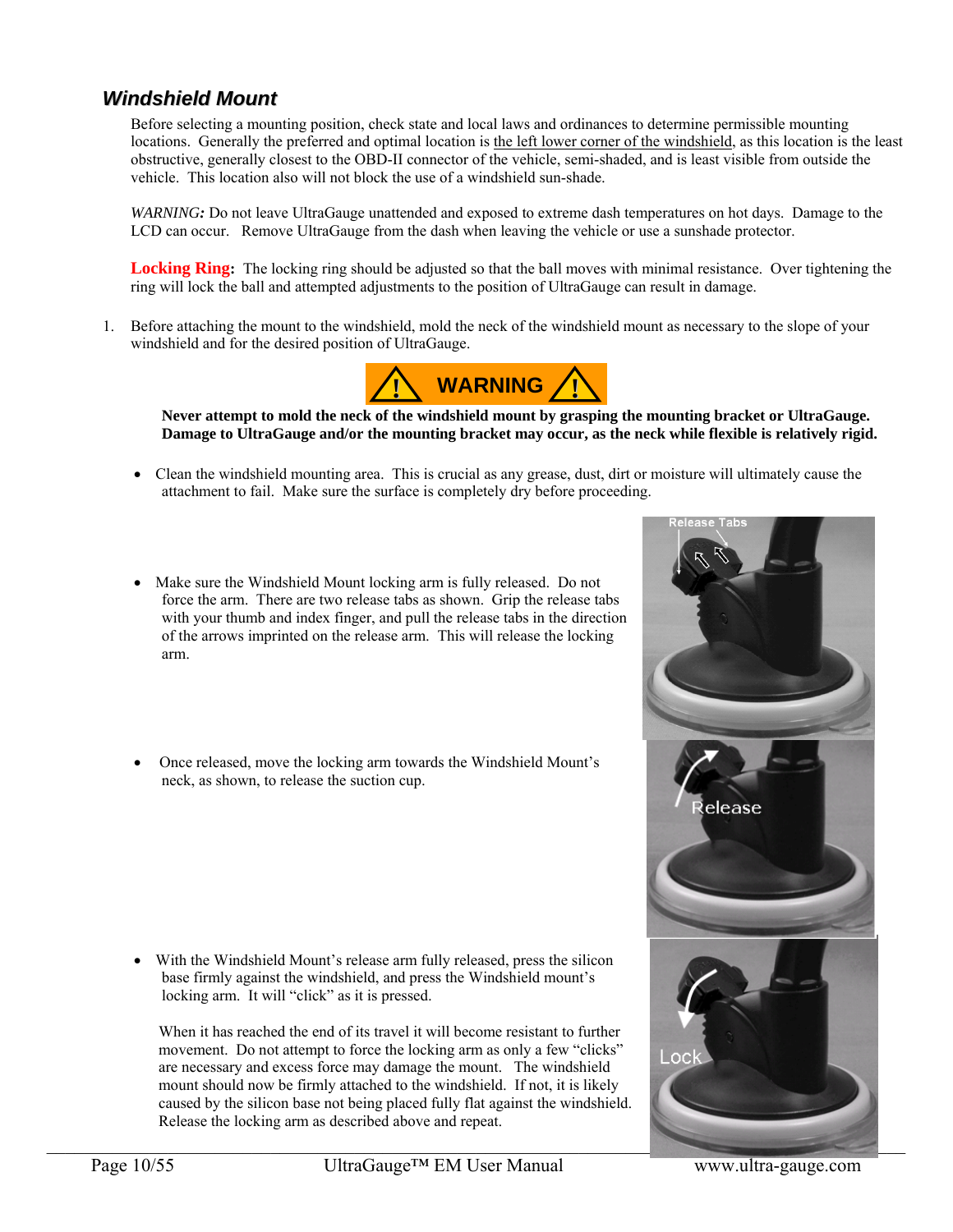## *Windshield Mount*

Before selecting a mounting position, check state and local laws and ordinances to determine permissible mounting locations. Generally the preferred and optimal location is the left lower corner of the windshield, as this location is the least obstructive, generally closest to the OBD-II connector of the vehicle, semi-shaded, and is least visible from outside the vehicle. This location also will not block the use of a windshield sun-shade.

*WARNING:* Do not leave UltraGauge unattended and exposed to extreme dash temperatures on hot days. Damage to the LCD can occur. Remove UltraGauge from the dash when leaving the vehicle or use a sunshade protector.

**Locking Ring:** The locking ring should be adjusted so that the ball moves with minimal resistance. Over tightening the ring will lock the ball and attempted adjustments to the position of UltraGauge can result in damage.

1. Before attaching the mount to the windshield, mold the neck of the windshield mount as necessary to the slope of your windshield and for the desired position of UltraGauge.

**⚠ WARNING ⚠**

**Never attempt to mold the neck of the windshield mount by grasping the mounting bracket or UltraGauge. Damage to UltraGauge and/or the mounting bracket may occur, as the neck while flexible is relatively rigid.**

- Clean the windshield mounting area. This is crucial as any grease, dust, dirt or moisture will ultimately cause the attachment to fail. Make sure the surface is completely dry before proceeding.

- Make sure the Windshield Mount locking arm is fully released. Do not force the arm. There are two release tabs as shown. Grip the release tabs with your thumb and index finger, and pull the release tabs in the direction of the arrows imprinted on the release arm. This will release the locking arm.

- Once released, move the locking arm towards the Windshield Mount's neck, as shown, to release the suction cup.

- With the Windshield Mount's release arm fully released, press the silicon base firmly against the windshield, and press the Windshield mount's locking arm. It will "click" as it is pressed.

  When it has reached the end of its travel it will become resistant to further movement. Do not attempt to force the locking arm as only a few "clicks" are necessary and excess force may damage the mount. The windshield mount should now be firmly attached to the windshield. If not, it is likely caused by the silicon base not being placed fully flat against the windshield. Release the locking arm as described above and repeat.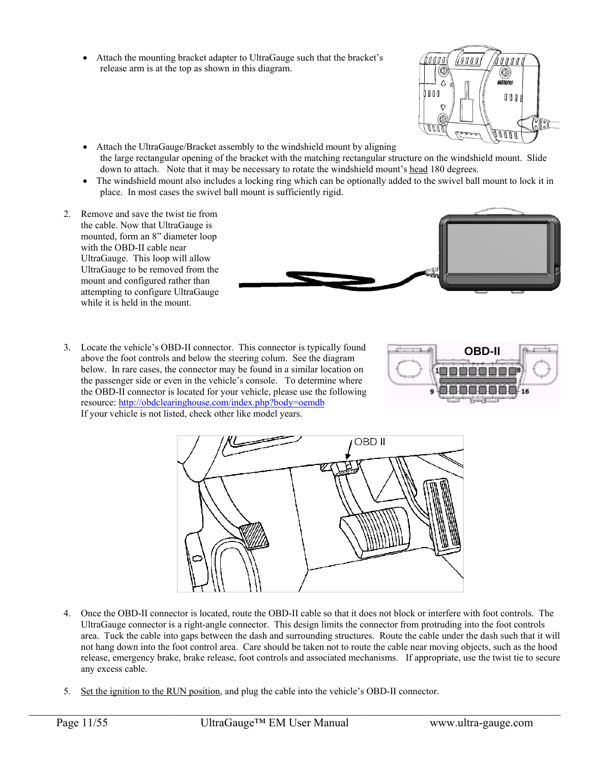- Attach the mounting bracket adapter to UltraGauge such that the bracket's release arm is at the top as shown in this diagram.
- Attach the UltraGauge/Bracket assembly to the windshield mount by aligning the large rectangular opening of the bracket with the matching rectangular structure on the windshield mount. Slide down to attach. Note that it may be necessary to rotate the windshield mount's head 180 degrees.
- The windshield mount also includes a locking ring which can be optionally added to the swivel ball mount to lock it in place. In most cases the swivel ball mount is sufficiently rigid.

2. Remove and save the twist tie from the cable. Now that UltraGauge is mounted, form an 8" diameter loop with the OBD-II cable near UltraGauge. This loop will allow UltraGauge to be removed from the mount and configured rather than attempting to configure UltraGauge while it is held in the mount.

3. Locate the vehicle's OBD-II connector. This connector is typically found above the foot controls and below the steering colum. See the diagram below. In rare cases, the connector may be found in a similar location on the passenger side or even in the vehicle's console. To determine where the OBD-II connector is located for your vehicle, please use the following resource: [http://obdclearinghouse.com/index.php?body=oemdb](http://obdclearinghouse.com/index.php?body=oemdb)
   If your vehicle is not listed, check other like model years.

4. Once the OBD-II connector is located, route the OBD-II cable so that it does not block or interfere with foot controls. The UltraGauge connector is a right-angle connector. This design limits the connector from protruding into the foot controls area. Tuck the cable into gaps between the dash and surrounding structures. Route the cable under the dash such that it will not hang down into the foot control area. Care should be taken not to route the cable near moving objects, such as the hood release, emergency brake, brake release, foot controls and associated mechanisms. If appropriate, use the twist tie to secure any excess cable.

5. Set the ignition to the RUN position, and plug the cable into the vehicle's OBD-II connector.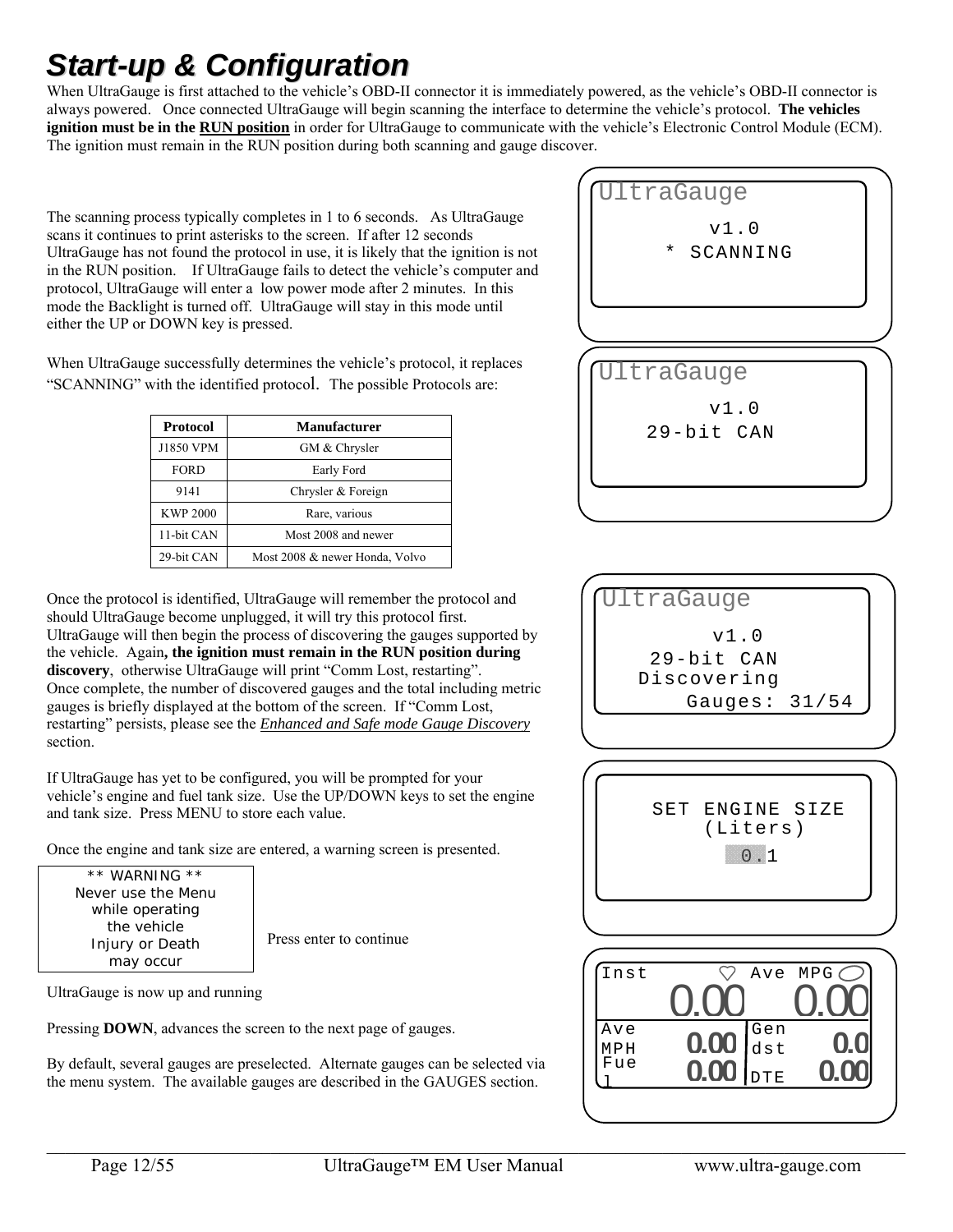# Start-up & Configuration

When UltraGauge is first attached to the vehicle's OBD-II connector it is immediately powered, as the vehicle's OBD-II connector is always powered. Once connected UltraGauge will begin scanning the interface to determine the vehicle's protocol. **The vehicles ignition must be in the <u>RUN position</u>** in order for UltraGauge to communicate with the vehicle's Electronic Control Module (ECM). The ignition must remain in the RUN position during both scanning and gauge discover.

The scanning process typically completes in 1 to 6 seconds. As UltraGauge scans it continues to print asterisks to the screen. If after 12 seconds UltraGauge has not found the protocol in use, it is likely that the ignition is not in the RUN position. If UltraGauge fails to detect the vehicle's computer and protocol, UltraGauge will enter a low power mode after 2 minutes. In this mode the Backlight is turned off. UltraGauge will stay in this mode until either the UP or DOWN key is pressed.

```
UltraGauge
      v1.0
   * SCANNING
```

When UltraGauge successfully determines the vehicle's protocol, it replaces "SCANNING" with the identified protocol. The possible Protocols are:

```
UltraGauge
      v1.0
  29-bit CAN
```

| Protocol | Manufacturer |
|---|---|
| J1850 VPM | GM & Chrysler |
| FORD | Early Ford |
| 9141 | Chrysler & Foreign |
| KWP 2000 | Rare, various |
| 11-bit CAN | Most 2008 and newer |
| 29-bit CAN | Most 2008 & newer Honda, Volvo |

Once the protocol is identified, UltraGauge will remember the protocol and should UltraGauge become unplugged, it will try this protocol first. UltraGauge will then begin the process of discovering the gauges supported by the vehicle. Again**, the ignition must remain in the RUN position during discovery**, otherwise UltraGauge will print "Comm Lost, restarting". Once complete, the number of discovered gauges and the total including metric gauges is briefly displayed at the bottom of the screen. If "Comm Lost, restarting" persists, please see the ***<u>Enhanced and Safe mode Gauge Discovery</u>*** section.

```
UltraGauge
      v1.0
  29-bit CAN
 Discovering
     Gauges: 31/54
```

If UltraGauge has yet to be configured, you will be prompted for your vehicle's engine and fuel tank size. Use the UP/DOWN keys to set the engine and tank size. Press MENU to store each value.

```
 SET ENGINE SIZE
    (Liters)
      0.1
```

Once the engine and tank size are entered, a warning screen is presented.

```
** WARNING **
Never use the Menu
while operating
the vehicle
Injury or Death
may occur
```

Press enter to continue

UltraGauge is now up and running

```
Inst          Ave MPG
      0.00      0.00
Ave           Gen
MPH   0.00    dst    0.0
Fuel  0.00    DTE   0.00
```

Pressing **DOWN**, advances the screen to the next page of gauges.

By default, several gauges are preselected. Alternate gauges can be selected via the menu system. The available gauges are described in the GAUGES section.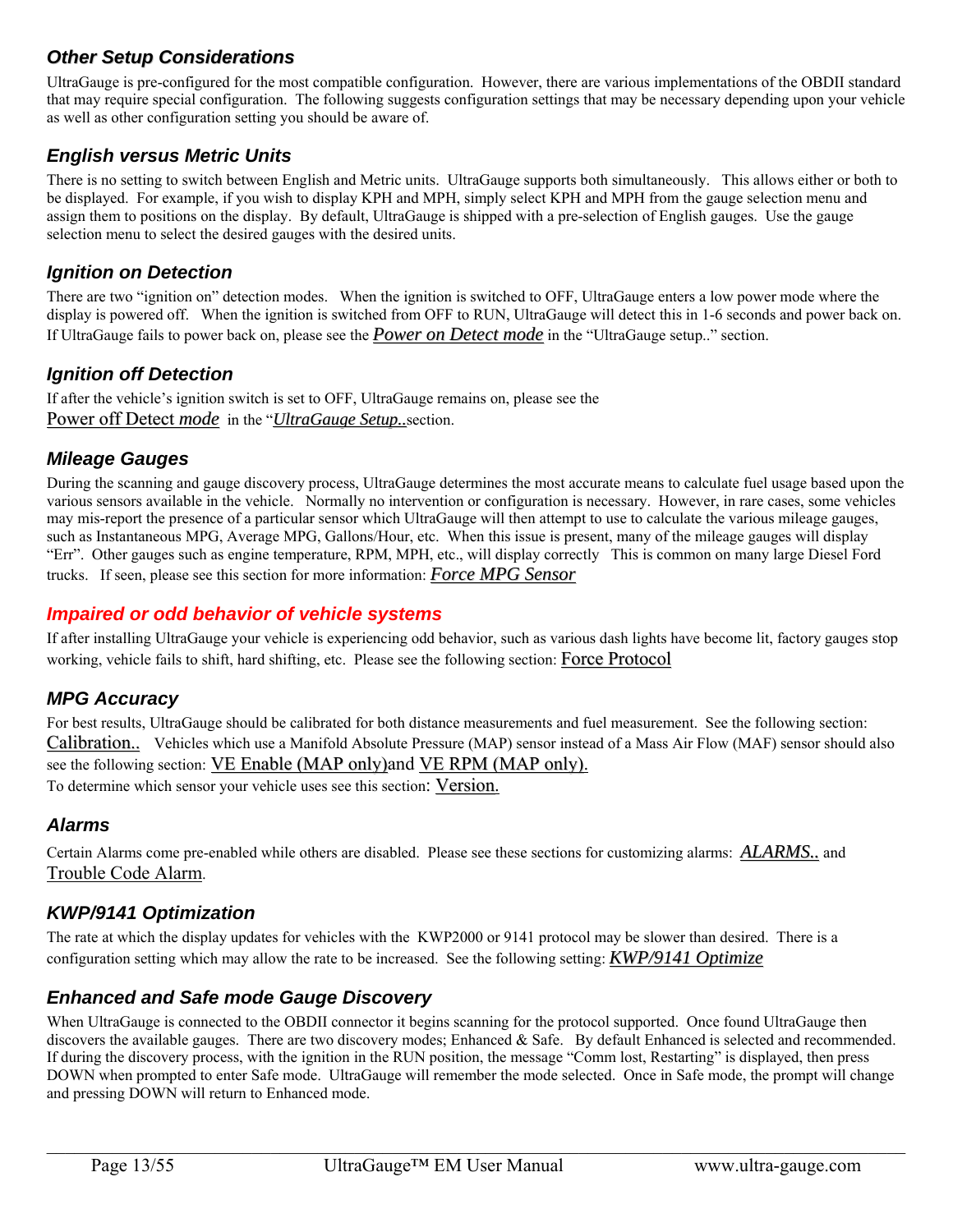## *Other Setup Considerations*

UltraGauge is pre-configured for the most compatible configuration. However, there are various implementations of the OBDII standard that may require special configuration. The following suggests configuration settings that may be necessary depending upon your vehicle as well as other configuration setting you should be aware of.

### *English versus Metric Units*

There is no setting to switch between English and Metric units. UltraGauge supports both simultaneously. This allows either or both to be displayed. For example, if you wish to display KPH and MPH, simply select KPH and MPH from the gauge selection menu and assign them to positions on the display. By default, UltraGauge is shipped with a pre-selection of English gauges. Use the gauge selection menu to select the desired gauges with the desired units.

### *Ignition on Detection*

There are two "ignition on" detection modes. When the ignition is switched to OFF, UltraGauge enters a low power mode where the display is powered off. When the ignition is switched from OFF to RUN, UltraGauge will detect this in 1-6 seconds and power back on. If UltraGauge fails to power back on, please see the *Power on Detect mode* in the "UltraGauge setup.." section.

### *Ignition off Detection*

If after the vehicle's ignition switch is set to OFF, UltraGauge remains on, please see the
Power off Detect *mode* in the "*UltraGauge Setup..*section.

### *Mileage Gauges*

During the scanning and gauge discovery process, UltraGauge determines the most accurate means to calculate fuel usage based upon the various sensors available in the vehicle. Normally no intervention or configuration is necessary. However, in rare cases, some vehicles may mis-report the presence of a particular sensor which UltraGauge will then attempt to use to calculate the various mileage gauges, such as Instantaneous MPG, Average MPG, Gallons/Hour, etc. When this issue is present, many of the mileage gauges will display "Err". Other gauges such as engine temperature, RPM, MPH, etc., will display correctly This is common on many large Diesel Ford trucks. If seen, please see this section for more information: *Force MPG Sensor*

### *Impaired or odd behavior of vehicle systems*

If after installing UltraGauge your vehicle is experiencing odd behavior, such as various dash lights have become lit, factory gauges stop working, vehicle fails to shift, hard shifting, etc. Please see the following section: Force Protocol

### *MPG Accuracy*

For best results, UltraGauge should be calibrated for both distance measurements and fuel measurement. See the following section: Calibration.. Vehicles which use a Manifold Absolute Pressure (MAP) sensor instead of a Mass Air Flow (MAF) sensor should also see the following section: VE Enable (MAP only)and VE RPM (MAP only).
To determine which sensor your vehicle uses see this section: Version.

### *Alarms*

Certain Alarms come pre-enabled while others are disabled. Please see these sections for customizing alarms: *ALARMS..* and Trouble Code Alarm.

### *KWP/9141 Optimization*

The rate at which the display updates for vehicles with the KWP2000 or 9141 protocol may be slower than desired. There is a configuration setting which may allow the rate to be increased. See the following setting: *KWP/9141 Optimize*

### *Enhanced and Safe mode Gauge Discovery*

When UltraGauge is connected to the OBDII connector it begins scanning for the protocol supported. Once found UltraGauge then discovers the available gauges. There are two discovery modes; Enhanced & Safe. By default Enhanced is selected and recommended. If during the discovery process, with the ignition in the RUN position, the message "Comm lost, Restarting" is displayed, then press DOWN when prompted to enter Safe mode. UltraGauge will remember the mode selected. Once in Safe mode, the prompt will change and pressing DOWN will return to Enhanced mode.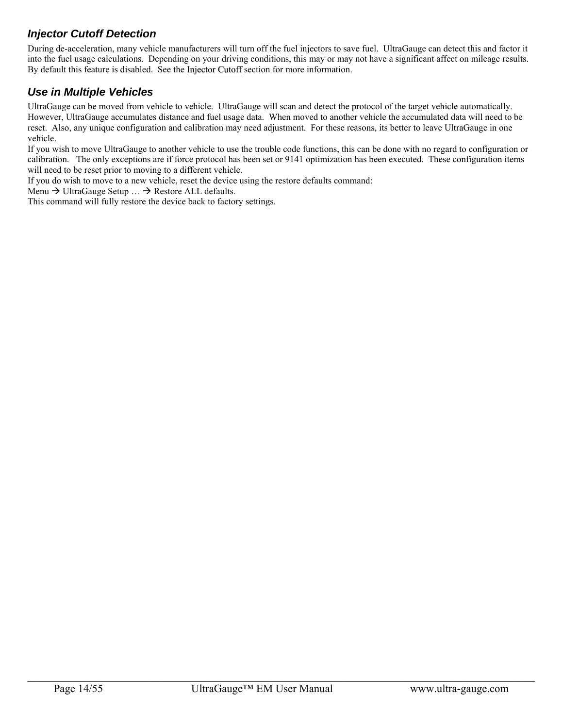### *Injector Cutoff Detection*

During de-acceleration, many vehicle manufacturers will turn off the fuel injectors to save fuel. UltraGauge can detect this and factor it into the fuel usage calculations. Depending on your driving conditions, this may or may not have a significant affect on mileage results. By default this feature is disabled. See the Injector Cutoff section for more information.

### *Use in Multiple Vehicles*

UltraGauge can be moved from vehicle to vehicle. UltraGauge will scan and detect the protocol of the target vehicle automatically. However, UltraGauge accumulates distance and fuel usage data. When moved to another vehicle the accumulated data will need to be reset. Also, any unique configuration and calibration may need adjustment. For these reasons, its better to leave UltraGauge in one vehicle.

If you wish to move UltraGauge to another vehicle to use the trouble code functions, this can be done with no regard to configuration or calibration. The only exceptions are if force protocol has been set or 9141 optimization has been executed. These configuration items will need to be reset prior to moving to a different vehicle.

If you do wish to move to a new vehicle, reset the device using the restore defaults command:

Menu → UltraGauge Setup … → Restore ALL defaults.

This command will fully restore the device back to factory settings.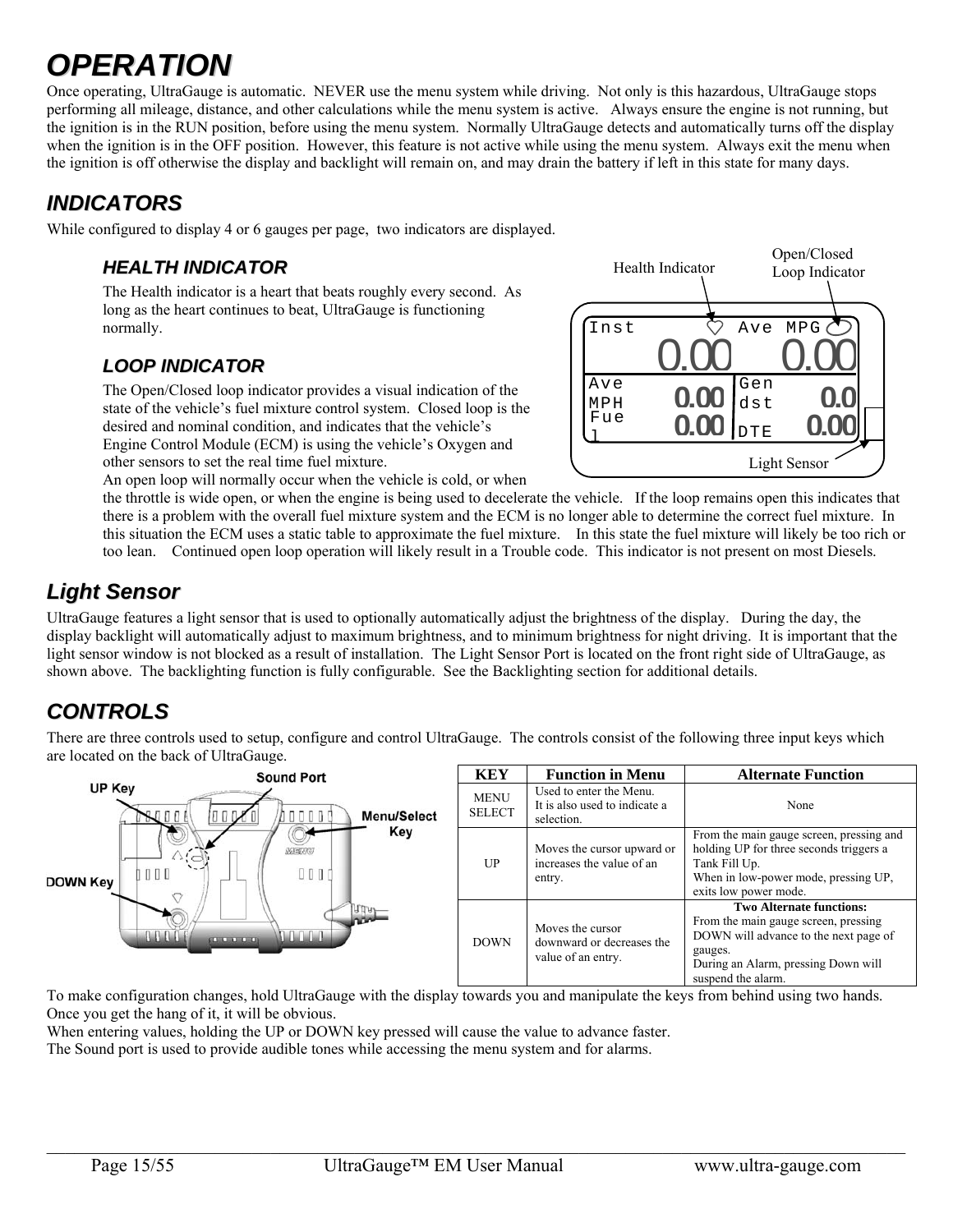# OPERATION

Once operating, UltraGauge is automatic. NEVER use the menu system while driving. Not only is this hazardous, UltraGauge stops performing all mileage, distance, and other calculations while the menu system is active. Always ensure the engine is not running, but the ignition is in the RUN position, before using the menu system. Normally UltraGauge detects and automatically turns off the display when the ignition is in the OFF position. However, this feature is not active while using the menu system. Always exit the menu when the ignition is off otherwise the display and backlight will remain on, and may drain the battery if left in this state for many days.

## INDICATORS

While configured to display 4 or 6 gauges per page, two indicators are displayed.

### HEALTH INDICATOR

The Health indicator is a heart that beats roughly every second. As long as the heart continues to beat, UltraGauge is functioning normally.

### LOOP INDICATOR

The Open/Closed loop indicator provides a visual indication of the state of the vehicle's fuel mixture control system. Closed loop is the desired and nominal condition, and indicates that the vehicle's Engine Control Module (ECM) is using the vehicle's Oxygen and other sensors to set the real time fuel mixture.

An open loop will normally occur when the vehicle is cold, or when the throttle is wide open, or when the engine is being used to decelerate the vehicle. If the loop remains open this indicates that there is a problem with the overall fuel mixture system and the ECM is no longer able to determine the correct fuel mixture. In this situation the ECM uses a static table to approximate the fuel mixture. In this state the fuel mixture will likely be too rich or too lean. Continued open loop operation will likely result in a Trouble code. This indicator is not present on most Diesels.

Health Indicator

Open/Closed Loop Indicator

Light Sensor

## Light Sensor

UltraGauge features a light sensor that is used to optionally automatically adjust the brightness of the display. During the day, the display backlight will automatically adjust to maximum brightness, and to minimum brightness for night driving. It is important that the light sensor window is not blocked as a result of installation. The Light Sensor Port is located on the front right side of UltraGauge, as shown above. The backlighting function is fully configurable. See the Backlighting section for additional details.

## CONTROLS

There are three controls used to setup, configure and control UltraGauge. The controls consist of the following three input keys which are located on the back of UltraGauge.

UP Key

Sound Port

Menu/Select Key

DOWN Key

| KEY | Function in Menu | Alternate Function |
|---|---|---|
| MENU SELECT | Used to enter the Menu. It is also used to indicate a selection. | None |
| UP | Moves the cursor upward or increases the value of an entry. | From the main gauge screen, pressing and holding UP for three seconds triggers a Tank Fill Up. When in low-power mode, pressing UP, exits low power mode. |
| DOWN | Moves the cursor downward or decreases the value of an entry. | **Two Alternate functions:** From the main gauge screen, pressing DOWN will advance to the next page of gauges. During an Alarm, pressing Down will suspend the alarm. |

To make configuration changes, hold UltraGauge with the display towards you and manipulate the keys from behind using two hands. Once you get the hang of it, it will be obvious.

When entering values, holding the UP or DOWN key pressed will cause the value to advance faster.

The Sound port is used to provide audible tones while accessing the menu system and for alarms.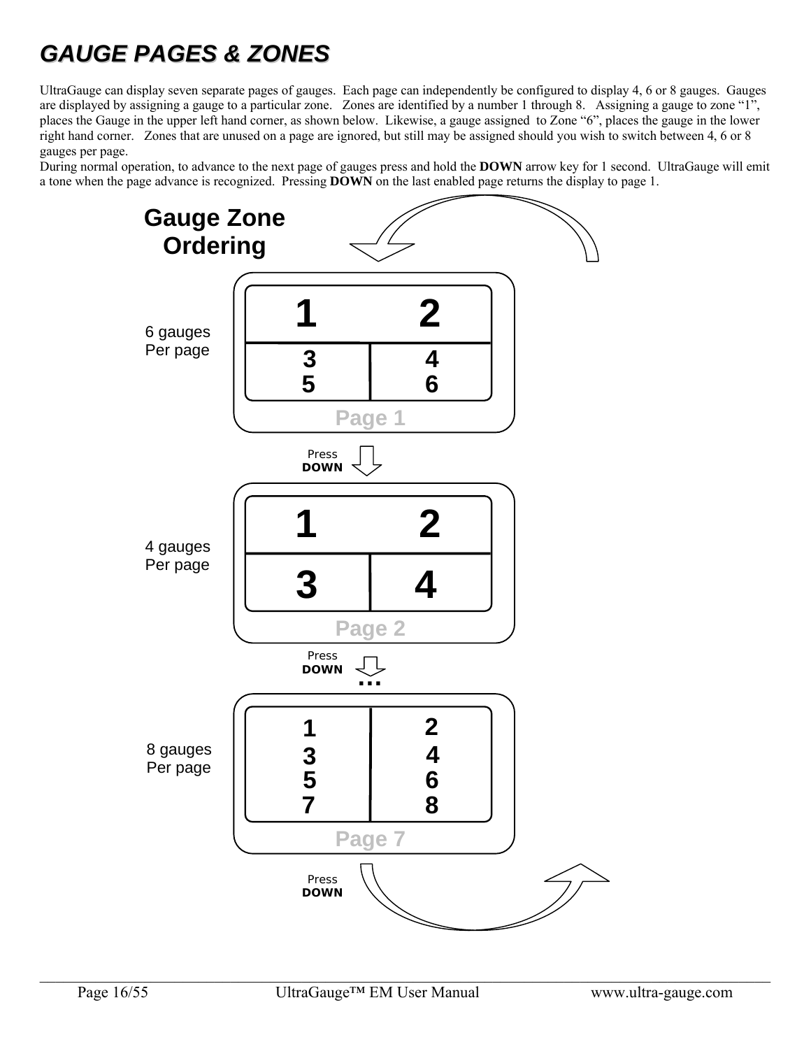# GAUGE PAGES & ZONES

UltraGauge can display seven separate pages of gauges. Each page can independently be configured to display 4, 6 or 8 gauges. Gauges are displayed by assigning a gauge to a particular zone. Zones are identified by a number 1 through 8. Assigning a gauge to zone "1", places the Gauge in the upper left hand corner, as shown below. Likewise, a gauge assigned to Zone "6", places the gauge in the lower right hand corner. Zones that are unused on a page are ignored, but still may be assigned should you wish to switch between 4, 6 or 8 gauges per page.

During normal operation, to advance to the next page of gauges press and hold the **DOWN** arrow key for 1 second. UltraGauge will emit a tone when the page advance is recognized. Pressing **DOWN** on the last enabled page returns the display to page 1.

**Gauge Zone Ordering**

6 gauges Per page

| 1 | 2 |
|---|---|
| 3 | 4 |
| 5 | 6 |

Page 1

Press **DOWN**

4 gauges Per page

| 1 | 2 |
|---|---|
| 3 | 4 |

Page 2

Press **DOWN**

...

8 gauges Per page

| 1 | 2 |
|---|---|
| 3 | 4 |
| 5 | 6 |
| 7 | 8 |

Page 7

Press **DOWN**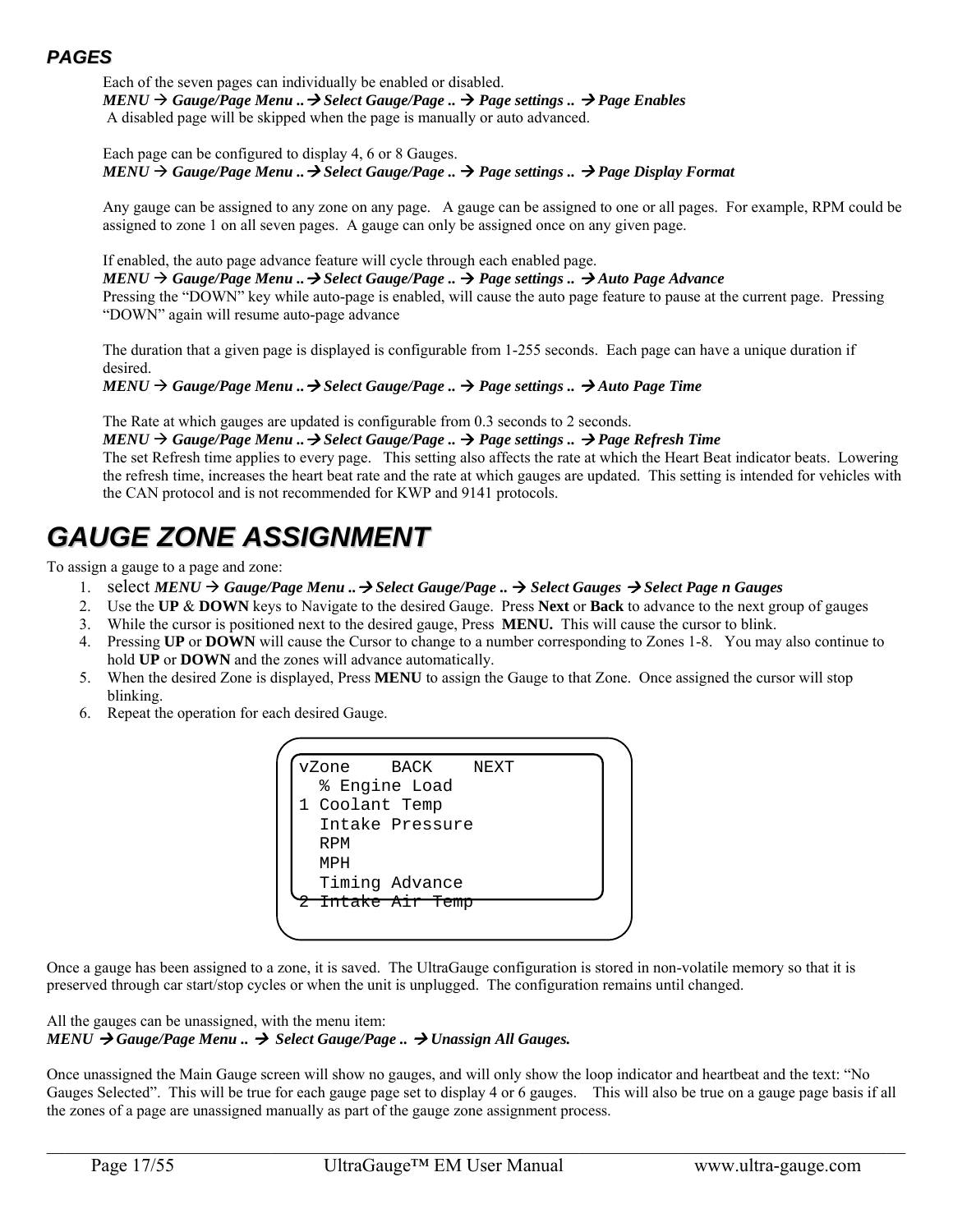## *PAGES*

Each of the seven pages can individually be enabled or disabled.
***MENU → Gauge/Page Menu .. → Select Gauge/Page .. → Page settings .. → Page Enables***
A disabled page will be skipped when the page is manually or auto advanced.

Each page can be configured to display 4, 6 or 8 Gauges.
***MENU → Gauge/Page Menu .. → Select Gauge/Page .. → Page settings .. → Page Display Format***

Any gauge can be assigned to any zone on any page. A gauge can be assigned to one or all pages. For example, RPM could be assigned to zone 1 on all seven pages. A gauge can only be assigned once on any given page.

If enabled, the auto page advance feature will cycle through each enabled page.
***MENU → Gauge/Page Menu .. → Select Gauge/Page .. → Page settings .. → Auto Page Advance***
Pressing the "DOWN" key while auto-page is enabled, will cause the auto page feature to pause at the current page. Pressing "DOWN" again will resume auto-page advance

The duration that a given page is displayed is configurable from 1-255 seconds. Each page can have a unique duration if desired.
***MENU → Gauge/Page Menu .. → Select Gauge/Page .. → Page settings .. → Auto Page Time***

The Rate at which gauges are updated is configurable from 0.3 seconds to 2 seconds.
***MENU → Gauge/Page Menu .. → Select Gauge/Page .. → Page settings .. → Page Refresh Time***
The set Refresh time applies to every page. This setting also affects the rate at which the Heart Beat indicator beats. Lowering the refresh time, increases the heart beat rate and the rate at which gauges are updated. This setting is intended for vehicles with the CAN protocol and is not recommended for KWP and 9141 protocols.

# *GAUGE ZONE ASSIGNMENT*

To assign a gauge to a page and zone:

1. select ***MENU → Gauge/Page Menu .. → Select Gauge/Page .. → Select Gauges → Select Page n Gauges***
2. Use the **UP** & **DOWN** keys to Navigate to the desired Gauge. Press **Next** or **Back** to advance to the next group of gauges
3. While the cursor is positioned next to the desired gauge, Press **MENU.** This will cause the cursor to blink.
4. Pressing **UP** or **DOWN** will cause the Cursor to change to a number corresponding to Zones 1-8. You may also continue to hold **UP** or **DOWN** and the zones will advance automatically.
5. When the desired Zone is displayed, Press **MENU** to assign the Gauge to that Zone. Once assigned the cursor will stop blinking.
6. Repeat the operation for each desired Gauge.

```
vZone    BACK    NEXT
  % Engine Load
1 Coolant Temp
  Intake Pressure
  RPM
  MPH
  Timing Advance
2 Intake Air Temp
```

Once a gauge has been assigned to a zone, it is saved. The UltraGauge configuration is stored in non-volatile memory so that it is preserved through car start/stop cycles or when the unit is unplugged. The configuration remains until changed.

All the gauges can be unassigned, with the menu item:
***MENU → Gauge/Page Menu .. → Select Gauge/Page .. → Unassign All Gauges.***

Once unassigned the Main Gauge screen will show no gauges, and will only show the loop indicator and heartbeat and the text: "No Gauges Selected". This will be true for each gauge page set to display 4 or 6 gauges. This will also be true on a gauge page basis if all the zones of a page are unassigned manually as part of the gauge zone assignment process.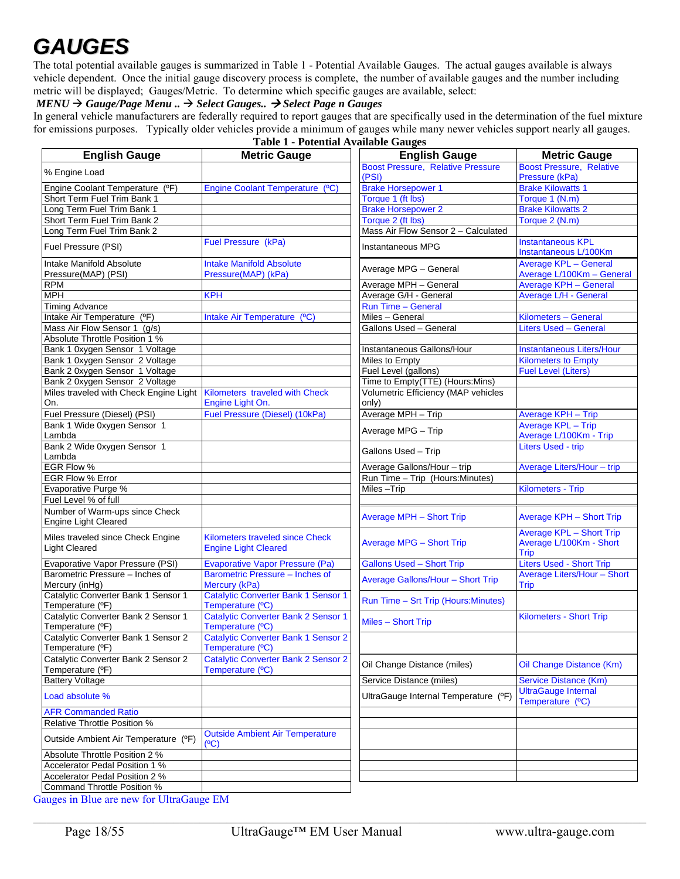# GAUGES

The total potential available gauges is summarized in Table 1 - Potential Available Gauges. The actual gauges available is always vehicle dependent. Once the initial gauge discovery process is complete, the number of available gauges and the number including metric will be displayed; Gauges/Metric. To determine which specific gauges are available, select:

***MENU → Gauge/Page Menu .. → Select Gauges.. → Select Page n Gauges***

In general vehicle manufacturers are federally required to report gauges that are specifically used in the determination of the fuel mixture for emissions purposes. Typically older vehicles provide a minimum of gauges while many newer vehicles support nearly all gauges.

**Table 1 - Potential Available Gauges**

| English Gauge | Metric Gauge |
|---|---|
| % Engine Load | |
| Engine Coolant Temperature (ºF) | Engine Coolant Temperature (ºC) |
| Short Term Fuel Trim Bank 1 | |
| Long Term Fuel Trim Bank 1 | |
| Short Term Fuel Trim Bank 2 | |
| Long Term Fuel Trim Bank 2 | |
| Fuel Pressure (PSI) | Fuel Pressure (kPa) |
| Intake Manifold Absolute Pressure(MAP) (PSI) | Intake Manifold Absolute Pressure(MAP) (kPa) |
| RPM | |
| MPH | KPH |
| Timing Advance | |
| Intake Air Temperature (ºF) | Intake Air Temperature (ºC) |
| Mass Air Flow Sensor 1 (g/s) | |
| Absolute Throttle Position 1 % | |
| Bank 1 0xygen Sensor 1 Voltage | |
| Bank 1 0xygen Sensor 2 Voltage | |
| Bank 2 0xygen Sensor 1 Voltage | |
| Bank 2 0xygen Sensor 2 Voltage | |
| Miles traveled with Check Engine Light On. | Kilometers traveled with Check Engine Light On. |
| Fuel Pressure (Diesel) (PSI) | Fuel Pressure (Diesel) (10kPa) |
| Bank 1 Wide 0xygen Sensor 1 Lambda | |
| Bank 2 Wide 0xygen Sensor 1 Lambda | |
| EGR Flow % | |
| EGR Flow % Error | |
| Evaporative Purge % | |
| Fuel Level % of full | |
| Number of Warm-ups since Check Engine Light Cleared | |
| Miles traveled since Check Engine Light Cleared | Kilometers traveled since Check Engine Light Cleared |
| Evaporative Vapor Pressure (PSI) | Evaporative Vapor Pressure (Pa) |
| Barometric Pressure – Inches of Mercury (inHg) | Barometric Pressure – Inches of Mercury (kPa) |
| Catalytic Converter Bank 1 Sensor 1 Temperature (ºF) | Catalytic Converter Bank 1 Sensor 1 Temperature (ºC) |
| Catalytic Converter Bank 2 Sensor 1 Temperature (ºF) | Catalytic Converter Bank 2 Sensor 1 Temperature (ºC) |
| Catalytic Converter Bank 1 Sensor 2 Temperature (ºF) | Catalytic Converter Bank 1 Sensor 2 Temperature (ºC) |
| Catalytic Converter Bank 2 Sensor 2 Temperature (ºF) | Catalytic Converter Bank 2 Sensor 2 Temperature (ºC) |
| Battery Voltage | |
| Load absolute % | |
| AFR Commanded Ratio | |
| Relative Throttle Position % | |
| Outside Ambient Air Temperature (ºF) | Outside Ambient Air Temperature (ºC) |
| Absolute Throttle Position 2 % | |
| Accelerator Pedal Position 1 % | |
| Accelerator Pedal Position 2 % | |
| Command Throttle Position % | |

| English Gauge | Metric Gauge |
|---|---|
| Boost Pressure, Relative Pressure (PSI) | Boost Pressure, Relative Pressure (kPa) |
| Brake Horsepower 1 | Brake Kilowatts 1 |
| Torque 1 (ft lbs) | Torque 1 (N.m) |
| Brake Horsepower 2 | Brake Kilowatts 2 |
| Torque 2 (ft lbs) | Torque 2 (N.m) |
| Mass Air Flow Sensor 2 – Calculated | |
| Instantaneous MPG | Instantaneous KPL<br>Instantaneous L/100Km |
| Average MPG – General | Average KPL – General<br>Average L/100Km – General |
| Average MPH – General | Average KPH – General |
| Average G/H - General | Average L/H - General |
| Run Time – General | |
| Miles – General | Kilometers – General |
| Gallons Used – General | Liters Used – General |
| | |
| Instantaneous Gallons/Hour | Instantaneous Liters/Hour |
| Miles to Empty | Kilometers to Empty |
| Fuel Level (gallons) | Fuel Level (Liters) |
| Time to Empty(TTE) (Hours:Mins) | |
| Volumetric Efficiency (MAP vehicles only) | |
| Average MPH – Trip | Average KPH – Trip |
| Average MPG – Trip | Average KPL – Trip<br>Average L/100Km - Trip |
| Gallons Used – Trip | Liters Used - trip |
| Average Gallons/Hour – trip | Average Liters/Hour – trip |
| Run Time – Trip (Hours:Minutes) | |
| Miles –Trip | Kilometers - Trip |
| | |
| Average MPH – Short Trip | Average KPH – Short Trip |
| Average MPG – Short Trip | Average KPL – Short Trip<br>Average L/100Km - Short Trip |
| Gallons Used – Short Trip | Liters Used - Short Trip |
| Average Gallons/Hour – Short Trip | Average Liters/Hour – Short Trip |
| Run Time – Srt Trip (Hours:Minutes) | |
| Miles – Short Trip | Kilometers - Short Trip |
| | |
| Oil Change Distance (miles) | Oil Change Distance (Km) |
| Service Distance (miles) | Service Distance (Km) |
| UltraGauge Internal Temperature (ºF) | UltraGauge Internal Temperature (ºC) |
| | |
| | |
| | |
| | |
| | |

Gauges in Blue are new for UltraGauge EM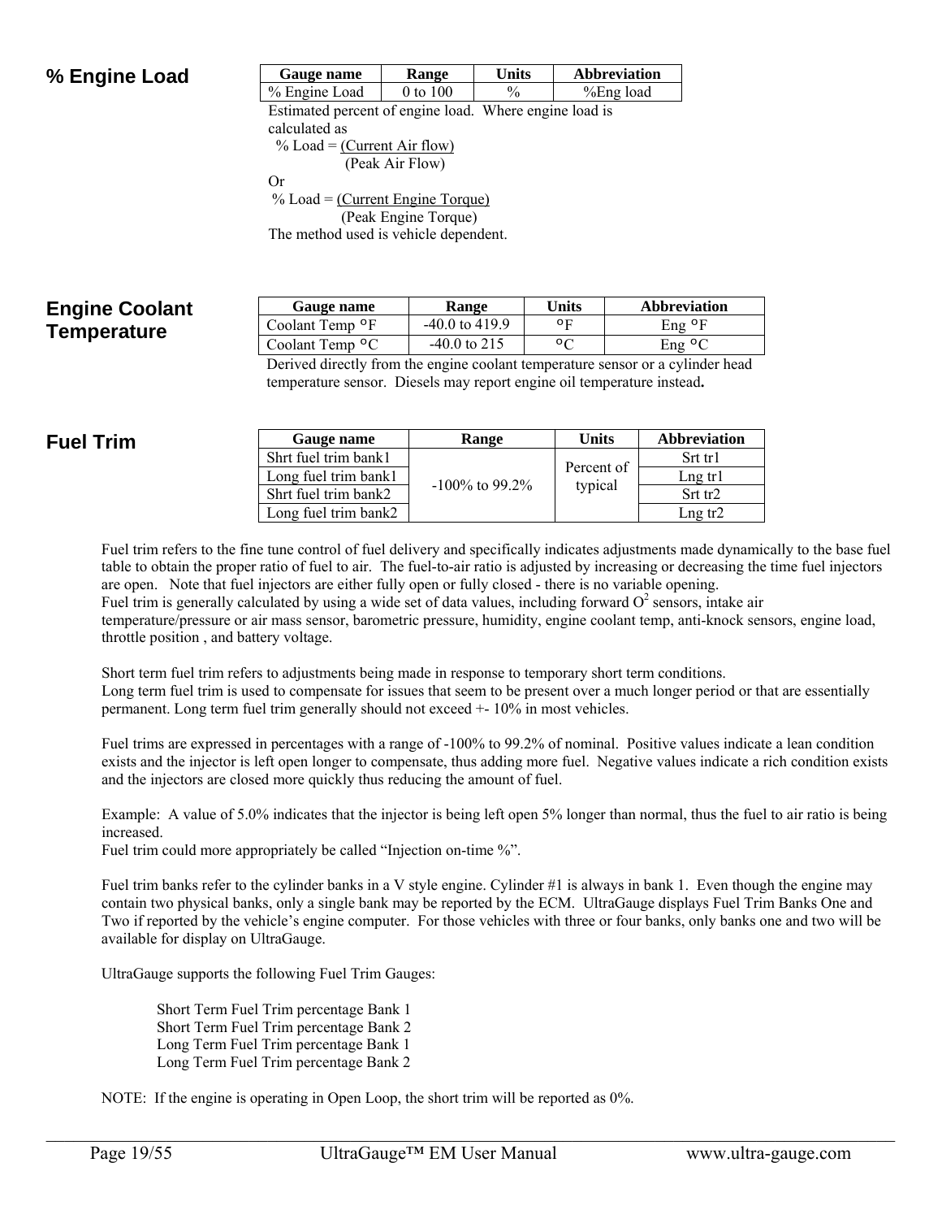## % Engine Load

| Gauge name | Range | Units | Abbreviation |
|---|---|---|---|
| % Engine Load | 0 to 100 | % | %Eng load |

Estimated percent of engine load. Where engine load is calculated as

$$\% \text{ Load} = \frac{\text{(Current Air flow)}}{\text{(Peak Air Flow)}}$$

Or

$$\% \text{ Load} = \frac{\text{(Current Engine Torque)}}{\text{(Peak Engine Torque)}}$$

The method used is vehicle dependent.

## Engine Coolant Temperature

| Gauge name | Range | Units | Abbreviation |
|---|---|---|---|
| Coolant Temp °F | -40.0 to 419.9 | °F | Eng °F |
| Coolant Temp °C | -40.0 to 215 | °C | Eng °C |

Derived directly from the engine coolant temperature sensor or a cylinder head temperature sensor. Diesels may report engine oil temperature instead**.**

## Fuel Trim

| Gauge name | Range | Units | Abbreviation |
|---|---|---|---|
| Shrt fuel trim bank1 | -100% to 99.2% | Percent of typical | Srt tr1 |
| Long fuel trim bank1 | | | Lng tr1 |
| Shrt fuel trim bank2 | | | Srt tr2 |
| Long fuel trim bank2 | | | Lng tr2 |

Fuel trim refers to the fine tune control of fuel delivery and specifically indicates adjustments made dynamically to the base fuel table to obtain the proper ratio of fuel to air. The fuel-to-air ratio is adjusted by increasing or decreasing the time fuel injectors are open. Note that fuel injectors are either fully open or fully closed - there is no variable opening.
Fuel trim is generally calculated by using a wide set of data values, including forward $O^2$ sensors, intake air temperature/pressure or air mass sensor, barometric pressure, humidity, engine coolant temp, anti-knock sensors, engine load, throttle position , and battery voltage.

Short term fuel trim refers to adjustments being made in response to temporary short term conditions.
Long term fuel trim is used to compensate for issues that seem to be present over a much longer period or that are essentially permanent. Long term fuel trim generally should not exceed +- 10% in most vehicles.

Fuel trims are expressed in percentages with a range of -100% to 99.2% of nominal. Positive values indicate a lean condition exists and the injector is left open longer to compensate, thus adding more fuel. Negative values indicate a rich condition exists and the injectors are closed more quickly thus reducing the amount of fuel.

Example: A value of 5.0% indicates that the injector is being left open 5% longer than normal, thus the fuel to air ratio is being increased.
Fuel trim could more appropriately be called "Injection on-time %".

Fuel trim banks refer to the cylinder banks in a V style engine. Cylinder #1 is always in bank 1. Even though the engine may contain two physical banks, only a single bank may be reported by the ECM. UltraGauge displays Fuel Trim Banks One and Two if reported by the vehicle's engine computer. For those vehicles with three or four banks, only banks one and two will be available for display on UltraGauge.

UltraGauge supports the following Fuel Trim Gauges:

- Short Term Fuel Trim percentage Bank 1
- Short Term Fuel Trim percentage Bank 2
- Long Term Fuel Trim percentage Bank 1
- Long Term Fuel Trim percentage Bank 2

NOTE: If the engine is operating in Open Loop, the short trim will be reported as 0%.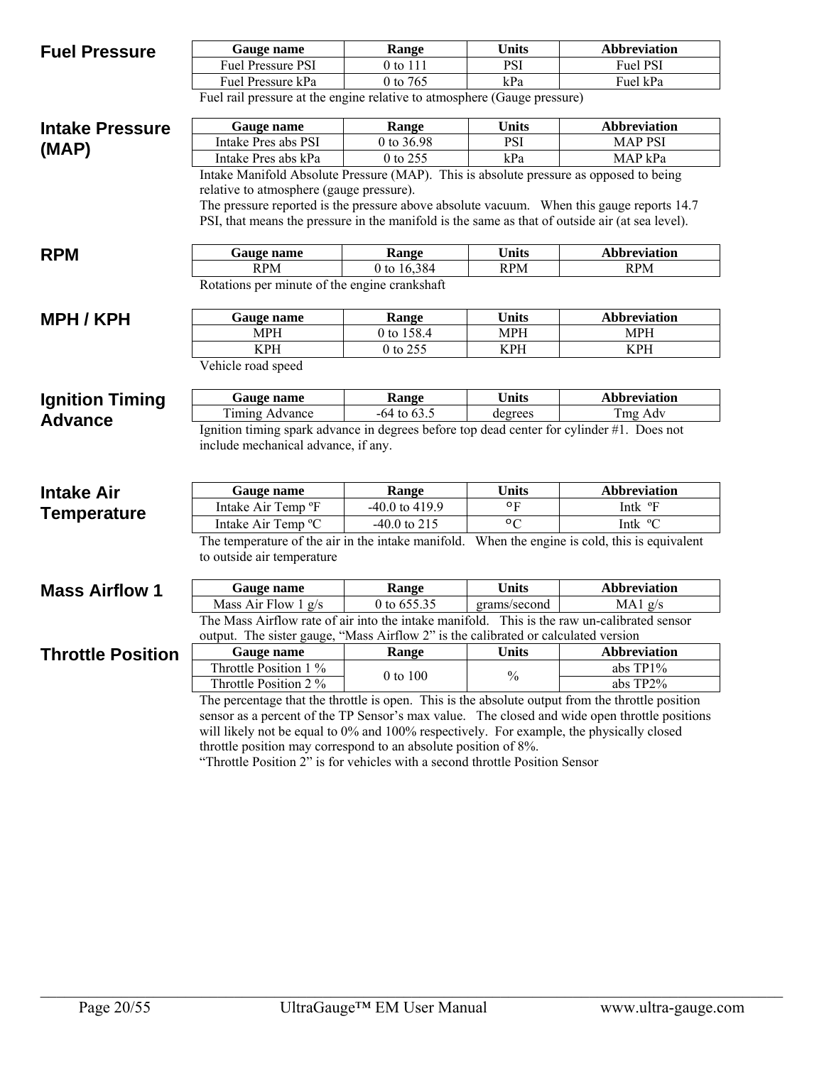## Fuel Pressure

| Gauge name | Range | Units | Abbreviation |
|---|---|---|---|
| Fuel Pressure PSI | 0 to 111 | PSI | Fuel PSI |
| Fuel Pressure kPa | 0 to 765 | kPa | Fuel kPa |

Fuel rail pressure at the engine relative to atmosphere (Gauge pressure)

## Intake Pressure (MAP)

| Gauge name | Range | Units | Abbreviation |
|---|---|---|---|
| Intake Pres abs PSI | 0 to 36.98 | PSI | MAP PSI |
| Intake Pres abs kPa | 0 to 255 | kPa | MAP kPa |

Intake Manifold Absolute Pressure (MAP). This is absolute pressure as opposed to being relative to atmosphere (gauge pressure).
The pressure reported is the pressure above absolute vacuum. When this gauge reports 14.7 PSI, that means the pressure in the manifold is the same as that of outside air (at sea level).

## RPM

| Gauge name | Range | Units | Abbreviation |
|---|---|---|---|
| RPM | 0 to 16,384 | RPM | RPM |

Rotations per minute of the engine crankshaft

## MPH / KPH

| Gauge name | Range | Units | Abbreviation |
|---|---|---|---|
| MPH | 0 to 158.4 | MPH | MPH |
| KPH | 0 to 255 | KPH | KPH |

Vehicle road speed

## Ignition Timing Advance

| Gauge name | Range | Units | Abbreviation |
|---|---|---|---|
| Timing Advance | -64 to 63.5 | degrees | Tmg Adv |

Ignition timing spark advance in degrees before top dead center for cylinder #1. Does not include mechanical advance, if any.

## Intake Air Temperature

| Gauge name | Range | Units | Abbreviation |
|---|---|---|---|
| Intake Air Temp ºF | -40.0 to 419.9 | °F | Intk ºF |
| Intake Air Temp ºC | -40.0 to 215 | °C | Intk ºC |

The temperature of the air in the intake manifold. When the engine is cold, this is equivalent to outside air temperature

## Mass Airflow 1

| Gauge name | Range | Units | Abbreviation |
|---|---|---|---|
| Mass Air Flow 1 g/s | 0 to 655.35 | grams/second | MA1 g/s |

The Mass Airflow rate of air into the intake manifold. This is the raw un-calibrated sensor output. The sister gauge, "Mass Airflow 2" is the calibrated or calculated version

## Throttle Position

| Gauge name | Range | Units | Abbreviation |
|---|---|---|---|
| Throttle Position 1 % | 0 to 100 | % | abs TP1% |
| Throttle Position 2 % | | | abs TP2% |

The percentage that the throttle is open. This is the absolute output from the throttle position sensor as a percent of the TP Sensor's max value. The closed and wide open throttle positions will likely not be equal to 0% and 100% respectively. For example, the physically closed throttle position may correspond to an absolute position of 8%.
"Throttle Position 2" is for vehicles with a second throttle Position Sensor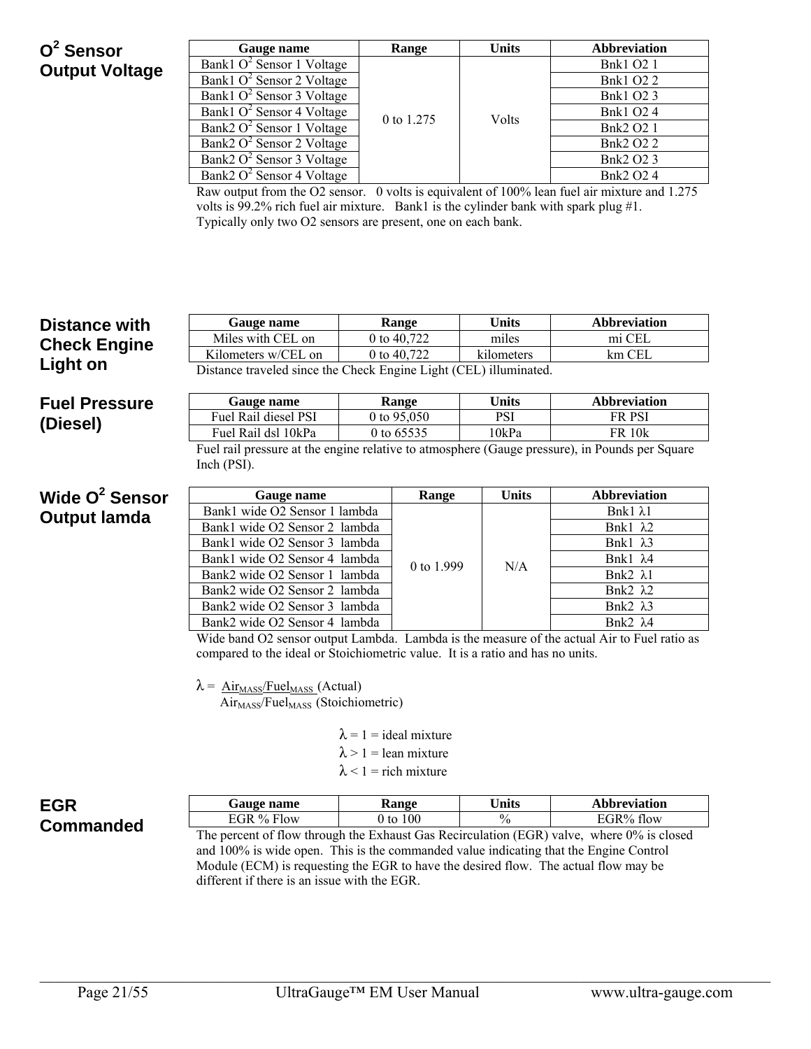## $O^2$ Sensor Output Voltage

| Gauge name | Range | Units | Abbreviation |
|---|---|---|---|
| Bank1 $O^2$ Sensor 1 Voltage | 0 to 1.275 | Volts | Bnk1 O2 1 |
| Bank1 $O^2$ Sensor 2 Voltage | | | Bnk1 O2 2 |
| Bank1 $O^2$ Sensor 3 Voltage | | | Bnk1 O2 3 |
| Bank1 $O^2$ Sensor 4 Voltage | | | Bnk1 O2 4 |
| Bank2 $O^2$ Sensor 1 Voltage | | | Bnk2 O2 1 |
| Bank2 $O^2$ Sensor 2 Voltage | | | Bnk2 O2 2 |
| Bank2 $O^2$ Sensor 3 Voltage | | | Bnk2 O2 3 |
| Bank2 $O^2$ Sensor 4 Voltage | | | Bnk2 O2 4 |

Raw output from the O2 sensor. 0 volts is equivalent of 100% lean fuel air mixture and 1.275 volts is 99.2% rich fuel air mixture. Bank1 is the cylinder bank with spark plug #1. Typically only two O2 sensors are present, one on each bank.

## Distance with Check Engine Light on

| Gauge name | Range | Units | Abbreviation |
|---|---|---|---|
| Miles with CEL on | 0 to 40,722 | miles | mi CEL |
| Kilometers w/CEL on | 0 to 40,722 | kilometers | km CEL |

Distance traveled since the Check Engine Light (CEL) illuminated.

## Fuel Pressure (Diesel)

| Gauge name | Range | Units | Abbreviation |
|---|---|---|---|
| Fuel Rail diesel PSI | 0 to 95,050 | PSI | FR PSI |
| Fuel Rail dsl 10kPa | 0 to 65535 | 10kPa | FR 10k |

Fuel rail pressure at the engine relative to atmosphere (Gauge pressure), in Pounds per Square Inch (PSI).

## Wide $O^2$ Sensor Output lamda

| Gauge name | Range | Units | Abbreviation |
|---|---|---|---|
| Bank1 wide O2 Sensor 1 lambda | 0 to 1.999 | N/A | Bnk1 λ1 |
| Bank1 wide O2 Sensor 2 lambda | | | Bnk1 λ2 |
| Bank1 wide O2 Sensor 3 lambda | | | Bnk1 λ3 |
| Bank1 wide O2 Sensor 4 lambda | | | Bnk1 λ4 |
| Bank2 wide O2 Sensor 1 lambda | | | Bnk2 λ1 |
| Bank2 wide O2 Sensor 2 lambda | | | Bnk2 λ2 |
| Bank2 wide O2 Sensor 3 lambda | | | Bnk2 λ3 |
| Bank2 wide O2 Sensor 4 lambda | | | Bnk2 λ4 |

Wide band O2 sensor output Lambda. Lambda is the measure of the actual Air to Fuel ratio as compared to the ideal or Stoichiometric value. It is a ratio and has no units.

$$\lambda = \frac{Air_{MASS}/Fuel_{MASS}\ \text{(Actual)}}{Air_{MASS}/Fuel_{MASS}\ \text{(Stoichiometric)}}$$

$\lambda = 1$ = ideal mixture
$\lambda > 1$ = lean mixture
$\lambda < 1$ = rich mixture

## EGR Commanded

| Gauge name | Range | Units | Abbreviation |
|---|---|---|---|
| EGR % Flow | 0 to 100 | % | EGR% flow |

The percent of flow through the Exhaust Gas Recirculation (EGR) valve, where 0% is closed and 100% is wide open. This is the commanded value indicating that the Engine Control Module (ECM) is requesting the EGR to have the desired flow. The actual flow may be different if there is an issue with the EGR.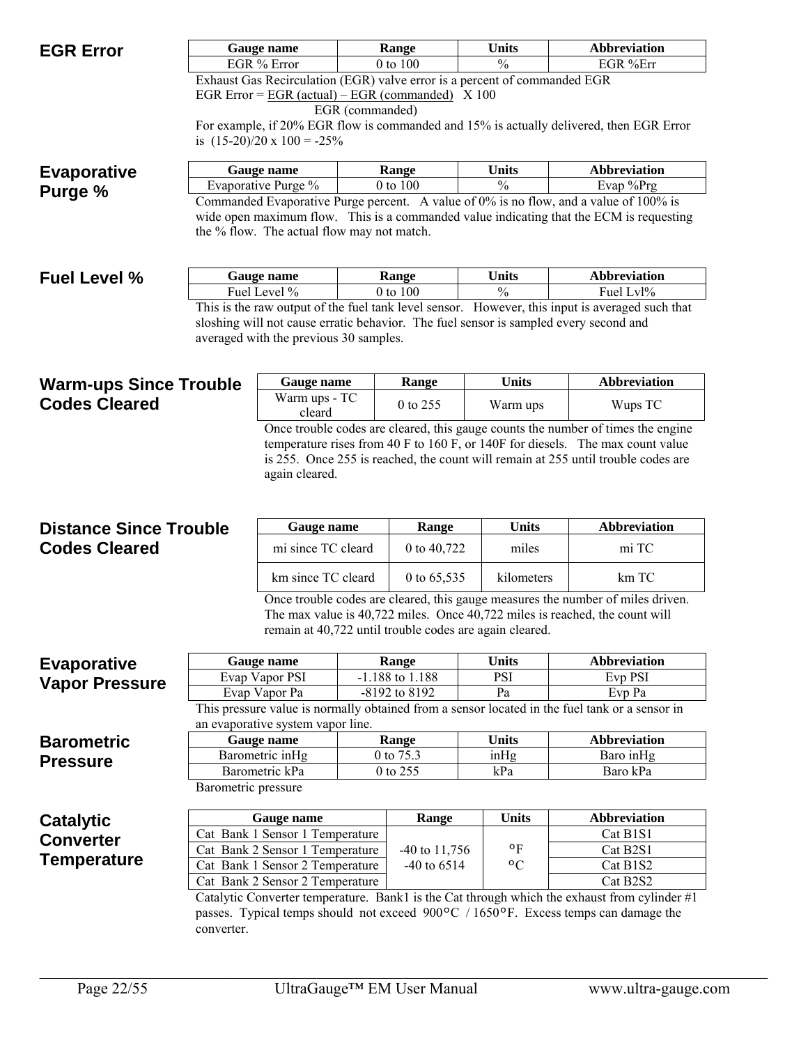## EGR Error

| Gauge name | Range | Units | Abbreviation |
|---|---|---|---|
| EGR % Error | 0 to 100 | % | EGR %Err |

Exhaust Gas Recirculation (EGR) valve error is a percent of commanded EGR

$$\text{EGR Error} = \frac{\text{EGR (actual)} - \text{EGR (commanded)}}{\text{EGR (commanded)}} \times 100$$

For example, if 20% EGR flow is commanded and 15% is actually delivered, then EGR Error is (15-20)/20 x 100 = -25%

## Evaporative Purge %

| Gauge name | Range | Units | Abbreviation |
|---|---|---|---|
| Evaporative Purge % | 0 to 100 | % | Evap %Prg |

Commanded Evaporative Purge percent. A value of 0% is no flow, and a value of 100% is wide open maximum flow. This is a commanded value indicating that the ECM is requesting the % flow. The actual flow may not match.

## Fuel Level %

| Gauge name | Range | Units | Abbreviation |
|---|---|---|---|
| Fuel Level % | 0 to 100 | % | Fuel Lvl% |

This is the raw output of the fuel tank level sensor. However, this input is averaged such that sloshing will not cause erratic behavior. The fuel sensor is sampled every second and averaged with the previous 30 samples.

## Warm-ups Since Trouble Codes Cleared

| Gauge name | Range | Units | Abbreviation |
|---|---|---|---|
| Warm ups - TC cleard | 0 to 255 | Warm ups | Wups TC |

Once trouble codes are cleared, this gauge counts the number of times the engine temperature rises from 40 F to 160 F, or 140F for diesels. The max count value is 255. Once 255 is reached, the count will remain at 255 until trouble codes are again cleared.

## Distance Since Trouble Codes Cleared

| Gauge name | Range | Units | Abbreviation |
|---|---|---|---|
| mi since TC cleard | 0 to 40,722 | miles | mi TC |
| km since TC cleard | 0 to 65,535 | kilometers | km TC |

Once trouble codes are cleared, this gauge measures the number of miles driven. The max value is 40,722 miles. Once 40,722 miles is reached, the count will remain at 40,722 until trouble codes are again cleared.

## Evaporative Vapor Pressure

| Gauge name | Range | Units | Abbreviation |
|---|---|---|---|
| Evap Vapor PSI | -1.188 to 1.188 | PSI | Evp PSI |
| Evap Vapor Pa | -8192 to 8192 | Pa | Evp Pa |

This pressure value is normally obtained from a sensor located in the fuel tank or a sensor in an evaporative system vapor line.

## Barometric Pressure

| Gauge name | Range | Units | Abbreviation |
|---|---|---|---|
| Barometric inHg | 0 to 75.3 | inHg | Baro inHg |
| Barometric kPa | 0 to 255 | kPa | Baro kPa |

Barometric pressure

## Catalytic Converter Temperature

| Gauge name | Range | Units | Abbreviation |
|---|---|---|---|
| Cat Bank 1 Sensor 1 Temperature | -40 to 11,756<br>-40 to 6514 | °F<br>°C | Cat B1S1 |
| Cat Bank 2 Sensor 1 Temperature | | | Cat B2S1 |
| Cat Bank 1 Sensor 2 Temperature | | | Cat B1S2 |
| Cat Bank 2 Sensor 2 Temperature | | | Cat B2S2 |

Catalytic Converter temperature. Bank1 is the Cat through which the exhaust from cylinder #1 passes. Typical temps should not exceed 900°C / 1650°F. Excess temps can damage the converter.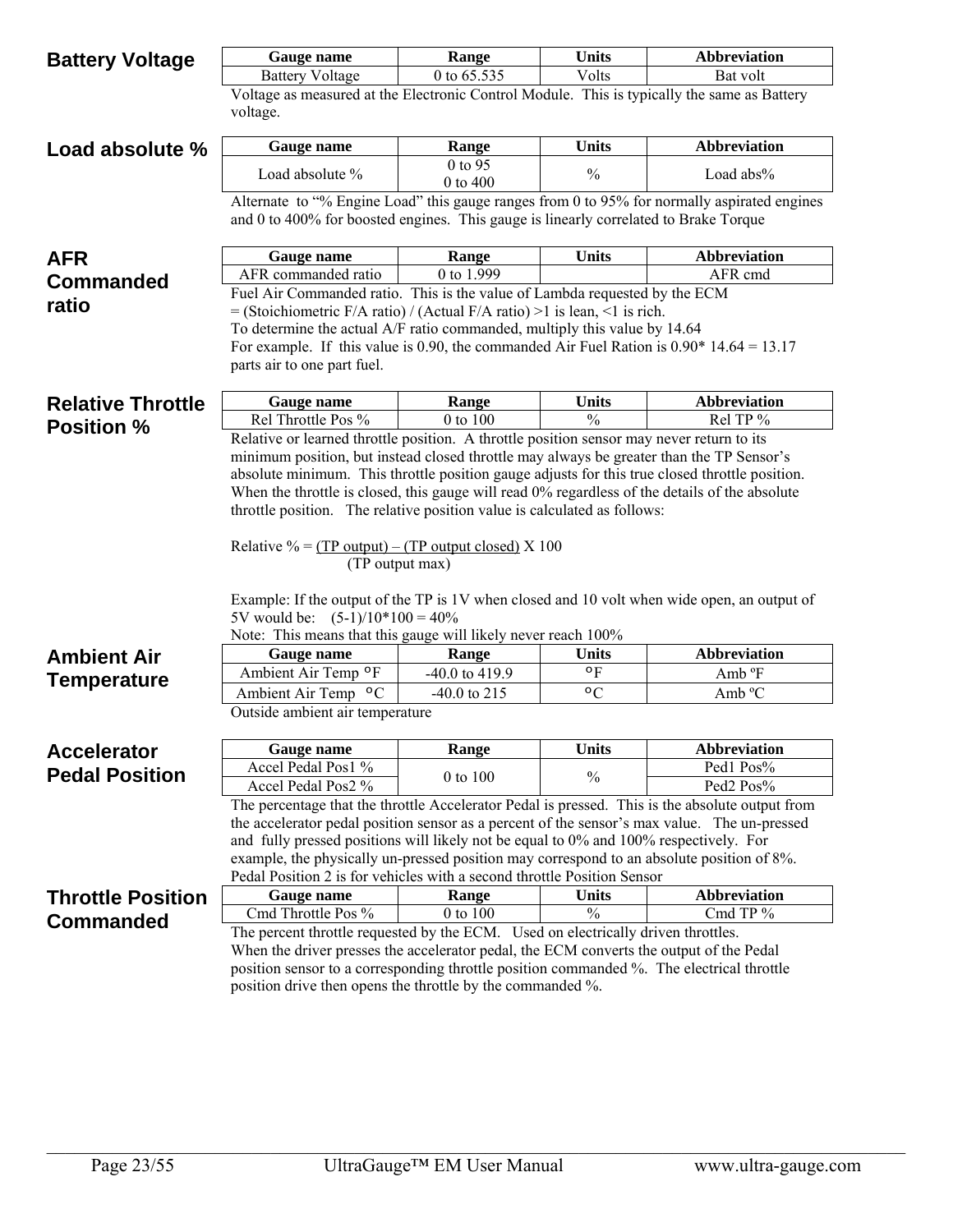## Battery Voltage

| Gauge name | Range | Units | Abbreviation |
|---|---|---|---|
| Battery Voltage | 0 to 65.535 | Volts | Bat volt |

Voltage as measured at the Electronic Control Module. This is typically the same as Battery voltage.

## Load absolute %

| Gauge name | Range | Units | Abbreviation |
|---|---|---|---|
| Load absolute % | 0 to 95<br>0 to 400 | % | Load abs% |

Alternate to "% Engine Load" this gauge ranges from 0 to 95% for normally aspirated engines and 0 to 400% for boosted engines. This gauge is linearly correlated to Brake Torque

## AFR Commanded ratio

| Gauge name | Range | Units | Abbreviation |
|---|---|---|---|
| AFR commanded ratio | 0 to 1.999 | | AFR cmd |

Fuel Air Commanded ratio. This is the value of Lambda requested by the ECM
= (Stoichiometric F/A ratio) / (Actual F/A ratio) >1 is lean, <1 is rich.
To determine the actual A/F ratio commanded, multiply this value by 14.64
For example. If this value is 0.90, the commanded Air Fuel Ration is 0.90* 14.64 = 13.17 parts air to one part fuel.

## Relative Throttle Position %

| Gauge name | Range | Units | Abbreviation |
|---|---|---|---|
| Rel Throttle Pos % | 0 to 100 | % | Rel TP % |

Relative or learned throttle position. A throttle position sensor may never return to its minimum position, but instead closed throttle may always be greater than the TP Sensor's absolute minimum. This throttle position gauge adjusts for this true closed throttle position. When the throttle is closed, this gauge will read 0% regardless of the details of the absolute throttle position. The relative position value is calculated as follows:

$$\text{Relative \%} = \frac{\text{(TP output)} - \text{(TP output closed)}}{\text{(TP output max)}} \times 100$$

Example: If the output of the TP is 1V when closed and 10 volt when wide open, an output of 5V would be: (5-1)/10*100 = 40%
Note: This means that this gauge will likely never reach 100%

## Ambient Air Temperature

| Gauge name | Range | Units | Abbreviation |
|---|---|---|---|
| Ambient Air Temp °F | -40.0 to 419.9 | °F | Amb ºF |
| Ambient Air Temp °C | -40.0 to 215 | °C | Amb ºC |

Outside ambient air temperature

## Accelerator Pedal Position

| Gauge name | Range | Units | Abbreviation |
|---|---|---|---|
| Accel Pedal Pos1 % | 0 to 100 | % | Ped1 Pos% |
| Accel Pedal Pos2 % | | | Ped2 Pos% |

The percentage that the throttle Accelerator Pedal is pressed. This is the absolute output from the accelerator pedal position sensor as a percent of the sensor's max value. The un-pressed and fully pressed positions will likely not be equal to 0% and 100% respectively. For example, the physically un-pressed position may correspond to an absolute position of 8%. Pedal Position 2 is for vehicles with a second throttle Position Sensor

## Throttle Position Commanded

| Gauge name | Range | Units | Abbreviation |
|---|---|---|---|
| Cmd Throttle Pos % | 0 to 100 | % | Cmd TP % |

The percent throttle requested by the ECM. Used on electrically driven throttles.
When the driver presses the accelerator pedal, the ECM converts the output of the Pedal position sensor to a corresponding throttle position commanded %. The electrical throttle position drive then opens the throttle by the commanded %.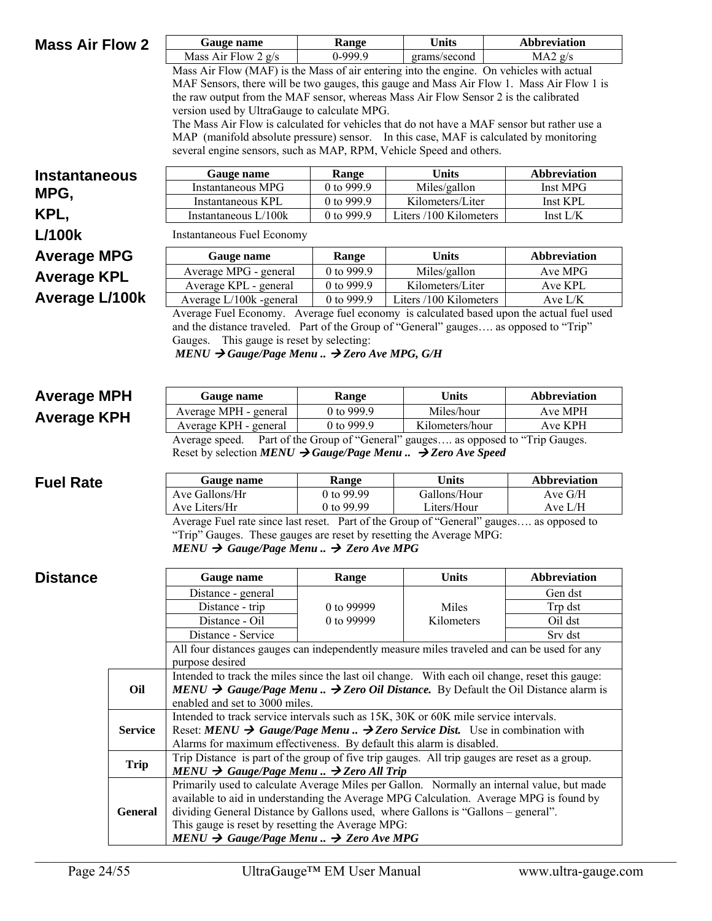## Mass Air Flow 2

| Gauge name | Range | Units | Abbreviation |
|---|---|---|---|
| Mass Air Flow 2 g/s | 0-999.9 | grams/second | MA2 g/s |

Mass Air Flow (MAF) is the Mass of air entering into the engine. On vehicles with actual MAF Sensors, there will be two gauges, this gauge and Mass Air Flow 1. Mass Air Flow 1 is the raw output from the MAF sensor, whereas Mass Air Flow Sensor 2 is the calibrated version used by UltraGauge to calculate MPG.

The Mass Air Flow is calculated for vehicles that do not have a MAF sensor but rather use a MAP (manifold absolute pressure) sensor. In this case, MAF is calculated by monitoring several engine sensors, such as MAP, RPM, Vehicle Speed and others.

## Instantaneous MPG, KPL, L/100k

| Gauge name | Range | Units | Abbreviation |
|---|---|---|---|
| Instantaneous MPG | 0 to 999.9 | Miles/gallon | Inst MPG |
| Instantaneous KPL | 0 to 999.9 | Kilometers/Liter | Inst KPL |
| Instantaneous L/100k | 0 to 999.9 | Liters /100 Kilometers | Inst L/K |

Instantaneous Fuel Economy

## Average MPG Average KPL Average L/100k

| Gauge name | Range | Units | Abbreviation |
|---|---|---|---|
| Average MPG - general | 0 to 999.9 | Miles/gallon | Ave MPG |
| Average KPL - general | 0 to 999.9 | Kilometers/Liter | Ave KPL |
| Average L/100k -general | 0 to 999.9 | Liters /100 Kilometers | Ave L/K |

Average Fuel Economy. Average fuel economy is calculated based upon the actual fuel used and the distance traveled. Part of the Group of "General" gauges…. as opposed to "Trip" Gauges. This gauge is reset by selecting:

***MENU → Gauge/Page Menu .. → Zero Ave MPG, G/H***

## Average MPH Average KPH

| Gauge name | Range | Units | Abbreviation |
|---|---|---|---|
| Average MPH - general | 0 to 999.9 | Miles/hour | Ave MPH |
| Average KPH - general | 0 to 999.9 | Kilometers/hour | Ave KPH |

Average speed. Part of the Group of "General" gauges…. as opposed to "Trip Gauges. Reset by selection ***MENU → Gauge/Page Menu .. → Zero Ave Speed***

## Fuel Rate

| Gauge name | Range | Units | Abbreviation |
|---|---|---|---|
| Ave Gallons/Hr | 0 to 99.99 | Gallons/Hour | Ave G/H |
| Ave Liters/Hr | 0 to 99.99 | Liters/Hour | Ave L/H |

Average Fuel rate since last reset. Part of the Group of "General" gauges…. as opposed to "Trip" Gauges. These gauges are reset by resetting the Average MPG:

***MENU → Gauge/Page Menu .. → Zero Ave MPG***

## Distance

| Gauge name | Range | Units | Abbreviation |
|---|---|---|---|
| Distance - general | 0 to 99999 0 to 99999 | Miles Kilometers | Gen dst |
| Distance - trip | | | Trp dst |
| Distance - Oil | | | Oil dst |
| Distance - Service | | | Srv dst |

All four distances gauges can independently measure miles traveled and can be used for any purpose desired

| | |
|---|---|
| **Oil** | Intended to track the miles since the last oil change. With each oil change, reset this gauge: ***MENU → Gauge/Page Menu .. → Zero Oil Distance.*** By Default the Oil Distance alarm is enabled and set to 3000 miles. |
| **Service** | Intended to track service intervals such as 15K, 30K or 60K mile service intervals. Reset: ***MENU → Gauge/Page Menu .. → Zero Service Dist.*** Use in combination with Alarms for maximum effectiveness. By default this alarm is disabled. |
| **Trip** | Trip Distance is part of the group of five trip gauges. All trip gauges are reset as a group. ***MENU → Gauge/Page Menu .. → Zero All Trip*** |
| **General** | Primarily used to calculate Average Miles per Gallon. Normally an internal value, but made available to aid in understanding the Average MPG Calculation. Average MPG is found by dividing General Distance by Gallons used, where Gallons is "Gallons – general". This gauge is reset by resetting the Average MPG: ***MENU → Gauge/Page Menu .. → Zero Ave MPG*** |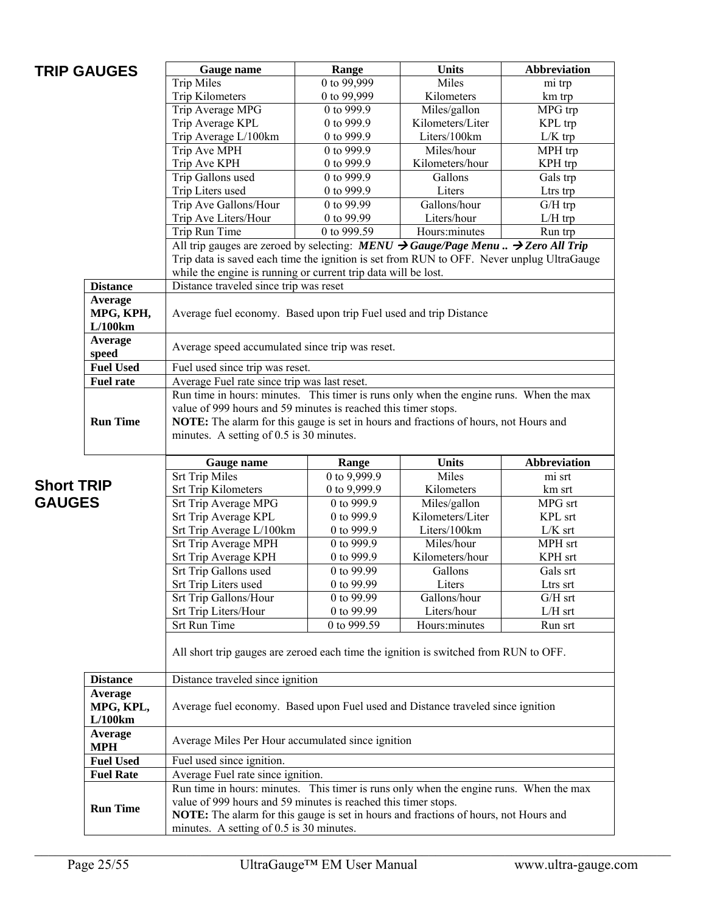## TRIP GAUGES

| Gauge name | Range | Units | Abbreviation |
|---|---|---|---|
| Trip Miles<br>Trip Kilometers | 0 to 99,999<br>0 to 99,999 | Miles<br>Kilometers | mi trp<br>km trp |
| Trip Average MPG<br>Trip Average KPL<br>Trip Average L/100km | 0 to 999.9<br>0 to 999.9<br>0 to 999.9 | Miles/gallon<br>Kilometers/Liter<br>Liters/100km | MPG trp<br>KPL trp<br>L/K trp |
| Trip Ave MPH<br>Trip Ave KPH | 0 to 999.9<br>0 to 999.9 | Miles/hour<br>Kilometers/hour | MPH trp<br>KPH trp |
| Trip Gallons used<br>Trip Liters used | 0 to 999.9<br>0 to 999.9 | Gallons<br>Liters | Gals trp<br>Ltrs trp |
| Trip Ave Gallons/Hour<br>Trip Ave Liters/Hour | 0 to 99.99<br>0 to 99.99 | Gallons/hour<br>Liters/hour | G/H trp<br>L/H trp |
| Trip Run Time | 0 to 999.59 | Hours:minutes | Run trp |

All trip gauges are zeroed by selecting: ***MENU → Gauge/Page Menu .. → Zero All Trip***
Trip data is saved each time the ignition is set from RUN to OFF. Never unplug UltraGauge while the engine is running or current trip data will be lost.

| | |
|---|---|
| **Distance** | Distance traveled since trip was reset |
| **Average MPG, KPH, L/100km** | Average fuel economy. Based upon trip Fuel used and trip Distance |
| **Average speed** | Average speed accumulated since trip was reset. |
| **Fuel Used** | Fuel used since trip was reset. |
| **Fuel rate** | Average Fuel rate since trip was last reset. |
| **Run Time** | Run time in hours: minutes. This timer is runs only when the engine runs. When the max value of 999 hours and 59 minutes is reached this timer stops.<br>**NOTE:** The alarm for this gauge is set in hours and fractions of hours, not Hours and minutes. A setting of 0.5 is 30 minutes. |

## Short TRIP GAUGES

| Gauge name | Range | Units | Abbreviation |
|---|---|---|---|
| Srt Trip Miles<br>Srt Trip Kilometers | 0 to 9,999.9<br>0 to 9,999.9 | Miles<br>Kilometers | mi srt<br>km srt |
| Srt Trip Average MPG<br>Srt Trip Average KPL<br>Srt Trip Average L/100km | 0 to 999.9<br>0 to 999.9<br>0 to 999.9 | Miles/gallon<br>Kilometers/Liter<br>Liters/100km | MPG srt<br>KPL srt<br>L/K srt |
| Srt Trip Average MPH<br>Srt Trip Average KPH | 0 to 999.9<br>0 to 999.9 | Miles/hour<br>Kilometers/hour | MPH srt<br>KPH srt |
| Srt Trip Gallons used<br>Srt Trip Liters used | 0 to 99.99<br>0 to 99.99 | Gallons<br>Liters | Gals srt<br>Ltrs srt |
| Srt Trip Gallons/Hour<br>Srt Trip Liters/Hour | 0 to 99.99<br>0 to 99.99 | Gallons/hour<br>Liters/hour | G/H srt<br>L/H srt |
| Srt Run Time | 0 to 999.59 | Hours:minutes | Run srt |

All short trip gauges are zeroed each time the ignition is switched from RUN to OFF.

| | |
|---|---|
| **Distance** | Distance traveled since ignition |
| **Average MPG, KPL, L/100km** | Average fuel economy. Based upon Fuel used and Distance traveled since ignition |
| **Average MPH** | Average Miles Per Hour accumulated since ignition |
| **Fuel Used** | Fuel used since ignition. |
| **Fuel Rate** | Average Fuel rate since ignition. |
| **Run Time** | Run time in hours: minutes. This timer is runs only when the engine runs. When the max value of 999 hours and 59 minutes is reached this timer stops.<br>**NOTE:** The alarm for this gauge is set in hours and fractions of hours, not Hours and minutes. A setting of 0.5 is 30 minutes. |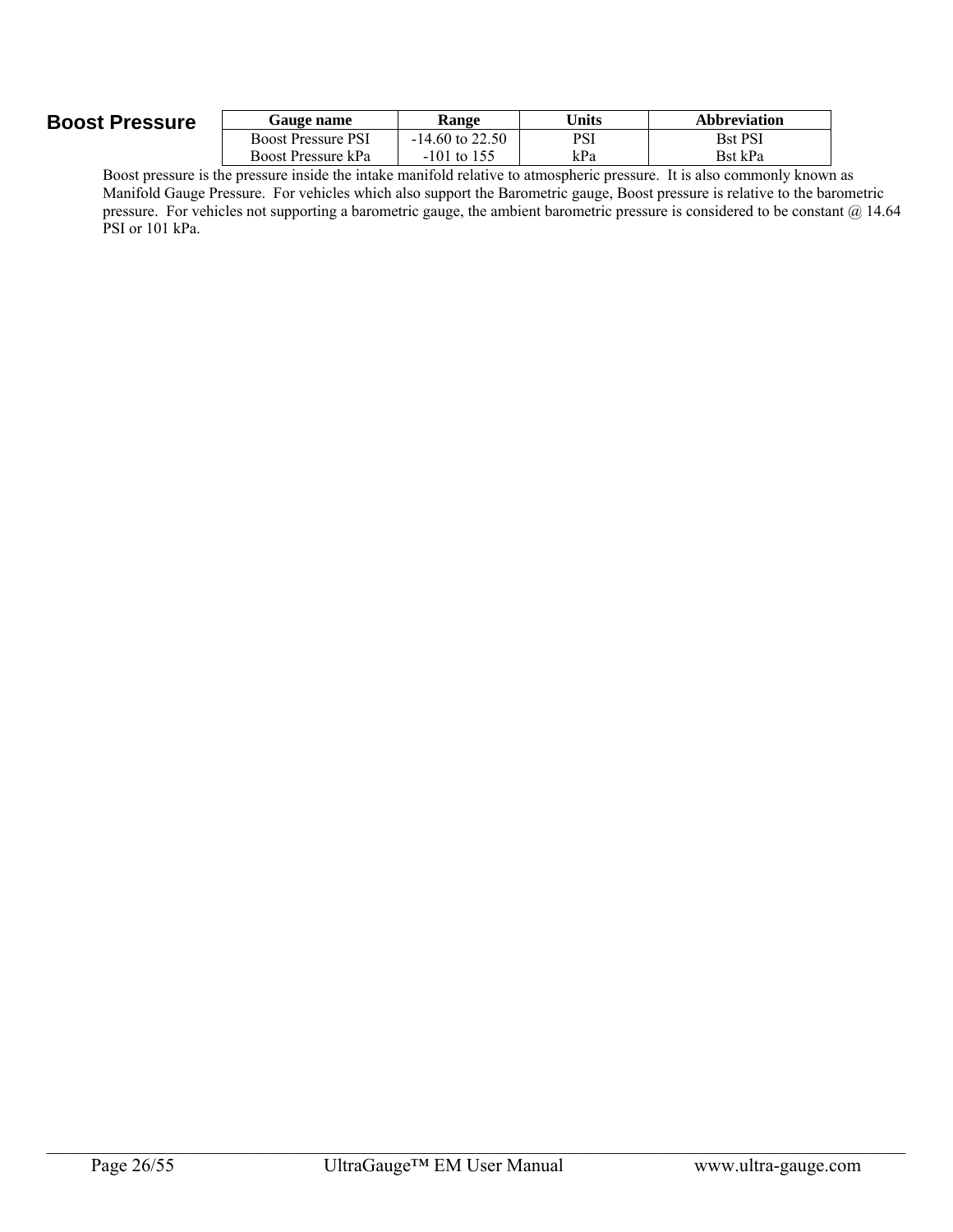## Boost Pressure

| Gauge name | Range | Units | Abbreviation |
|---|---|---|---|
| Boost Pressure PSI | -14.60 to 22.50 | PSI | Bst PSI |
| Boost Pressure kPa | -101 to 155 | kPa | Bst kPa |

Boost pressure is the pressure inside the intake manifold relative to atmospheric pressure. It is also commonly known as Manifold Gauge Pressure. For vehicles which also support the Barometric gauge, Boost pressure is relative to the barometric pressure. For vehicles not supporting a barometric gauge, the ambient barometric pressure is considered to be constant @ 14.64 PSI or 101 kPa.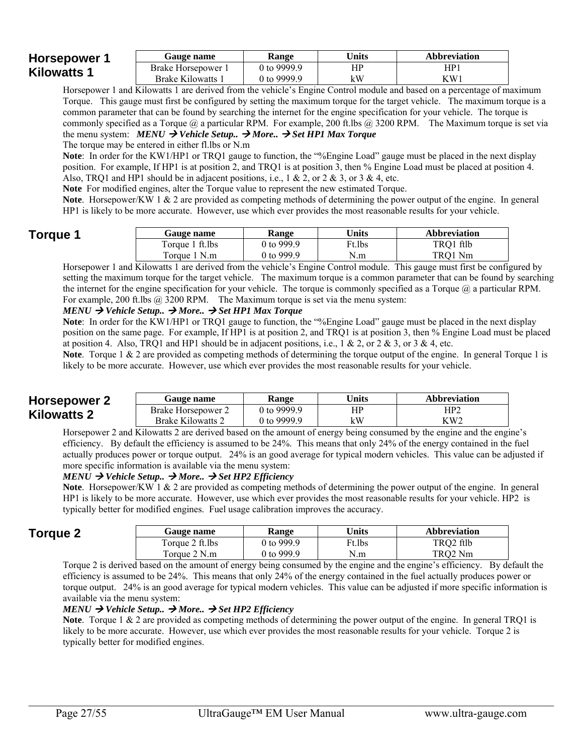## Horsepower 1 Kilowatts 1

| Gauge name | Range | Units | Abbreviation |
|---|---|---|---|
| Brake Horsepower 1 | 0 to 9999.9 | HP | HP1 |
| Brake Kilowatts 1 | 0 to 9999.9 | kW | KW1 |

Horsepower 1 and Kilowatts 1 are derived from the vehicle's Engine Control module and based on a percentage of maximum Torque. This gauge must first be configured by setting the maximum torque for the target vehicle. The maximum torque is a common parameter that can be found by searching the internet for the engine specification for your vehicle. The torque is commonly specified as a Torque @ a particular RPM. For example, 200 ft.lbs @ 3200 RPM. The Maximum torque is set via the menu system: ***MENU → Vehicle Setup.. → More.. → Set HP1 Max Torque***

The torque may be entered in either fl.lbs or N.m

**Note**: In order for the KW1/HP1 or TRQ1 gauge to function, the "%Engine Load" gauge must be placed in the next display position. For example, If HP1 is at position 2, and TRQ1 is at position 3, then % Engine Load must be placed at position 4. Also, TRQ1 and HP1 should be in adjacent positions, i.e., 1 & 2, or 2 & 3, or 3 & 4, etc.

**Note** For modified engines, alter the Torque value to represent the new estimated Torque.

**Note**. Horsepower/KW 1 & 2 are provided as competing methods of determining the power output of the engine. In general HP1 is likely to be more accurate. However, use which ever provides the most reasonable results for your vehicle.

## Torque 1

| Gauge name | Range | Units | Abbreviation |
|---|---|---|---|
| Torque 1 ft.lbs | 0 to 999.9 | Ft.lbs | TRQ1 ftlb |
| Torque 1 N.m | 0 to 999.9 | N.m | TRQ1 Nm |

Horsepower 1 and Kilowatts 1 are derived from the vehicle's Engine Control module. This gauge must first be configured by setting the maximum torque for the target vehicle. The maximum torque is a common parameter that can be found by searching the internet for the engine specification for your vehicle. The torque is commonly specified as a Torque @ a particular RPM. For example, 200 ft.lbs @ 3200 RPM. The Maximum torque is set via the menu system:

***MENU → Vehicle Setup.. → More.. → Set HP1 Max Torque***

**Note**: In order for the KW1/HP1 or TRQ1 gauge to function, the "%Engine Load" gauge must be placed in the next display position on the same page. For example, If HP1 is at position 2, and TRQ1 is at position 3, then % Engine Load must be placed at position 4. Also, TRQ1 and HP1 should be in adjacent positions, i.e., 1 & 2, or 2 & 3, or 3 & 4, etc.

**Note**. Torque 1 & 2 are provided as competing methods of determining the torque output of the engine. In general Torque 1 is likely to be more accurate. However, use which ever provides the most reasonable results for your vehicle.

## Horsepower 2 Kilowatts 2

| Gauge name | Range | Units | Abbreviation |
|---|---|---|---|
| Brake Horsepower 2 | 0 to 9999.9 | HP | HP2 |
| Brake Kilowatts 2 | 0 to 9999.9 | kW | KW2 |

Horsepower 2 and Kilowatts 2 are derived based on the amount of energy being consumed by the engine and the engine's efficiency. By default the efficiency is assumed to be 24%. This means that only 24% of the energy contained in the fuel actually produces power or torque output. 24% is an good average for typical modern vehicles. This value can be adjusted if more specific information is available via the menu system:

***MENU → Vehicle Setup.. → More.. → Set HP2 Efficiency***

**Note**. Horsepower/KW 1 & 2 are provided as competing methods of determining the power output of the engine. In general HP1 is likely to be more accurate. However, use which ever provides the most reasonable results for your vehicle. HP2 is typically better for modified engines. Fuel usage calibration improves the accuracy.

## Torque 2

| Gauge name | Range | Units | Abbreviation |
|---|---|---|---|
| Torque 2 ft.lbs | 0 to 999.9 | Ft.lbs | TRQ2 ftlb |
| Torque 2 N.m | 0 to 999.9 | N.m | TRQ2 Nm |

Torque 2 is derived based on the amount of energy being consumed by the engine and the engine's efficiency. By default the efficiency is assumed to be 24%. This means that only 24% of the energy contained in the fuel actually produces power or torque output. 24% is an good average for typical modern vehicles. This value can be adjusted if more specific information is available via the menu system:

***MENU → Vehicle Setup.. → More.. → Set HP2 Efficiency***

**Note**. Torque 1 & 2 are provided as competing methods of determining the power output of the engine. In general TRQ1 is likely to be more accurate. However, use which ever provides the most reasonable results for your vehicle. Torque 2 is typically better for modified engines.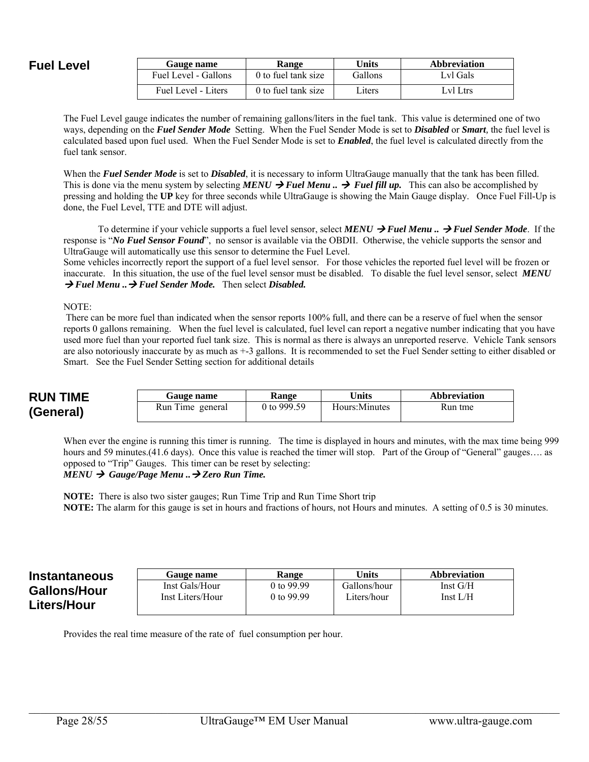## Fuel Level

| Gauge name | Range | Units | Abbreviation |
|---|---|---|---|
| Fuel Level - Gallons | 0 to fuel tank size | Gallons | Lvl Gals |
| Fuel Level - Liters | 0 to fuel tank size | Liters | Lvl Ltrs |

The Fuel Level gauge indicates the number of remaining gallons/liters in the fuel tank. This value is determined one of two ways, depending on the ***Fuel Sender Mode*** Setting. When the Fuel Sender Mode is set to ***Disabled*** or ***Smart***, the fuel level is calculated based upon fuel used. When the Fuel Sender Mode is set to ***Enabled***, the fuel level is calculated directly from the fuel tank sensor.

When the ***Fuel Sender Mode*** is set to ***Disabled***, it is necessary to inform UltraGauge manually that the tank has been filled. This is done via the menu system by selecting ***MENU → Fuel Menu .. → Fuel fill up.*** This can also be accomplished by pressing and holding the **UP** key for three seconds while UltraGauge is showing the Main Gauge display. Once Fuel Fill-Up is done, the Fuel Level, TTE and DTE will adjust.

To determine if your vehicle supports a fuel level sensor, select ***MENU → Fuel Menu .. → Fuel Sender Mode***. If the response is "***No Fuel Sensor Found***", no sensor is available via the OBDII. Otherwise, the vehicle supports the sensor and UltraGauge will automatically use this sensor to determine the Fuel Level.
Some vehicles incorrectly report the support of a fuel level sensor. For those vehicles the reported fuel level will be frozen or inaccurate. In this situation, the use of the fuel level sensor must be disabled. To disable the fuel level sensor, select ***MENU → Fuel Menu .. → Fuel Sender Mode.*** Then select ***Disabled.***

NOTE:
There can be more fuel than indicated when the sensor reports 100% full, and there can be a reserve of fuel when the sensor reports 0 gallons remaining. When the fuel level is calculated, fuel level can report a negative number indicating that you have used more fuel than your reported fuel tank size. This is normal as there is always an unreported reserve. Vehicle Tank sensors are also notoriously inaccurate by as much as +-3 gallons. It is recommended to set the Fuel Sender setting to either disabled or Smart. See the Fuel Sender Setting section for additional details

## RUN TIME (General)

| Gauge name | Range | Units | Abbreviation |
|---|---|---|---|
| Run Time general | 0 to 999.59 | Hours:Minutes | Run tme |

When ever the engine is running this timer is running. The time is displayed in hours and minutes, with the max time being 999 hours and 59 minutes.(41.6 days). Once this value is reached the timer will stop. Part of the Group of "General" gauges…. as opposed to "Trip" Gauges. This timer can be reset by selecting:
***MENU → Gauge/Page Menu .. → Zero Run Time.***

**NOTE:** There is also two sister gauges; Run Time Trip and Run Time Short trip
**NOTE:** The alarm for this gauge is set in hours and fractions of hours, not Hours and minutes. A setting of 0.5 is 30 minutes.

## Instantaneous Gallons/Hour Liters/Hour

| Gauge name | Range | Units | Abbreviation |
|---|---|---|---|
| Inst Gals/Hour<br>Inst Liters/Hour | 0 to 99.99<br>0 to 99.99 | Gallons/hour<br>Liters/hour | Inst G/H<br>Inst L/H |

Provides the real time measure of the rate of fuel consumption per hour.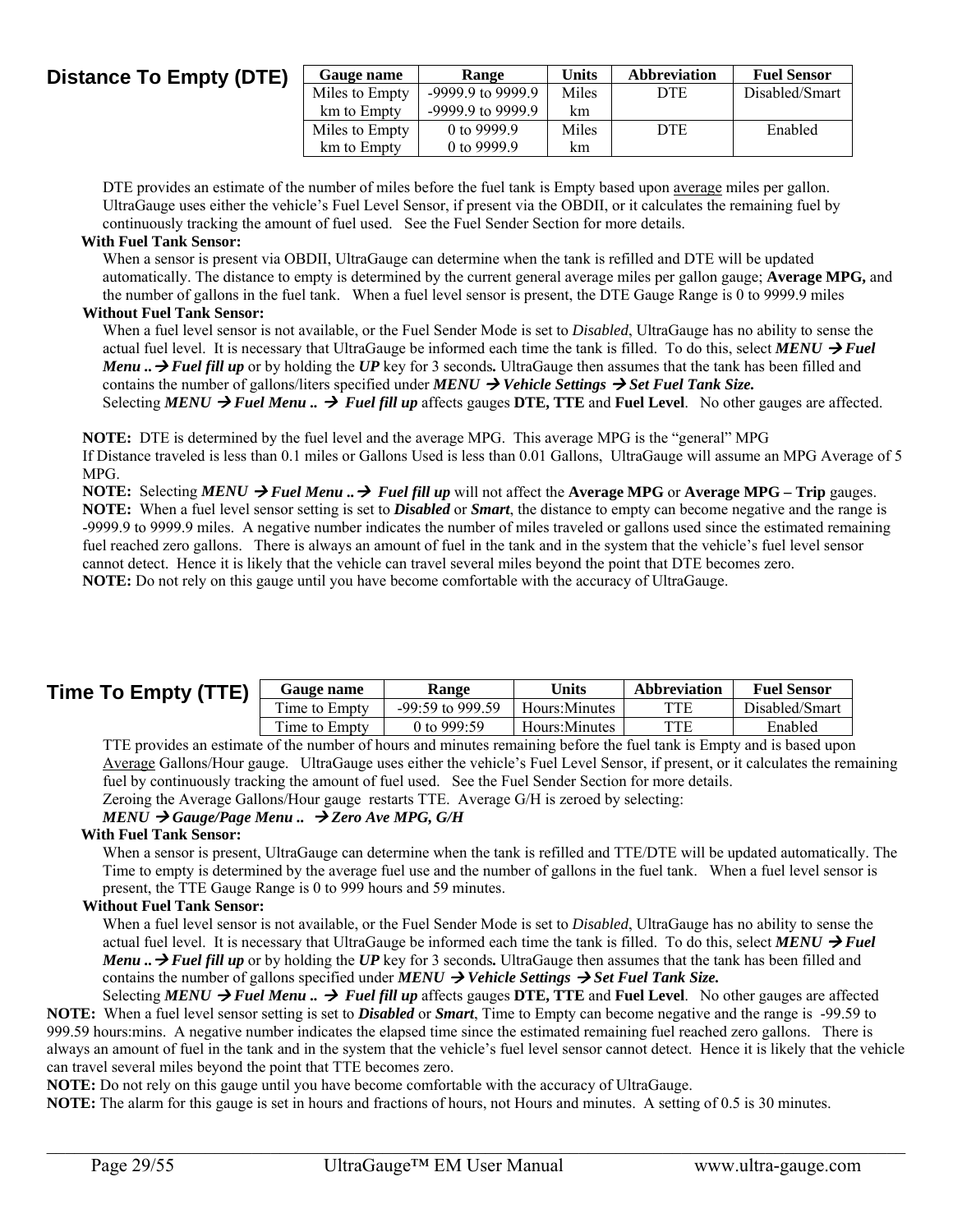## Distance To Empty (DTE)

| Gauge name | Range | Units | Abbreviation | Fuel Sensor |
|---|---|---|---|---|
| Miles to Empty<br>km to Empty | -9999.9 to 9999.9<br>-9999.9 to 9999.9 | Miles<br>km | DTE | Disabled/Smart |
| Miles to Empty<br>km to Empty | 0 to 9999.9<br>0 to 9999.9 | Miles<br>km | DTE | Enabled |

DTE provides an estimate of the number of miles before the fuel tank is Empty based upon average miles per gallon. UltraGauge uses either the vehicle's Fuel Level Sensor, if present via the OBDII, or it calculates the remaining fuel by continuously tracking the amount of fuel used. See the Fuel Sender Section for more details.

**With Fuel Tank Sensor:**

When a sensor is present via OBDII, UltraGauge can determine when the tank is refilled and DTE will be updated automatically. The distance to empty is determined by the current general average miles per gallon gauge; **Average MPG,** and the number of gallons in the fuel tank. When a fuel level sensor is present, the DTE Gauge Range is 0 to 9999.9 miles

**Without Fuel Tank Sensor:**

When a fuel level sensor is not available, or the Fuel Sender Mode is set to *Disabled*, UltraGauge has no ability to sense the actual fuel level. It is necessary that UltraGauge be informed each time the tank is filled. To do this, select ***MENU → Fuel Menu .. → Fuel fill up*** or by holding the ***UP*** key for 3 seconds**.** UltraGauge then assumes that the tank has been filled and contains the number of gallons/liters specified under ***MENU → Vehicle Settings → Set Fuel Tank Size.***

Selecting ***MENU → Fuel Menu .. → Fuel fill up*** affects gauges **DTE, TTE** and **Fuel Level**. No other gauges are affected.

**NOTE:** DTE is determined by the fuel level and the average MPG. This average MPG is the "general" MPG
If Distance traveled is less than 0.1 miles or Gallons Used is less than 0.01 Gallons, UltraGauge will assume an MPG Average of 5 MPG.

**NOTE:** Selecting ***MENU → Fuel Menu .. → Fuel fill up*** will not affect the **Average MPG** or **Average MPG – Trip** gauges.

**NOTE:** When a fuel level sensor setting is set to ***Disabled*** or ***Smart***, the distance to empty can become negative and the range is -9999.9 to 9999.9 miles. A negative number indicates the number of miles traveled or gallons used since the estimated remaining fuel reached zero gallons. There is always an amount of fuel in the tank and in the system that the vehicle's fuel level sensor cannot detect. Hence it is likely that the vehicle can travel several miles beyond the point that DTE becomes zero.

**NOTE:** Do not rely on this gauge until you have become comfortable with the accuracy of UltraGauge.

## Time To Empty (TTE)

| Gauge name | Range | Units | Abbreviation | Fuel Sensor |
|---|---|---|---|---|
| Time to Empty | -99:59 to 999.59 | Hours:Minutes | TTE | Disabled/Smart |
| Time to Empty | 0 to 999:59 | Hours:Minutes | TTE | Enabled |

TTE provides an estimate of the number of hours and minutes remaining before the fuel tank is Empty and is based upon Average Gallons/Hour gauge. UltraGauge uses either the vehicle's Fuel Level Sensor, if present, or it calculates the remaining fuel by continuously tracking the amount of fuel used. See the Fuel Sender Section for more details.

Zeroing the Average Gallons/Hour gauge restarts TTE. Average G/H is zeroed by selecting:

***MENU → Gauge/Page Menu .. → Zero Ave MPG, G/H***

**With Fuel Tank Sensor:**

When a sensor is present, UltraGauge can determine when the tank is refilled and TTE/DTE will be updated automatically. The Time to empty is determined by the average fuel use and the number of gallons in the fuel tank. When a fuel level sensor is present, the TTE Gauge Range is 0 to 999 hours and 59 minutes.

**Without Fuel Tank Sensor:**

When a fuel level sensor is not available, or the Fuel Sender Mode is set to *Disabled*, UltraGauge has no ability to sense the actual fuel level. It is necessary that UltraGauge be informed each time the tank is filled. To do this, select ***MENU → Fuel Menu .. → Fuel fill up*** or by holding the ***UP*** key for 3 seconds**.** UltraGauge then assumes that the tank has been filled and contains the number of gallons specified under ***MENU → Vehicle Settings → Set Fuel Tank Size.***

Selecting ***MENU → Fuel Menu .. → Fuel fill up*** affects gauges **DTE, TTE** and **Fuel Level**. No other gauges are affected

**NOTE:** When a fuel level sensor setting is set to ***Disabled*** or ***Smart***, Time to Empty can become negative and the range is -99.59 to 999.59 hours:mins. A negative number indicates the elapsed time since the estimated remaining fuel reached zero gallons. There is always an amount of fuel in the tank and in the system that the vehicle's fuel level sensor cannot detect. Hence it is likely that the vehicle can travel several miles beyond the point that TTE becomes zero.

**NOTE:** Do not rely on this gauge until you have become comfortable with the accuracy of UltraGauge.

**NOTE:** The alarm for this gauge is set in hours and fractions of hours, not Hours and minutes. A setting of 0.5 is 30 minutes.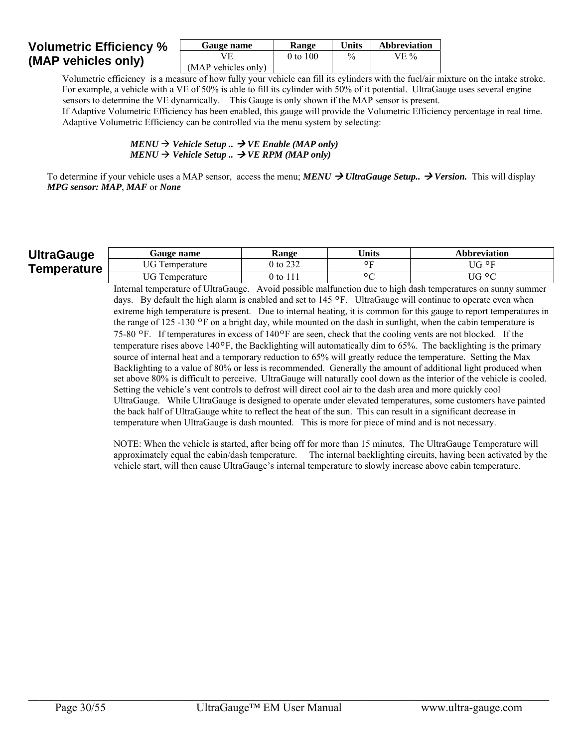## Volumetric Efficiency % (MAP vehicles only)

| Gauge name | Range | Units | Abbreviation |
|---|---|---|---|
| VE (MAP vehicles only) | 0 to 100 | % | VE % |

Volumetric efficiency is a measure of how fully your vehicle can fill its cylinders with the fuel/air mixture on the intake stroke. For example, a vehicle with a VE of 50% is able to fill its cylinder with 50% of it potential. UltraGauge uses several engine sensors to determine the VE dynamically. This Gauge is only shown if the MAP sensor is present.
If Adaptive Volumetric Efficiency has been enabled, this gauge will provide the Volumetric Efficiency percentage in real time. Adaptive Volumetric Efficiency can be controlled via the menu system by selecting:

***MENU → Vehicle Setup .. → VE Enable (MAP only)***
***MENU → Vehicle Setup .. → VE RPM (MAP only)***

To determine if your vehicle uses a MAP sensor, access the menu; ***MENU → UltraGauge Setup.. → Version.*** This will display ***MPG sensor: MAP***, ***MAF*** or ***None***

## UltraGauge Temperature

| Gauge name | Range | Units | Abbreviation |
|---|---|---|---|
| UG Temperature | 0 to 232 | °F | UG °F |
| UG Temperature | 0 to 111 | °C | UG °C |

Internal temperature of UltraGauge. Avoid possible malfunction due to high dash temperatures on sunny summer days. By default the high alarm is enabled and set to 145 °F. UltraGauge will continue to operate even when extreme high temperature is present. Due to internal heating, it is common for this gauge to report temperatures in the range of 125 -130 °F on a bright day, while mounted on the dash in sunlight, when the cabin temperature is 75-80 °F. If temperatures in excess of 140°F are seen, check that the cooling vents are not blocked. If the temperature rises above 140°F, the Backlighting will automatically dim to 65%. The backlighting is the primary source of internal heat and a temporary reduction to 65% will greatly reduce the temperature. Setting the Max Backlighting to a value of 80% or less is recommended. Generally the amount of additional light produced when set above 80% is difficult to perceive. UltraGauge will naturally cool down as the interior of the vehicle is cooled. Setting the vehicle's vent controls to defrost will direct cool air to the dash area and more quickly cool UltraGauge. While UltraGauge is designed to operate under elevated temperatures, some customers have painted the back half of UltraGauge white to reflect the heat of the sun. This can result in a significant decrease in temperature when UltraGauge is dash mounted. This is more for piece of mind and is not necessary.

NOTE: When the vehicle is started, after being off for more than 15 minutes, The UltraGauge Temperature will approximately equal the cabin/dash temperature. The internal backlighting circuits, having been activated by the vehicle start, will then cause UltraGauge's internal temperature to slowly increase above cabin temperature.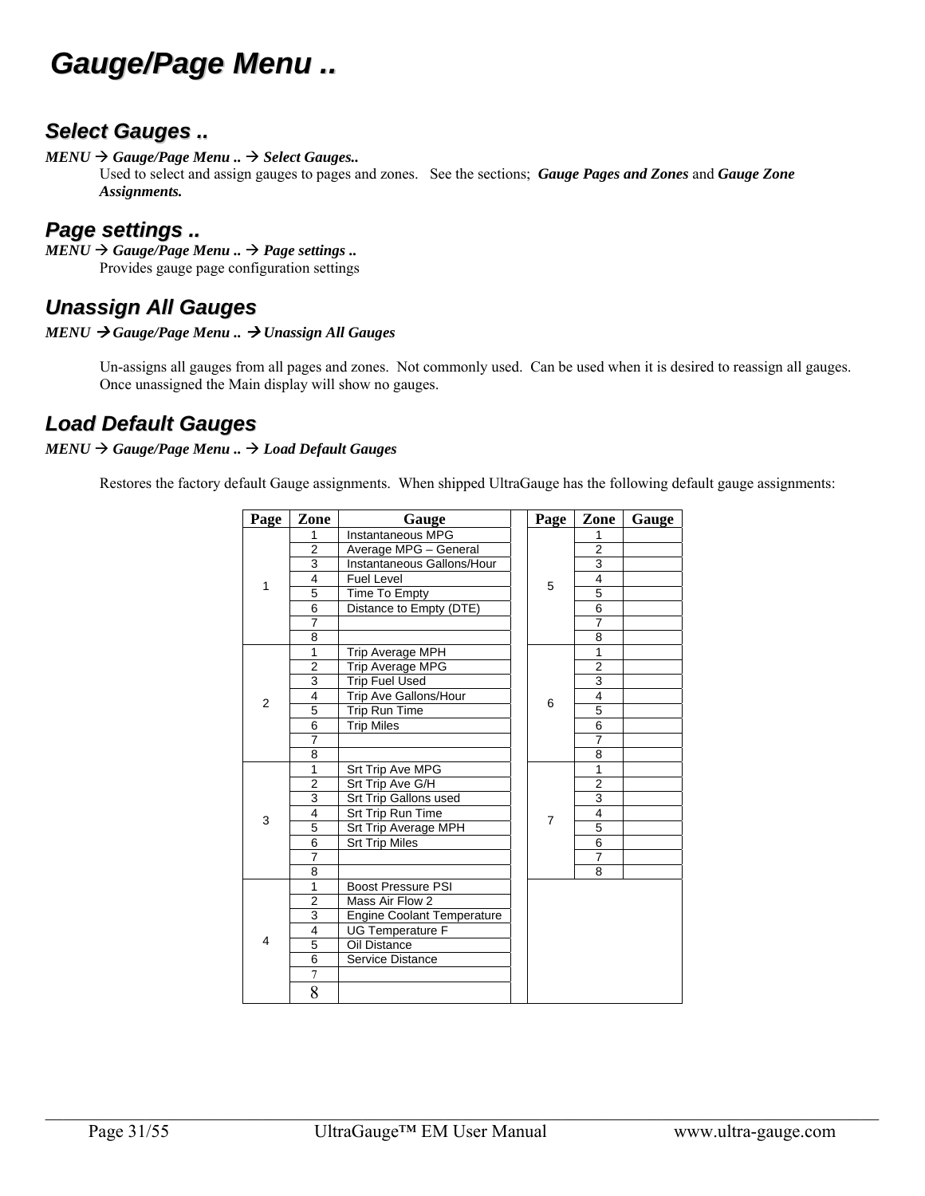# Gauge/Page Menu ..

## Select Gauges ..

*MENU → Gauge/Page Menu .. → Select Gauges..*

Used to select and assign gauges to pages and zones. See the sections; ***Gauge Pages and Zones*** and ***Gauge Zone Assignments.***

## Page settings ..

*MENU → Gauge/Page Menu .. → Page settings ..*

Provides gauge page configuration settings

## Unassign All Gauges

*MENU → Gauge/Page Menu .. → Unassign All Gauges*

Un-assigns all gauges from all pages and zones. Not commonly used. Can be used when it is desired to reassign all gauges. Once unassigned the Main display will show no gauges.

## Load Default Gauges

*MENU → Gauge/Page Menu .. → Load Default Gauges*

Restores the factory default Gauge assignments. When shipped UltraGauge has the following default gauge assignments:

| Page | Zone | Gauge | | Page | Zone | Gauge |
|---|---|---|---|---|---|---|
| 1 | 1 | Instantaneous MPG | | 5 | 1 | |
| | 2 | Average MPG – General | | | 2 | |
| | 3 | Instantaneous Gallons/Hour | | | 3 | |
| | 4 | Fuel Level | | | 4 | |
| | 5 | Time To Empty | | | 5 | |
| | 6 | Distance to Empty (DTE) | | | 6 | |
| | 7 | | | | 7 | |
| | 8 | | | | 8 | |
| 2 | 1 | Trip Average MPH | | 6 | 1 | |
| | 2 | Trip Average MPG | | | 2 | |
| | 3 | Trip Fuel Used | | | 3 | |
| | 4 | Trip Ave Gallons/Hour | | | 4 | |
| | 5 | Trip Run Time | | | 5 | |
| | 6 | Trip Miles | | | 6 | |
| | 7 | | | | 7 | |
| | 8 | | | | 8 | |
| 3 | 1 | Srt Trip Ave MPG | | 7 | 1 | |
| | 2 | Srt Trip Ave G/H | | | 2 | |
| | 3 | Srt Trip Gallons used | | | 3 | |
| | 4 | Srt Trip Run Time | | | 4 | |
| | 5 | Srt Trip Average MPH | | | 5 | |
| | 6 | Srt Trip Miles | | | 6 | |
| | 7 | | | | 7 | |
| | 8 | | | | 8 | |
| 4 | 1 | Boost Pressure PSI | | | | |
| | 2 | Mass Air Flow 2 | | | | |
| | 3 | Engine Coolant Temperature | | | | |
| | 4 | UG Temperature F | | | | |
| | 5 | Oil Distance | | | | |
| | 6 | Service Distance | | | | |
| | 7 | | | | | |
| | 8 | | | | | |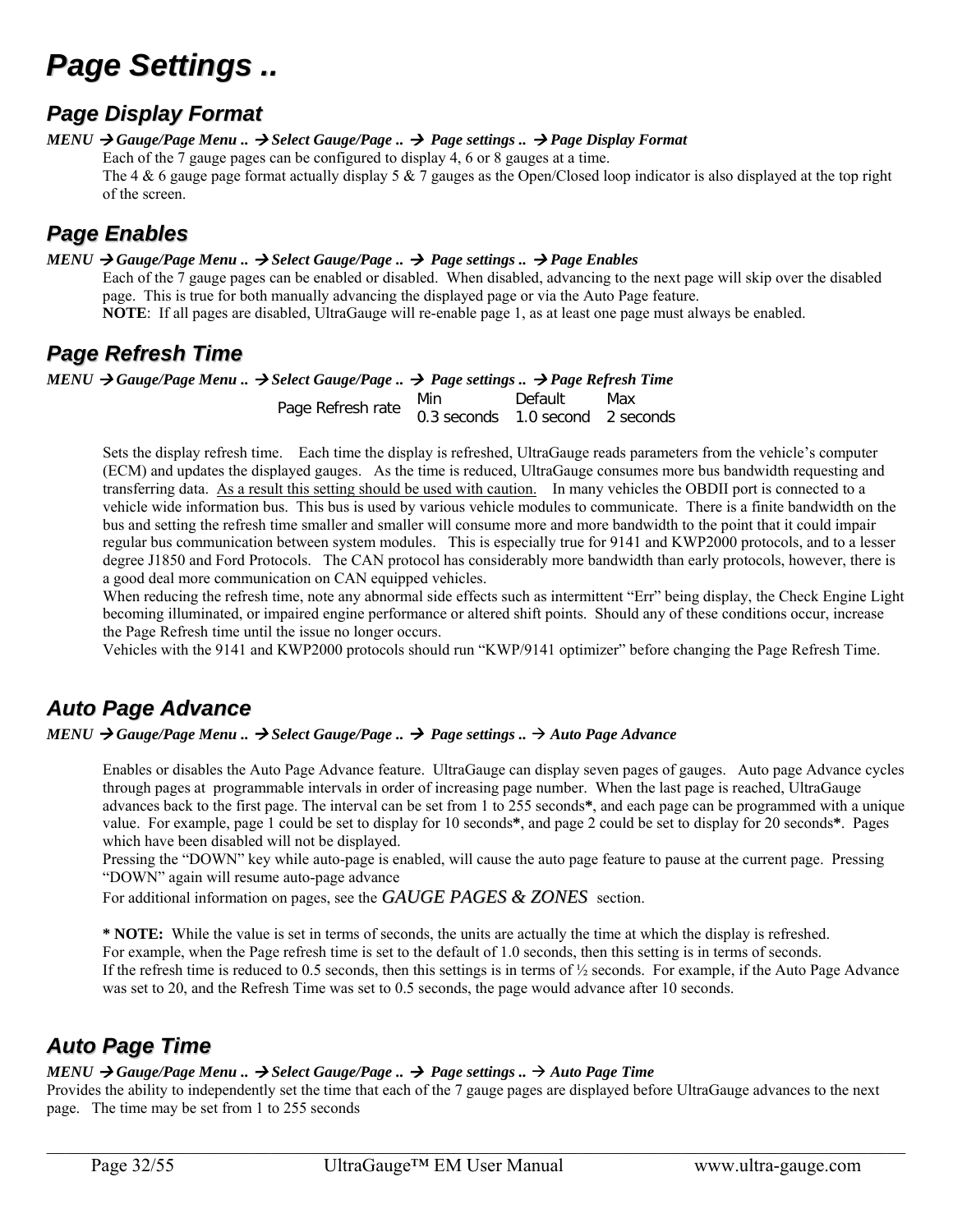# Page Settings ..

## Page Display Format

*MENU → Gauge/Page Menu .. → Select Gauge/Page .. → Page settings .. → Page Display Format*

Each of the 7 gauge pages can be configured to display 4, 6 or 8 gauges at a time.
The 4 & 6 gauge page format actually display 5 & 7 gauges as the Open/Closed loop indicator is also displayed at the top right of the screen.

## Page Enables

*MENU → Gauge/Page Menu .. → Select Gauge/Page .. → Page settings .. → Page Enables*

Each of the 7 gauge pages can be enabled or disabled. When disabled, advancing to the next page will skip over the disabled page. This is true for both manually advancing the displayed page or via the Auto Page feature.
**NOTE**: If all pages are disabled, UltraGauge will re-enable page 1, as at least one page must always be enabled.

## Page Refresh Time

*MENU → Gauge/Page Menu .. → Select Gauge/Page .. → Page settings .. → Page Refresh Time*

| | Min | Default | Max |
|---|---|---|---|
| Page Refresh rate | 0.3 seconds | 1.0 second | 2 seconds |

Sets the display refresh time. Each time the display is refreshed, UltraGauge reads parameters from the vehicle's computer (ECM) and updates the displayed gauges. As the time is reduced, UltraGauge consumes more bus bandwidth requesting and transferring data. <u>As a result this setting should be used with caution.</u> In many vehicles the OBDII port is connected to a vehicle wide information bus. This bus is used by various vehicle modules to communicate. There is a finite bandwidth on the bus and setting the refresh time smaller and smaller will consume more and more bandwidth to the point that it could impair regular bus communication between system modules. This is especially true for 9141 and KWP2000 protocols, and to a lesser degree J1850 and Ford Protocols. The CAN protocol has considerably more bandwidth than early protocols, however, there is a good deal more communication on CAN equipped vehicles.
When reducing the refresh time, note any abnormal side effects such as intermittent "Err" being display, the Check Engine Light becoming illuminated, or impaired engine performance or altered shift points. Should any of these conditions occur, increase the Page Refresh time until the issue no longer occurs.
Vehicles with the 9141 and KWP2000 protocols should run "KWP/9141 optimizer" before changing the Page Refresh Time.

## Auto Page Advance

*MENU → Gauge/Page Menu .. → Select Gauge/Page .. → Page settings .. → Auto Page Advance*

Enables or disables the Auto Page Advance feature. UltraGauge can display seven pages of gauges. Auto page Advance cycles through pages at programmable intervals in order of increasing page number. When the last page is reached, UltraGauge advances back to the first page. The interval can be set from 1 to 255 seconds**\***, and each page can be programmed with a unique value. For example, page 1 could be set to display for 10 seconds**\***, and page 2 could be set to display for 20 seconds**\***. Pages which have been disabled will not be displayed.
Pressing the "DOWN" key while auto-page is enabled, will cause the auto page feature to pause at the current page. Pressing "DOWN" again will resume auto-page advance
For additional information on pages, see the *GAUGE PAGES & ZONES* section.

**\* NOTE:** While the value is set in terms of seconds, the units are actually the time at which the display is refreshed.
For example, when the Page refresh time is set to the default of 1.0 seconds, then this setting is in terms of seconds.
If the refresh time is reduced to 0.5 seconds, then this settings is in terms of ½ seconds. For example, if the Auto Page Advance was set to 20, and the Refresh Time was set to 0.5 seconds, the page would advance after 10 seconds.

## Auto Page Time

*MENU → Gauge/Page Menu .. → Select Gauge/Page .. → Page settings .. → Auto Page Time*

Provides the ability to independently set the time that each of the 7 gauge pages are displayed before UltraGauge advances to the next page. The time may be set from 1 to 255 seconds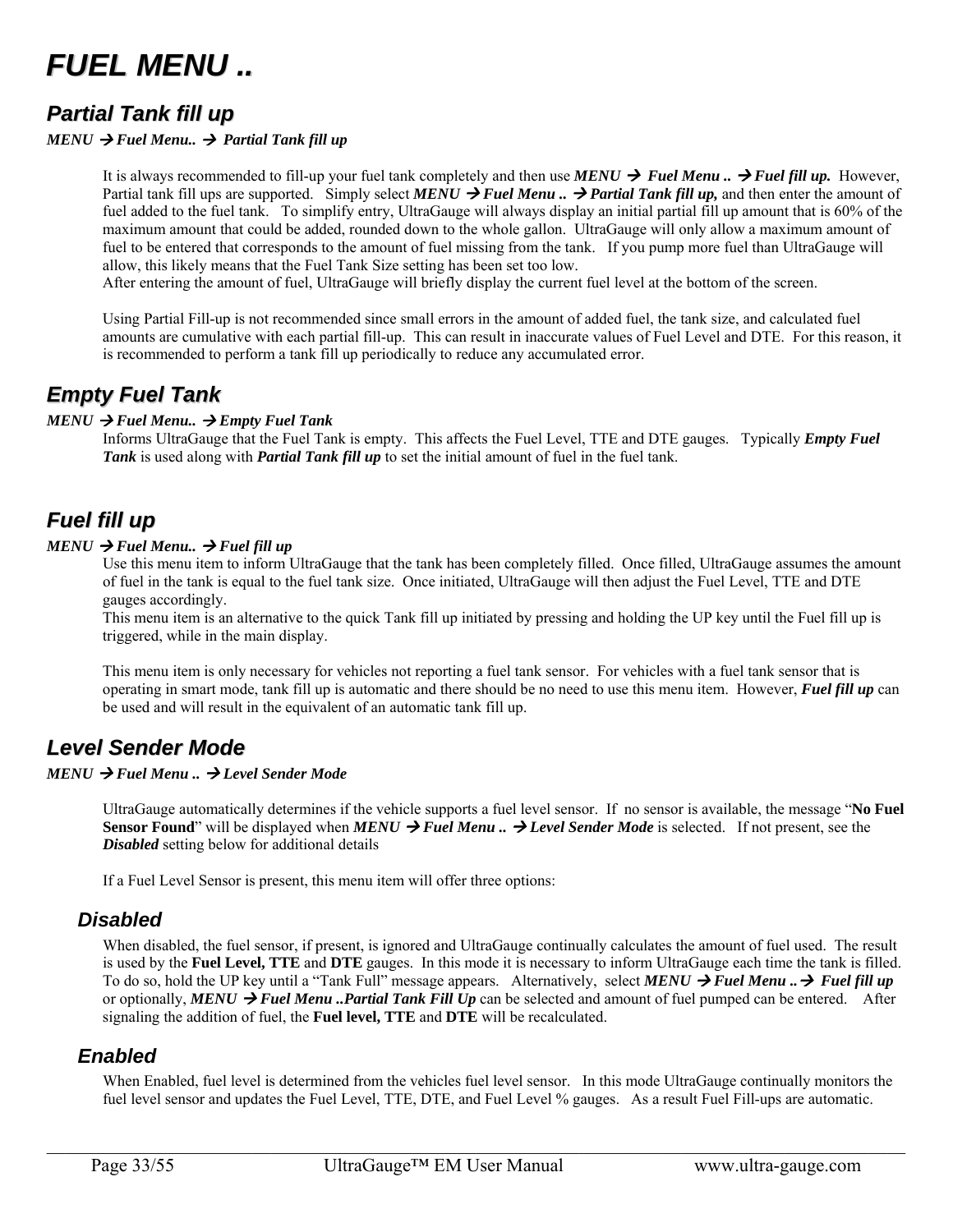# FUEL MENU ..

## Partial Tank fill up

***MENU → Fuel Menu.. → Partial Tank fill up***

It is always recommended to fill-up your fuel tank completely and then use ***MENU → Fuel Menu .. → Fuel fill up.*** However, Partial tank fill ups are supported. Simply select ***MENU → Fuel Menu .. → Partial Tank fill up,*** and then enter the amount of fuel added to the fuel tank. To simplify entry, UltraGauge will always display an initial partial fill up amount that is 60% of the maximum amount that could be added, rounded down to the whole gallon. UltraGauge will only allow a maximum amount of fuel to be entered that corresponds to the amount of fuel missing from the tank. If you pump more fuel than UltraGauge will allow, this likely means that the Fuel Tank Size setting has been set too low.
After entering the amount of fuel, UltraGauge will briefly display the current fuel level at the bottom of the screen.

Using Partial Fill-up is not recommended since small errors in the amount of added fuel, the tank size, and calculated fuel amounts are cumulative with each partial fill-up. This can result in inaccurate values of Fuel Level and DTE. For this reason, it is recommended to perform a tank fill up periodically to reduce any accumulated error.

## Empty Fuel Tank

***MENU → Fuel Menu.. → Empty Fuel Tank***

Informs UltraGauge that the Fuel Tank is empty. This affects the Fuel Level, TTE and DTE gauges. Typically ***Empty Fuel Tank*** is used along with ***Partial Tank fill up*** to set the initial amount of fuel in the fuel tank.

## Fuel fill up

***MENU → Fuel Menu.. → Fuel fill up***

Use this menu item to inform UltraGauge that the tank has been completely filled. Once filled, UltraGauge assumes the amount of fuel in the tank is equal to the fuel tank size. Once initiated, UltraGauge will then adjust the Fuel Level, TTE and DTE gauges accordingly.
This menu item is an alternative to the quick Tank fill up initiated by pressing and holding the UP key until the Fuel fill up is triggered, while in the main display.

This menu item is only necessary for vehicles not reporting a fuel tank sensor. For vehicles with a fuel tank sensor that is operating in smart mode, tank fill up is automatic and there should be no need to use this menu item. However, ***Fuel fill up*** can be used and will result in the equivalent of an automatic tank fill up.

## Level Sender Mode

***MENU → Fuel Menu .. → Level Sender Mode***

UltraGauge automatically determines if the vehicle supports a fuel level sensor. If no sensor is available, the message "**No Fuel Sensor Found**" will be displayed when ***MENU → Fuel Menu .. → Level Sender Mode*** is selected. If not present, see the ***Disabled*** setting below for additional details

If a Fuel Level Sensor is present, this menu item will offer three options:

### Disabled

When disabled, the fuel sensor, if present, is ignored and UltraGauge continually calculates the amount of fuel used. The result is used by the **Fuel Level, TTE** and **DTE** gauges. In this mode it is necessary to inform UltraGauge each time the tank is filled. To do so, hold the UP key until a "Tank Full" message appears. Alternatively, select ***MENU → Fuel Menu .. → Fuel fill up*** or optionally, ***MENU → Fuel Menu ..Partial Tank Fill Up*** can be selected and amount of fuel pumped can be entered. After signaling the addition of fuel, the **Fuel level, TTE** and **DTE** will be recalculated.

### Enabled

When Enabled, fuel level is determined from the vehicles fuel level sensor. In this mode UltraGauge continually monitors the fuel level sensor and updates the Fuel Level, TTE, DTE, and Fuel Level % gauges. As a result Fuel Fill-ups are automatic.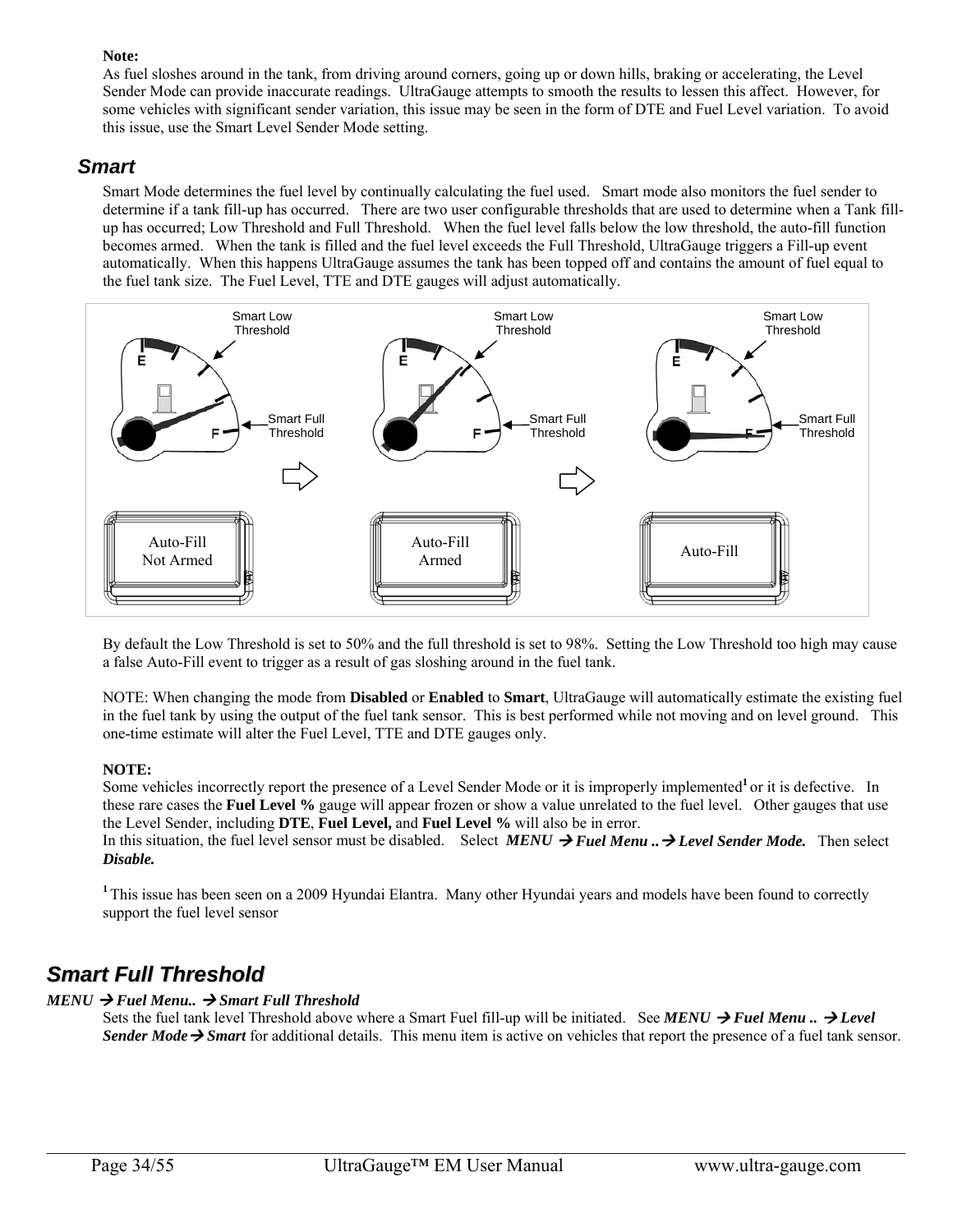**Note:**
As fuel sloshes around in the tank, from driving around corners, going up or down hills, braking or accelerating, the Level Sender Mode can provide inaccurate readings. UltraGauge attempts to smooth the results to lessen this affect. However, for some vehicles with significant sender variation, this issue may be seen in the form of DTE and Fuel Level variation. To avoid this issue, use the Smart Level Sender Mode setting.

### *Smart*

Smart Mode determines the fuel level by continually calculating the fuel used. Smart mode also monitors the fuel sender to determine if a tank fill-up has occurred. There are two user configurable thresholds that are used to determine when a Tank fill-up has occurred; Low Threshold and Full Threshold. When the fuel level falls below the low threshold, the auto-fill function becomes armed. When the tank is filled and the fuel level exceeds the Full Threshold, UltraGauge triggers a Fill-up event automatically. When this happens UltraGauge assumes the tank has been topped off and contains the amount of fuel equal to the fuel tank size. The Fuel Level, TTE and DTE gauges will adjust automatically.

Smart Low Threshold | Smart Full Threshold | Auto-Fill Not Armed → Auto-Fill Armed → Auto-Fill

By default the Low Threshold is set to 50% and the full threshold is set to 98%. Setting the Low Threshold too high may cause a false Auto-Fill event to trigger as a result of gas sloshing around in the fuel tank.

NOTE: When changing the mode from **Disabled** or **Enabled** to **Smart**, UltraGauge will automatically estimate the existing fuel in the fuel tank by using the output of the fuel tank sensor. This is best performed while not moving and on level ground. This one-time estimate will alter the Fuel Level, TTE and DTE gauges only.

**NOTE:**
Some vehicles incorrectly report the presence of a Level Sender Mode or it is improperly implemented[1] or it is defective. In these rare cases the **Fuel Level %** gauge will appear frozen or show a value unrelated to the fuel level. Other gauges that use the Level Sender, including **DTE**, **Fuel Level,** and **Fuel Level %** will also be in error.
In this situation, the fuel level sensor must be disabled. Select ***MENU → Fuel Menu .. → Level Sender Mode.*** Then select ***Disable.***

[1] This issue has been seen on a 2009 Hyundai Elantra. Many other Hyundai years and models have been found to correctly support the fuel level sensor

## *Smart Full Threshold*

***MENU → Fuel Menu.. → Smart Full Threshold***
Sets the fuel tank level Threshold above where a Smart Fuel fill-up will be initiated. See ***MENU → Fuel Menu .. → Level Sender Mode → Smart*** for additional details. This menu item is active on vehicles that report the presence of a fuel tank sensor.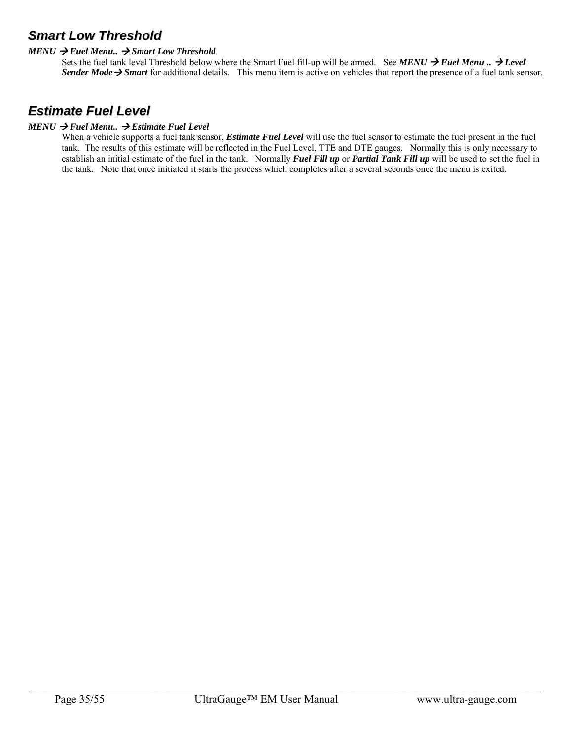## Smart Low Threshold

***MENU → Fuel Menu.. → Smart Low Threshold***

Sets the fuel tank level Threshold below where the Smart Fuel fill-up will be armed. See ***MENU → Fuel Menu .. → Level Sender Mode→ Smart*** for additional details. This menu item is active on vehicles that report the presence of a fuel tank sensor.

## Estimate Fuel Level

***MENU → Fuel Menu.. → Estimate Fuel Level***

When a vehicle supports a fuel tank sensor, ***Estimate Fuel Level*** will use the fuel sensor to estimate the fuel present in the fuel tank. The results of this estimate will be reflected in the Fuel Level, TTE and DTE gauges. Normally this is only necessary to establish an initial estimate of the fuel in the tank. Normally ***Fuel Fill up*** or ***Partial Tank Fill up*** will be used to set the fuel in the tank. Note that once initiated it starts the process which completes after a several seconds once the menu is exited.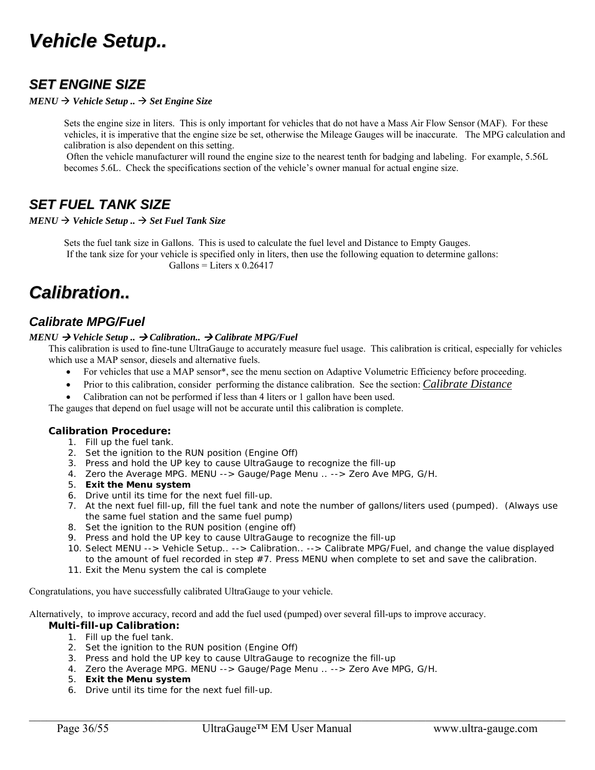# Vehicle Setup..

## SET ENGINE SIZE

***MENU → Vehicle Setup .. → Set Engine Size***

Sets the engine size in liters. This is only important for vehicles that do not have a Mass Air Flow Sensor (MAF). For these vehicles, it is imperative that the engine size be set, otherwise the Mileage Gauges will be inaccurate. The MPG calculation and calibration is also dependent on this setting.
Often the vehicle manufacturer will round the engine size to the nearest tenth for badging and labeling. For example, 5.56L becomes 5.6L. Check the specifications section of the vehicle's owner manual for actual engine size.

## SET FUEL TANK SIZE

***MENU → Vehicle Setup .. → Set Fuel Tank Size***

Sets the fuel tank size in Gallons. This is used to calculate the fuel level and Distance to Empty Gauges.
If the tank size for your vehicle is specified only in liters, then use the following equation to determine gallons:

Gallons = Liters x 0.26417

# Calibration..

## Calibrate MPG/Fuel

***MENU → Vehicle Setup .. → Calibration.. → Calibrate MPG/Fuel***

This calibration is used to fine-tune UltraGauge to accurately measure fuel usage. This calibration is critical, especially for vehicles which use a MAP sensor, diesels and alternative fuels.

- For vehicles that use a MAP sensor*, see the menu section on Adaptive Volumetric Efficiency before proceeding.
- Prior to this calibration, consider performing the distance calibration. See the section: *Calibrate Distance*
- Calibration can not be performed if less than 4 liters or 1 gallon have been used.

The gauges that depend on fuel usage will not be accurate until this calibration is complete.

**Calibration Procedure:**

1. Fill up the fuel tank.
2. Set the ignition to the RUN position (Engine Off)
3. Press and hold the UP key to cause UltraGauge to recognize the fill-up
4. Zero the Average MPG. MENU --> Gauge/Page Menu .. --> Zero Ave MPG, G/H.
5. **Exit the Menu system**
6. Drive until its time for the next fuel fill-up.
7. At the next fuel fill-up, fill the fuel tank and note the number of gallons/liters used (pumped). (Always use the same fuel station and the same fuel pump)
8. Set the ignition to the RUN position (engine off)
9. Press and hold the UP key to cause UltraGauge to recognize the fill-up
10. Select MENU --> Vehicle Setup.. --> Calibration.. --> Calibrate MPG/Fuel, and change the value displayed to the amount of fuel recorded in step #7. Press MENU when complete to set and save the calibration.
11. Exit the Menu system the cal is complete

Congratulations, you have successfully calibrated UltraGauge to your vehicle.

Alternatively, to improve accuracy, record and add the fuel used (pumped) over several fill-ups to improve accuracy.

**Multi-fill-up Calibration:**

1. Fill up the fuel tank.
2. Set the ignition to the RUN position (Engine Off)
3. Press and hold the UP key to cause UltraGauge to recognize the fill-up
4. Zero the Average MPG. MENU --> Gauge/Page Menu .. --> Zero Ave MPG, G/H.
5. **Exit the Menu system**
6. Drive until its time for the next fuel fill-up.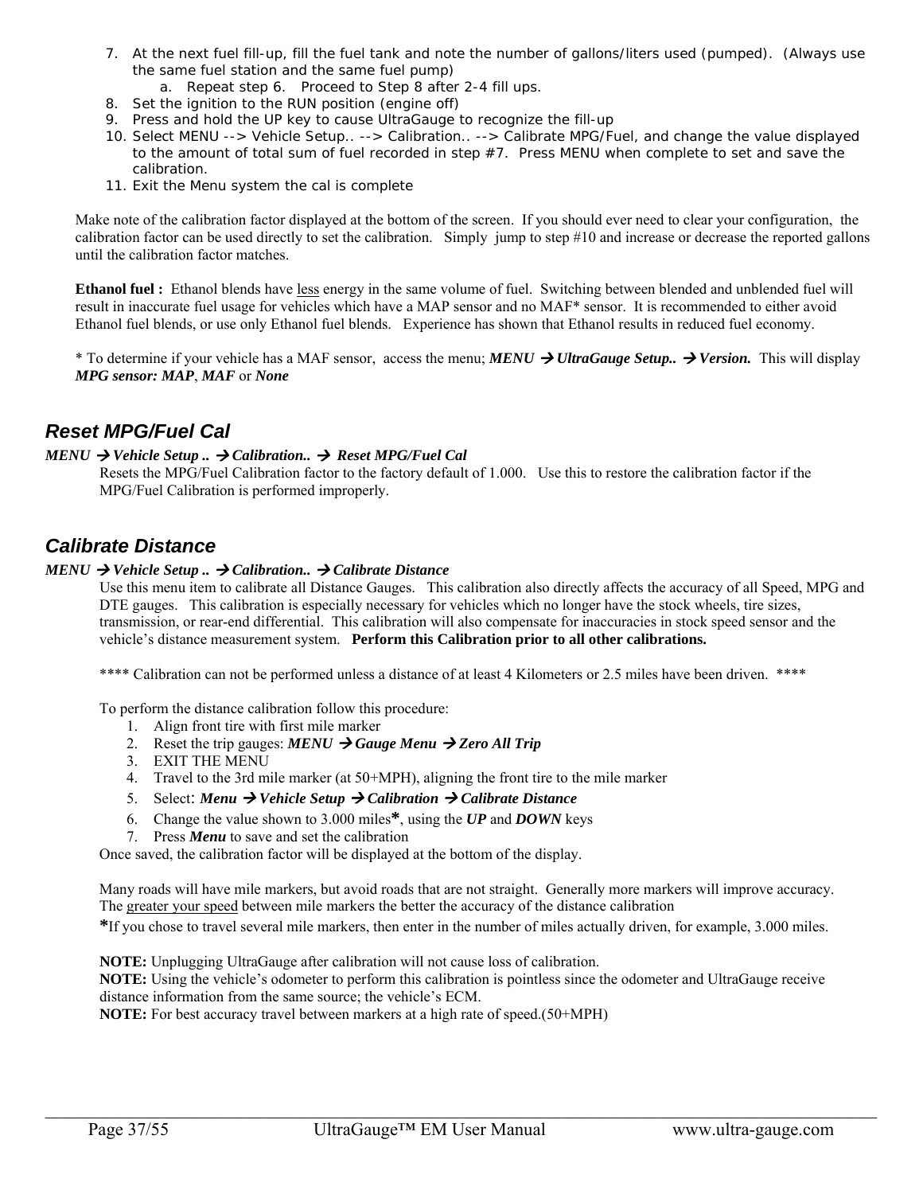7. At the next fuel fill-up, fill the fuel tank and note the number of gallons/liters used (pumped). (Always use the same fuel station and the same fuel pump)
    a. Repeat step 6. Proceed to Step 8 after 2-4 fill ups.
8. Set the ignition to the RUN position (engine off)
9. Press and hold the UP key to cause UltraGauge to recognize the fill-up
10. Select MENU --> Vehicle Setup.. --> Calibration.. --> Calibrate MPG/Fuel, and change the value displayed to the amount of total sum of fuel recorded in step #7. Press MENU when complete to set and save the calibration.
11. Exit the Menu system the cal is complete

Make note of the calibration factor displayed at the bottom of the screen. If you should ever need to clear your configuration, the calibration factor can be used directly to set the calibration. Simply jump to step #10 and increase or decrease the reported gallons until the calibration factor matches.

**Ethanol fuel :** Ethanol blends have <u>less</u> energy in the same volume of fuel. Switching between blended and unblended fuel will result in inaccurate fuel usage for vehicles which have a MAP sensor and no MAF* sensor. It is recommended to either avoid Ethanol fuel blends, or use only Ethanol fuel blends. Experience has shown that Ethanol results in reduced fuel economy.

* To determine if your vehicle has a MAF sensor, access the menu; ***MENU → UltraGauge Setup.. → Version.*** This will display ***MPG sensor: MAP***, ***MAF*** or ***None***

## *Reset MPG/Fuel Cal*

***MENU → Vehicle Setup .. → Calibration.. → Reset MPG/Fuel Cal***

Resets the MPG/Fuel Calibration factor to the factory default of 1.000. Use this to restore the calibration factor if the MPG/Fuel Calibration is performed improperly.

## *Calibrate Distance*

***MENU → Vehicle Setup .. → Calibration.. → Calibrate Distance***

Use this menu item to calibrate all Distance Gauges. This calibration also directly affects the accuracy of all Speed, MPG and DTE gauges. This calibration is especially necessary for vehicles which no longer have the stock wheels, tire sizes, transmission, or rear-end differential. This calibration will also compensate for inaccuracies in stock speed sensor and the vehicle's distance measurement system. **Perform this Calibration prior to all other calibrations.**

**** Calibration can not be performed unless a distance of at least 4 Kilometers or 2.5 miles have been driven. ****

To perform the distance calibration follow this procedure:

1. Align front tire with first mile marker
2. Reset the trip gauges: ***MENU → Gauge Menu → Zero All Trip***
3. EXIT THE MENU
4. Travel to the 3rd mile marker (at 50+MPH), aligning the front tire to the mile marker
5. Select: ***Menu → Vehicle Setup → Calibration → Calibrate Distance***
6. Change the value shown to 3.000 miles**\***, using the ***UP*** and ***DOWN*** keys
7. Press ***Menu*** to save and set the calibration

Once saved, the calibration factor will be displayed at the bottom of the display.

Many roads will have mile markers, but avoid roads that are not straight. Generally more markers will improve accuracy. The <u>greater your speed</u> between mile markers the better the accuracy of the distance calibration

**\***If you chose to travel several mile markers, then enter in the number of miles actually driven, for example, 3.000 miles.

**NOTE:** Unplugging UltraGauge after calibration will not cause loss of calibration.
**NOTE:** Using the vehicle's odometer to perform this calibration is pointless since the odometer and UltraGauge receive distance information from the same source; the vehicle's ECM.
**NOTE:** For best accuracy travel between markers at a high rate of speed.(50+MPH)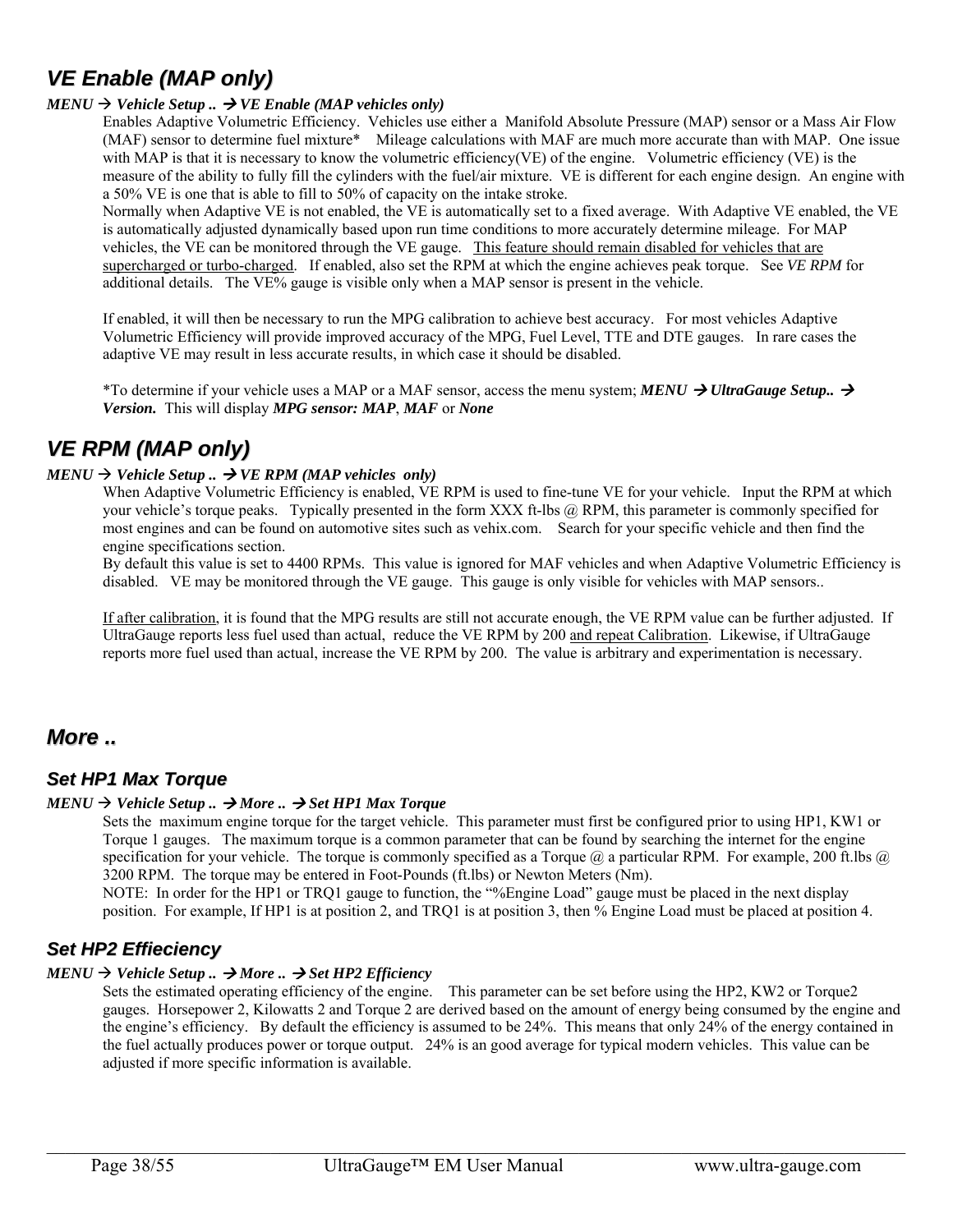## *VE Enable (MAP only)*

***MENU → Vehicle Setup .. → VE Enable (MAP vehicles only)***

Enables Adaptive Volumetric Efficiency. Vehicles use either a Manifold Absolute Pressure (MAP) sensor or a Mass Air Flow (MAF) sensor to determine fuel mixture* Mileage calculations with MAF are much more accurate than with MAP. One issue with MAP is that it is necessary to know the volumetric efficiency(VE) of the engine. Volumetric efficiency (VE) is the measure of the ability to fully fill the cylinders with the fuel/air mixture. VE is different for each engine design. An engine with a 50% VE is one that is able to fill to 50% of capacity on the intake stroke.

Normally when Adaptive VE is not enabled, the VE is automatically set to a fixed average. With Adaptive VE enabled, the VE is automatically adjusted dynamically based upon run time conditions to more accurately determine mileage. For MAP vehicles, the VE can be monitored through the VE gauge. <u>This feature should remain disabled for vehicles that are supercharged or turbo-charged</u>. If enabled, also set the RPM at which the engine achieves peak torque. See *VE RPM* for additional details. The VE% gauge is visible only when a MAP sensor is present in the vehicle.

If enabled, it will then be necessary to run the MPG calibration to achieve best accuracy. For most vehicles Adaptive Volumetric Efficiency will provide improved accuracy of the MPG, Fuel Level, TTE and DTE gauges. In rare cases the adaptive VE may result in less accurate results, in which case it should be disabled.

*To determine if your vehicle uses a MAP or a MAF sensor, access the menu system; ***MENU → UltraGauge Setup.. → Version.*** This will display ***MPG sensor: MAP***, ***MAF*** or ***None***

## *VE RPM (MAP only)*

***MENU → Vehicle Setup .. → VE RPM (MAP vehicles only)***

When Adaptive Volumetric Efficiency is enabled, VE RPM is used to fine-tune VE for your vehicle. Input the RPM at which your vehicle's torque peaks. Typically presented in the form XXX ft-lbs @ RPM, this parameter is commonly specified for most engines and can be found on automotive sites such as vehix.com. Search for your specific vehicle and then find the engine specifications section.

By default this value is set to 4400 RPMs. This value is ignored for MAF vehicles and when Adaptive Volumetric Efficiency is disabled. VE may be monitored through the VE gauge. This gauge is only visible for vehicles with MAP sensors..

<u>If after calibration</u>, it is found that the MPG results are still not accurate enough, the VE RPM value can be further adjusted. If UltraGauge reports less fuel used than actual, reduce the VE RPM by 200 <u>and repeat Calibration</u>. Likewise, if UltraGauge reports more fuel used than actual, increase the VE RPM by 200. The value is arbitrary and experimentation is necessary.

## *More ..*

### *Set HP1 Max Torque*

***MENU → Vehicle Setup .. → More .. → Set HP1 Max Torque***

Sets the maximum engine torque for the target vehicle. This parameter must first be configured prior to using HP1, KW1 or Torque 1 gauges. The maximum torque is a common parameter that can be found by searching the internet for the engine specification for your vehicle. The torque is commonly specified as a Torque @ a particular RPM. For example, 200 ft.lbs @ 3200 RPM. The torque may be entered in Foot-Pounds (ft.lbs) or Newton Meters (Nm).

NOTE: In order for the HP1 or TRQ1 gauge to function, the "%Engine Load" gauge must be placed in the next display position. For example, If HP1 is at position 2, and TRQ1 is at position 3, then % Engine Load must be placed at position 4.

### *Set HP2 Effieciency*

***MENU → Vehicle Setup .. → More .. → Set HP2 Efficiency***

Sets the estimated operating efficiency of the engine. This parameter can be set before using the HP2, KW2 or Torque2 gauges. Horsepower 2, Kilowatts 2 and Torque 2 are derived based on the amount of energy being consumed by the engine and the engine's efficiency. By default the efficiency is assumed to be 24%. This means that only 24% of the energy contained in the fuel actually produces power or torque output. 24% is an good average for typical modern vehicles. This value can be adjusted if more specific information is available.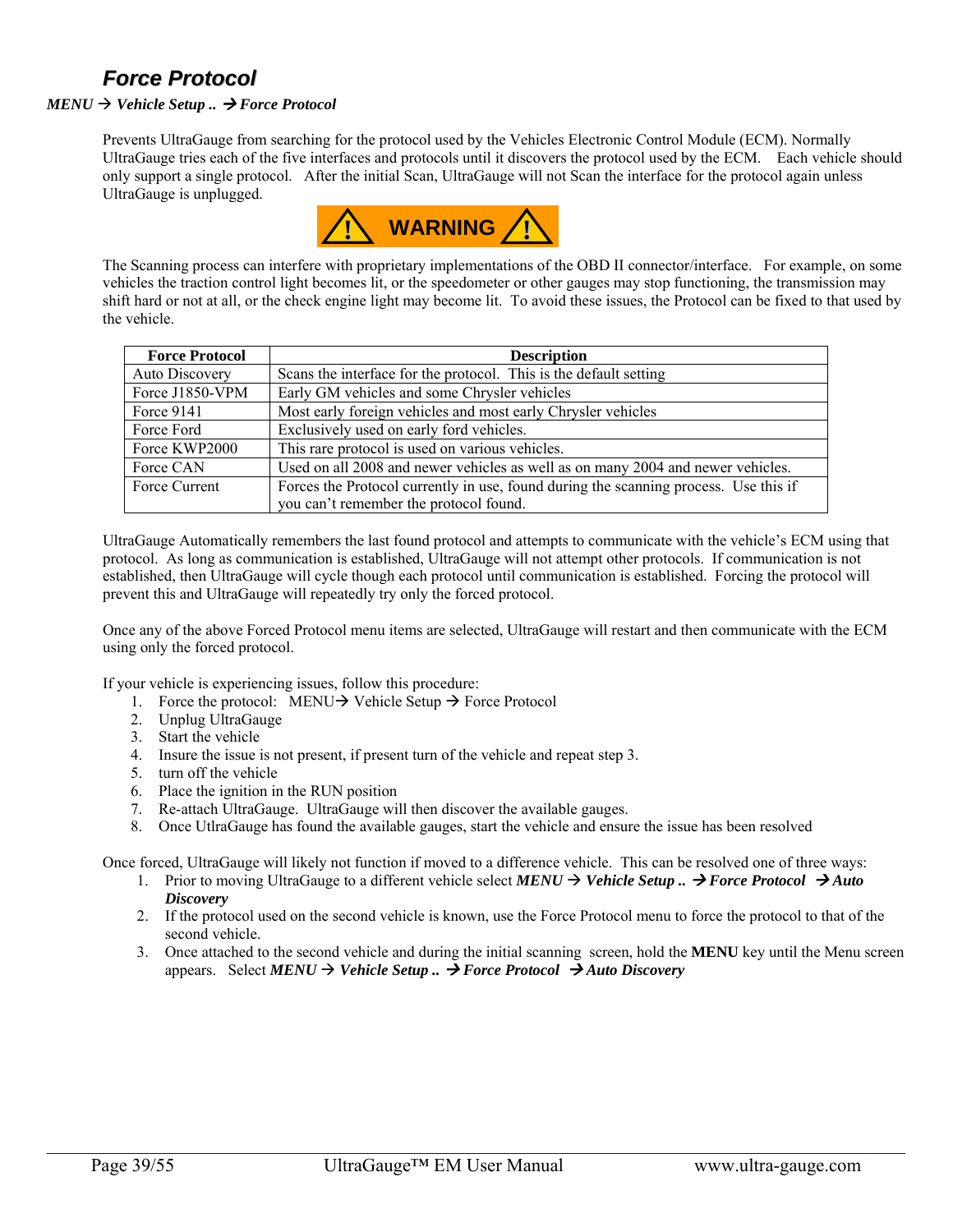## *Force Protocol*

***MENU → Vehicle Setup .. → Force Protocol***

Prevents UltraGauge from searching for the protocol used by the Vehicles Electronic Control Module (ECM). Normally UltraGauge tries each of the five interfaces and protocols until it discovers the protocol used by the ECM. Each vehicle should only support a single protocol. After the initial Scan, UltraGauge will not Scan the interface for the protocol again unless UltraGauge is unplugged.

**⚠ WARNING ⚠**

The Scanning process can interfere with proprietary implementations of the OBD II connector/interface. For example, on some vehicles the traction control light becomes lit, or the speedometer or other gauges may stop functioning, the transmission may shift hard or not at all, or the check engine light may become lit. To avoid these issues, the Protocol can be fixed to that used by the vehicle.

| Force Protocol | Description |
|---|---|
| Auto Discovery | Scans the interface for the protocol. This is the default setting |
| Force J1850-VPM | Early GM vehicles and some Chrysler vehicles |
| Force 9141 | Most early foreign vehicles and most early Chrysler vehicles |
| Force Ford | Exclusively used on early ford vehicles. |
| Force KWP2000 | This rare protocol is used on various vehicles. |
| Force CAN | Used on all 2008 and newer vehicles as well as on many 2004 and newer vehicles. |
| Force Current | Forces the Protocol currently in use, found during the scanning process. Use this if you can't remember the protocol found. |

UltraGauge Automatically remembers the last found protocol and attempts to communicate with the vehicle's ECM using that protocol. As long as communication is established, UltraGauge will not attempt other protocols. If communication is not established, then UltraGauge will cycle though each protocol until communication is established. Forcing the protocol will prevent this and UltraGauge will repeatedly try only the forced protocol.

Once any of the above Forced Protocol menu items are selected, UltraGauge will restart and then communicate with the ECM using only the forced protocol.

If your vehicle is experiencing issues, follow this procedure:

1. Force the protocol: MENU→ Vehicle Setup → Force Protocol
2. Unplug UltraGauge
3. Start the vehicle
4. Insure the issue is not present, if present turn of the vehicle and repeat step 3.
5. turn off the vehicle
6. Place the ignition in the RUN position
7. Re-attach UltraGauge. UltraGauge will then discover the available gauges.
8. Once UtlraGauge has found the available gauges, start the vehicle and ensure the issue has been resolved

Once forced, UltraGauge will likely not function if moved to a difference vehicle. This can be resolved one of three ways:

1. Prior to moving UltraGauge to a different vehicle select ***MENU → Vehicle Setup .. → Force Protocol → Auto Discovery***
2. If the protocol used on the second vehicle is known, use the Force Protocol menu to force the protocol to that of the second vehicle.
3. Once attached to the second vehicle and during the initial scanning screen, hold the **MENU** key until the Menu screen appears. Select ***MENU → Vehicle Setup .. → Force Protocol → Auto Discovery***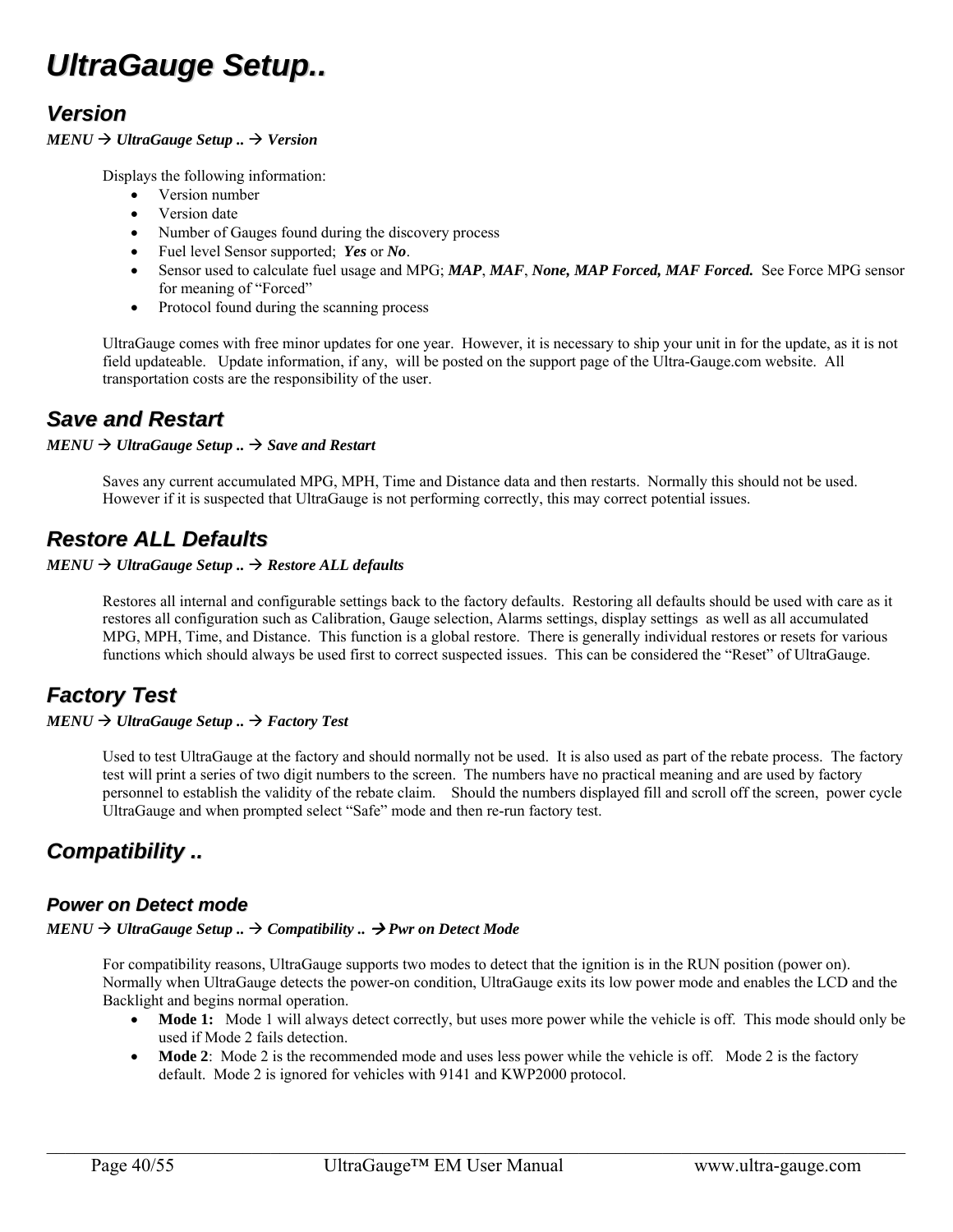# UltraGauge Setup..

## Version

***MENU → UltraGauge Setup .. → Version***

Displays the following information:

- Version number
- Version date
- Number of Gauges found during the discovery process
- Fuel level Sensor supported; ***Yes*** or ***No***.
- Sensor used to calculate fuel usage and MPG; ***MAP***, ***MAF***, ***None, MAP Forced, MAF Forced.*** See Force MPG sensor for meaning of "Forced"
- Protocol found during the scanning process

UltraGauge comes with free minor updates for one year. However, it is necessary to ship your unit in for the update, as it is not field updateable. Update information, if any, will be posted on the support page of the Ultra-Gauge.com website. All transportation costs are the responsibility of the user.

## Save and Restart

***MENU → UltraGauge Setup .. → Save and Restart***

Saves any current accumulated MPG, MPH, Time and Distance data and then restarts. Normally this should not be used. However if it is suspected that UltraGauge is not performing correctly, this may correct potential issues.

## Restore ALL Defaults

***MENU → UltraGauge Setup .. → Restore ALL defaults***

Restores all internal and configurable settings back to the factory defaults. Restoring all defaults should be used with care as it restores all configuration such as Calibration, Gauge selection, Alarms settings, display settings as well as all accumulated MPG, MPH, Time, and Distance. This function is a global restore. There is generally individual restores or resets for various functions which should always be used first to correct suspected issues. This can be considered the "Reset" of UltraGauge.

## Factory Test

***MENU → UltraGauge Setup .. → Factory Test***

Used to test UltraGauge at the factory and should normally not be used. It is also used as part of the rebate process. The factory test will print a series of two digit numbers to the screen. The numbers have no practical meaning and are used by factory personnel to establish the validity of the rebate claim. Should the numbers displayed fill and scroll off the screen, power cycle UltraGauge and when prompted select "Safe" mode and then re-run factory test.

## Compatibility ..

### Power on Detect mode

***MENU → UltraGauge Setup .. → Compatibility .. → Pwr on Detect Mode***

For compatibility reasons, UltraGauge supports two modes to detect that the ignition is in the RUN position (power on). Normally when UltraGauge detects the power-on condition, UltraGauge exits its low power mode and enables the LCD and the Backlight and begins normal operation.

- **Mode 1:** Mode 1 will always detect correctly, but uses more power while the vehicle is off. This mode should only be used if Mode 2 fails detection.
- **Mode 2**: Mode 2 is the recommended mode and uses less power while the vehicle is off. Mode 2 is the factory default. Mode 2 is ignored for vehicles with 9141 and KWP2000 protocol.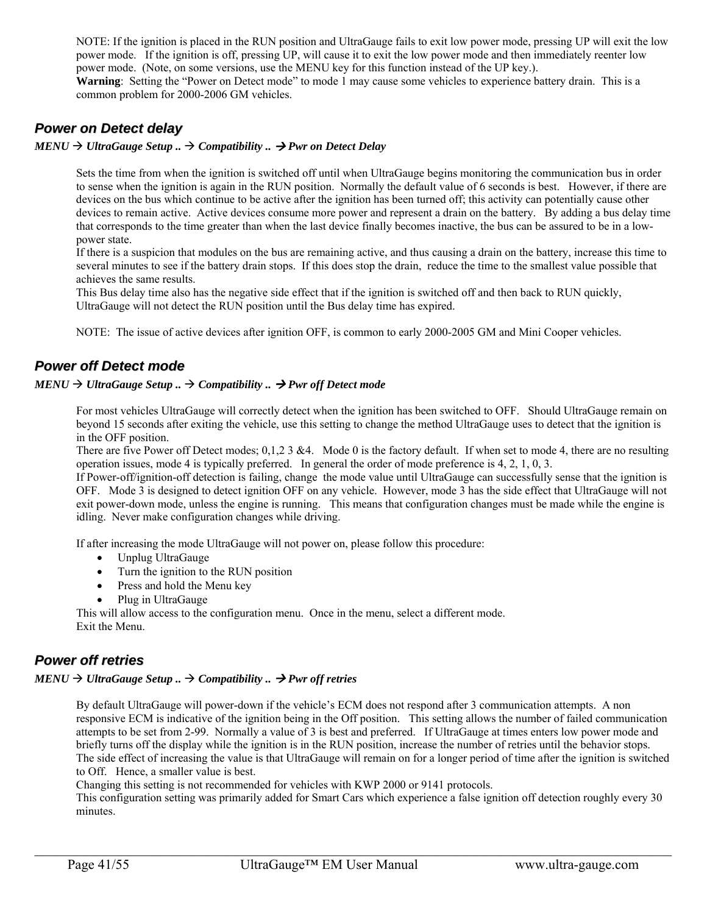NOTE: If the ignition is placed in the RUN position and UltraGauge fails to exit low power mode, pressing UP will exit the low power mode. If the ignition is off, pressing UP, will cause it to exit the low power mode and then immediately reenter low power mode. (Note, on some versions, use the MENU key for this function instead of the UP key.).
**Warning**: Setting the "Power on Detect mode" to mode 1 may cause some vehicles to experience battery drain. This is a common problem for 2000-2006 GM vehicles.

### Power on Detect delay

***MENU → UltraGauge Setup .. → Compatibility .. → Pwr on Detect Delay***

Sets the time from when the ignition is switched off until when UltraGauge begins monitoring the communication bus in order to sense when the ignition is again in the RUN position. Normally the default value of 6 seconds is best. However, if there are devices on the bus which continue to be active after the ignition has been turned off; this activity can potentially cause other devices to remain active. Active devices consume more power and represent a drain on the battery. By adding a bus delay time that corresponds to the time greater than when the last device finally becomes inactive, the bus can be assured to be in a low-power state.
If there is a suspicion that modules on the bus are remaining active, and thus causing a drain on the battery, increase this time to several minutes to see if the battery drain stops. If this does stop the drain, reduce the time to the smallest value possible that achieves the same results.
This Bus delay time also has the negative side effect that if the ignition is switched off and then back to RUN quickly, UltraGauge will not detect the RUN position until the Bus delay time has expired.

NOTE: The issue of active devices after ignition OFF, is common to early 2000-2005 GM and Mini Cooper vehicles.

### Power off Detect mode

***MENU → UltraGauge Setup .. → Compatibility .. → Pwr off Detect mode***

For most vehicles UltraGauge will correctly detect when the ignition has been switched to OFF. Should UltraGauge remain on beyond 15 seconds after exiting the vehicle, use this setting to change the method UltraGauge uses to detect that the ignition is in the OFF position.
There are five Power off Detect modes; 0,1,2 3 &4. Mode 0 is the factory default. If when set to mode 4, there are no resulting operation issues, mode 4 is typically preferred. In general the order of mode preference is 4, 2, 1, 0, 3.
If Power-off/ignition-off detection is failing, change the mode value until UltraGauge can successfully sense that the ignition is OFF. Mode 3 is designed to detect ignition OFF on any vehicle. However, mode 3 has the side effect that UltraGauge will not exit power-down mode, unless the engine is running. This means that configuration changes must be made while the engine is idling. Never make configuration changes while driving.

If after increasing the mode UltraGauge will not power on, please follow this procedure:

- Unplug UltraGauge
- Turn the ignition to the RUN position
- Press and hold the Menu key
- Plug in UltraGauge

This will allow access to the configuration menu. Once in the menu, select a different mode.
Exit the Menu.

### Power off retries

***MENU → UltraGauge Setup .. → Compatibility .. → Pwr off retries***

By default UltraGauge will power-down if the vehicle's ECM does not respond after 3 communication attempts. A non responsive ECM is indicative of the ignition being in the Off position. This setting allows the number of failed communication attempts to be set from 2-99. Normally a value of 3 is best and preferred. If UltraGauge at times enters low power mode and briefly turns off the display while the ignition is in the RUN position, increase the number of retries until the behavior stops. The side effect of increasing the value is that UltraGauge will remain on for a longer period of time after the ignition is switched to Off. Hence, a smaller value is best.
Changing this setting is not recommended for vehicles with KWP 2000 or 9141 protocols.
This configuration setting was primarily added for Smart Cars which experience a false ignition off detection roughly every 30 minutes.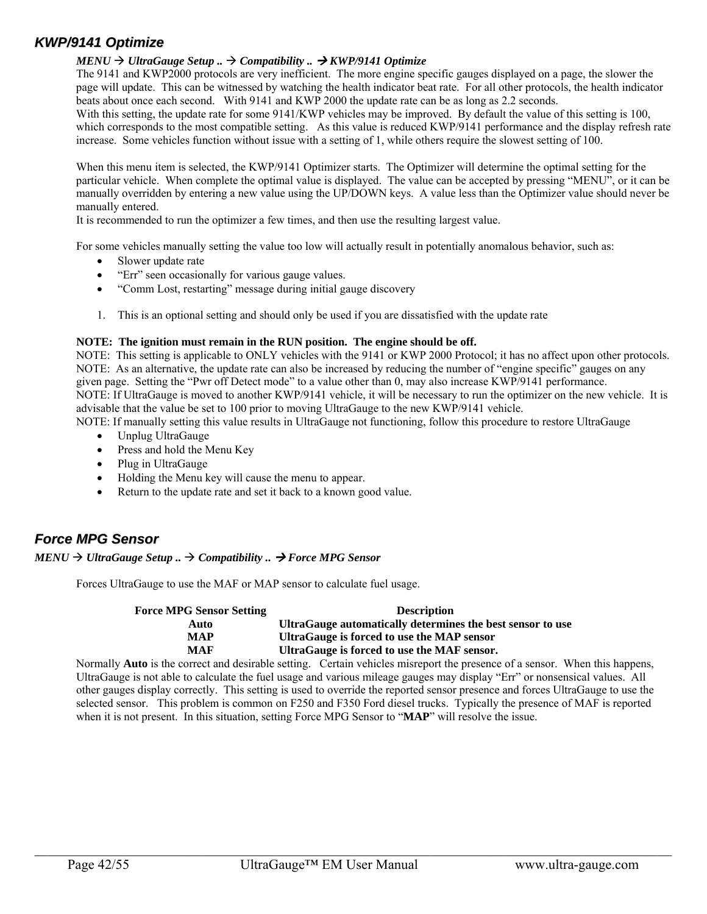## *KWP/9141 Optimize*

***MENU → UltraGauge Setup .. → Compatibility .. → KWP/9141 Optimize***

The 9141 and KWP2000 protocols are very inefficient. The more engine specific gauges displayed on a page, the slower the page will update. This can be witnessed by watching the health indicator beat rate. For all other protocols, the health indicator beats about once each second. With 9141 and KWP 2000 the update rate can be as long as 2.2 seconds.

With this setting, the update rate for some 9141/KWP vehicles may be improved. By default the value of this setting is 100, which corresponds to the most compatible setting. As this value is reduced KWP/9141 performance and the display refresh rate increase. Some vehicles function without issue with a setting of 1, while others require the slowest setting of 100.

When this menu item is selected, the KWP/9141 Optimizer starts. The Optimizer will determine the optimal setting for the particular vehicle. When complete the optimal value is displayed. The value can be accepted by pressing "MENU", or it can be manually overridden by entering a new value using the UP/DOWN keys. A value less than the Optimizer value should never be manually entered.

It is recommended to run the optimizer a few times, and then use the resulting largest value.

For some vehicles manually setting the value too low will actually result in potentially anomalous behavior, such as:

- Slower update rate
- "Err" seen occasionally for various gauge values.
- "Comm Lost, restarting" message during initial gauge discovery

1. This is an optional setting and should only be used if you are dissatisfied with the update rate

**NOTE: The ignition must remain in the RUN position. The engine should be off.**

NOTE: This setting is applicable to ONLY vehicles with the 9141 or KWP 2000 Protocol; it has no affect upon other protocols.

NOTE: As an alternative, the update rate can also be increased by reducing the number of "engine specific" gauges on any given page. Setting the "Pwr off Detect mode" to a value other than 0, may also increase KWP/9141 performance.

NOTE: If UltraGauge is moved to another KWP/9141 vehicle, it will be necessary to run the optimizer on the new vehicle. It is advisable that the value be set to 100 prior to moving UltraGauge to the new KWP/9141 vehicle.

NOTE: If manually setting this value results in UltraGauge not functioning, follow this procedure to restore UltraGauge

- Unplug UltraGauge
- Press and hold the Menu Key
- Plug in UltraGauge
- Holding the Menu key will cause the menu to appear.
- Return to the update rate and set it back to a known good value.

## *Force MPG Sensor*

***MENU → UltraGauge Setup .. → Compatibility .. → Force MPG Sensor***

Forces UltraGauge to use the MAF or MAP sensor to calculate fuel usage.

| Force MPG Sensor Setting | Description |
|---|---|
| **Auto** | **UltraGauge automatically determines the best sensor to use** |
| **MAP** | **UltraGauge is forced to use the MAP sensor** |
| **MAF** | **UltraGauge is forced to use the MAF sensor.** |

Normally **Auto** is the correct and desirable setting. Certain vehicles misreport the presence of a sensor. When this happens, UltraGauge is not able to calculate the fuel usage and various mileage gauges may display "Err" or nonsensical values. All other gauges display correctly. This setting is used to override the reported sensor presence and forces UltraGauge to use the selected sensor. This problem is common on F250 and F350 Ford diesel trucks. Typically the presence of MAF is reported when it is not present. In this situation, setting Force MPG Sensor to "**MAP**" will resolve the issue.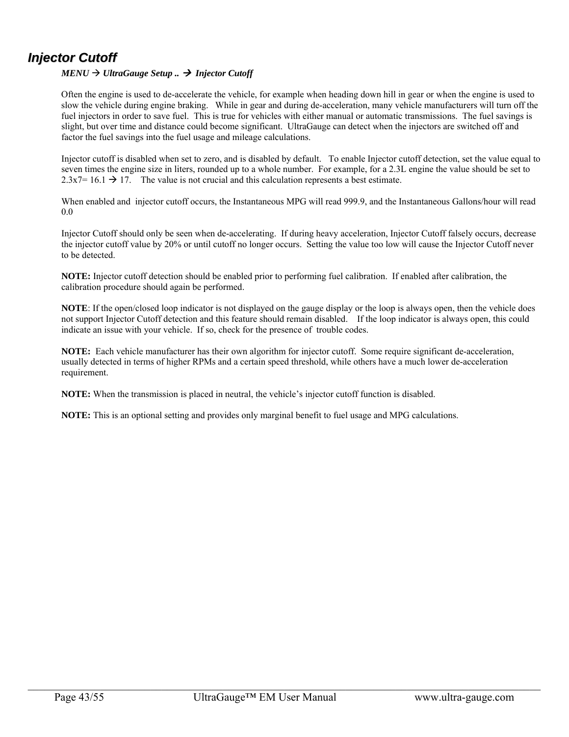# *Injector Cutoff*

***MENU → UltraGauge Setup .. → Injector Cutoff***

Often the engine is used to de-accelerate the vehicle, for example when heading down hill in gear or when the engine is used to slow the vehicle during engine braking. While in gear and during de-acceleration, many vehicle manufacturers will turn off the fuel injectors in order to save fuel. This is true for vehicles with either manual or automatic transmissions. The fuel savings is slight, but over time and distance could become significant. UltraGauge can detect when the injectors are switched off and factor the fuel savings into the fuel usage and mileage calculations.

Injector cutoff is disabled when set to zero, and is disabled by default. To enable Injector cutoff detection, set the value equal to seven times the engine size in liters, rounded up to a whole number. For example, for a 2.3L engine the value should be set to 2.3x7= 16.1 → 17. The value is not crucial and this calculation represents a best estimate.

When enabled and injector cutoff occurs, the Instantaneous MPG will read 999.9, and the Instantaneous Gallons/hour will read 0.0

Injector Cutoff should only be seen when de-accelerating. If during heavy acceleration, Injector Cutoff falsely occurs, decrease the injector cutoff value by 20% or until cutoff no longer occurs. Setting the value too low will cause the Injector Cutoff never to be detected.

**NOTE:** Injector cutoff detection should be enabled prior to performing fuel calibration. If enabled after calibration, the calibration procedure should again be performed.

**NOTE**: If the open/closed loop indicator is not displayed on the gauge display or the loop is always open, then the vehicle does not support Injector Cutoff detection and this feature should remain disabled. If the loop indicator is always open, this could indicate an issue with your vehicle. If so, check for the presence of trouble codes.

**NOTE:** Each vehicle manufacturer has their own algorithm for injector cutoff. Some require significant de-acceleration, usually detected in terms of higher RPMs and a certain speed threshold, while others have a much lower de-acceleration requirement.

**NOTE:** When the transmission is placed in neutral, the vehicle's injector cutoff function is disabled.

**NOTE:** This is an optional setting and provides only marginal benefit to fuel usage and MPG calculations.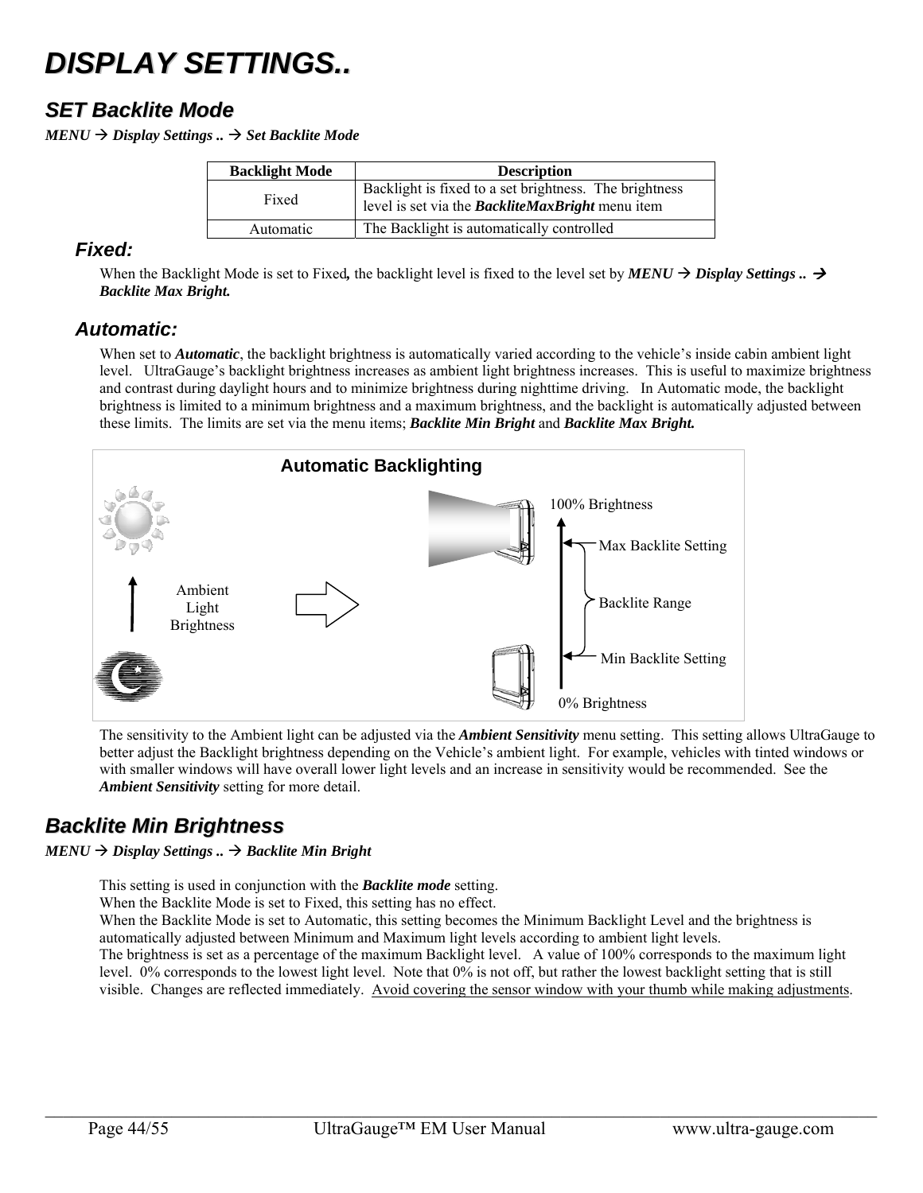# DISPLAY SETTINGS..

## SET Backlite Mode

*MENU → Display Settings .. → Set Backlite Mode*

| Backlight Mode | Description |
|---|---|
| Fixed | Backlight is fixed to a set brightness. The brightness level is set via the ***BackliteMaxBright*** menu item |
| Automatic | The Backlight is automatically controlled |

### Fixed:

When the Backlight Mode is set to Fixed**,** the backlight level is fixed to the level set by ***MENU → Display Settings .. → Backlite Max Bright.***

### Automatic:

When set to ***Automatic***, the backlight brightness is automatically varied according to the vehicle's inside cabin ambient light level. UltraGauge's backlight brightness increases as ambient light brightness increases. This is useful to maximize brightness and contrast during daylight hours and to minimize brightness during nighttime driving. In Automatic mode, the backlight brightness is limited to a minimum brightness and a maximum brightness, and the backlight is automatically adjusted between these limits. The limits are set via the menu items; ***Backlite Min Bright*** and ***Backlite Max Bright.***

**Automatic Backlighting**

Ambient Light Brightness

100% Brightness

Max Backlite Setting

Backlite Range

Min Backlite Setting

0% Brightness

The sensitivity to the Ambient light can be adjusted via the ***Ambient Sensitivity*** menu setting. This setting allows UltraGauge to better adjust the Backlight brightness depending on the Vehicle's ambient light. For example, vehicles with tinted windows or with smaller windows will have overall lower light levels and an increase in sensitivity would be recommended. See the ***Ambient Sensitivity*** setting for more detail.

## Backlite Min Brightness

*MENU → Display Settings .. → Backlite Min Bright*

This setting is used in conjunction with the ***Backlite mode*** setting.
When the Backlite Mode is set to Fixed, this setting has no effect.
When the Backlite Mode is set to Automatic, this setting becomes the Minimum Backlight Level and the brightness is automatically adjusted between Minimum and Maximum light levels according to ambient light levels.
The brightness is set as a percentage of the maximum Backlight level. A value of 100% corresponds to the maximum light level. 0% corresponds to the lowest light level. Note that 0% is not off, but rather the lowest backlight setting that is still visible. Changes are reflected immediately. <u>Avoid covering the sensor window with your thumb while making adjustments</u>.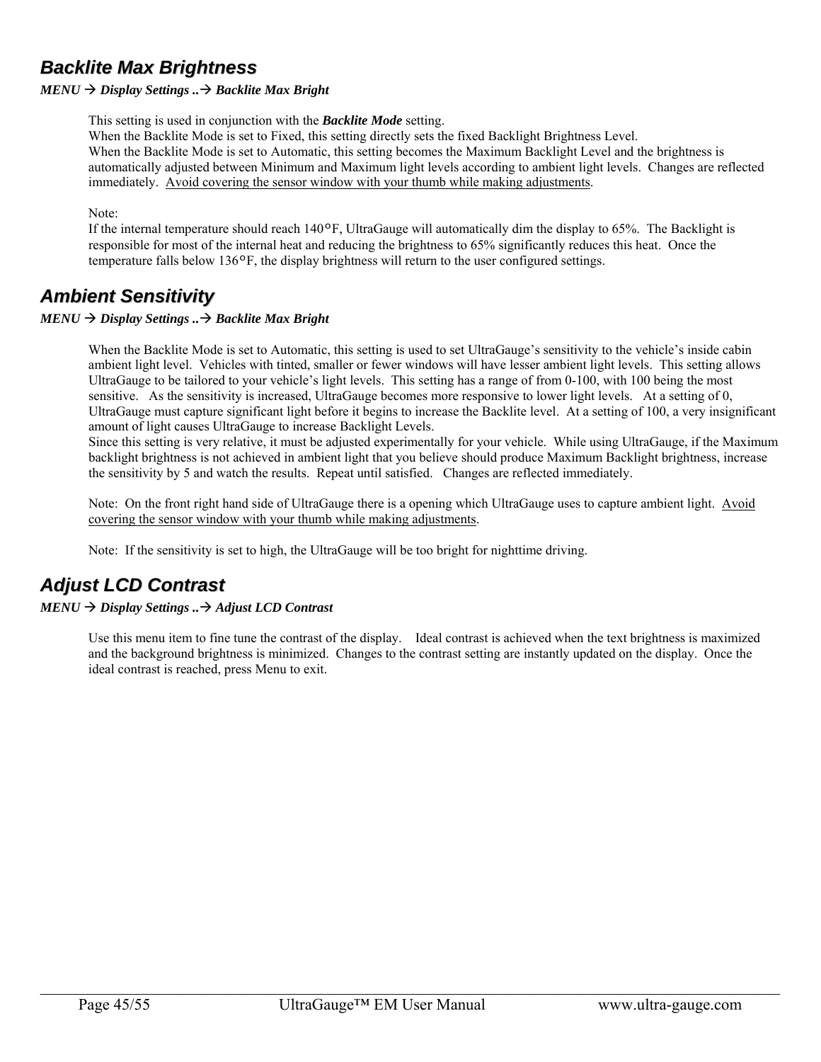## Backlite Max Brightness

***MENU → Display Settings ..→ Backlite Max Bright***

This setting is used in conjunction with the ***Backlite Mode*** setting.
When the Backlite Mode is set to Fixed, this setting directly sets the fixed Backlight Brightness Level.
When the Backlite Mode is set to Automatic, this setting becomes the Maximum Backlight Level and the brightness is automatically adjusted between Minimum and Maximum light levels according to ambient light levels. Changes are reflected immediately. <u>Avoid covering the sensor window with your thumb while making adjustments</u>.

Note:
If the internal temperature should reach 140°F, UltraGauge will automatically dim the display to 65%. The Backlight is responsible for most of the internal heat and reducing the brightness to 65% significantly reduces this heat. Once the temperature falls below 136°F, the display brightness will return to the user configured settings.

## Ambient Sensitivity

***MENU → Display Settings ..→ Backlite Max Bright***

When the Backlite Mode is set to Automatic, this setting is used to set UltraGauge's sensitivity to the vehicle's inside cabin ambient light level. Vehicles with tinted, smaller or fewer windows will have lesser ambient light levels. This setting allows UltraGauge to be tailored to your vehicle's light levels. This setting has a range of from 0-100, with 100 being the most sensitive. As the sensitivity is increased, UltraGauge becomes more responsive to lower light levels. At a setting of 0, UltraGauge must capture significant light before it begins to increase the Backlite level. At a setting of 100, a very insignificant amount of light causes UltraGauge to increase Backlight Levels.
Since this setting is very relative, it must be adjusted experimentally for your vehicle. While using UltraGauge, if the Maximum backlight brightness is not achieved in ambient light that you believe should produce Maximum Backlight brightness, increase the sensitivity by 5 and watch the results. Repeat until satisfied. Changes are reflected immediately.

Note: On the front right hand side of UltraGauge there is a opening which UltraGauge uses to capture ambient light. <u>Avoid covering the sensor window with your thumb while making adjustments</u>.

Note: If the sensitivity is set to high, the UltraGauge will be too bright for nighttime driving.

## Adjust LCD Contrast

***MENU → Display Settings ..→ Adjust LCD Contrast***

Use this menu item to fine tune the contrast of the display. Ideal contrast is achieved when the text brightness is maximized and the background brightness is minimized. Changes to the contrast setting are instantly updated on the display. Once the ideal contrast is reached, press Menu to exit.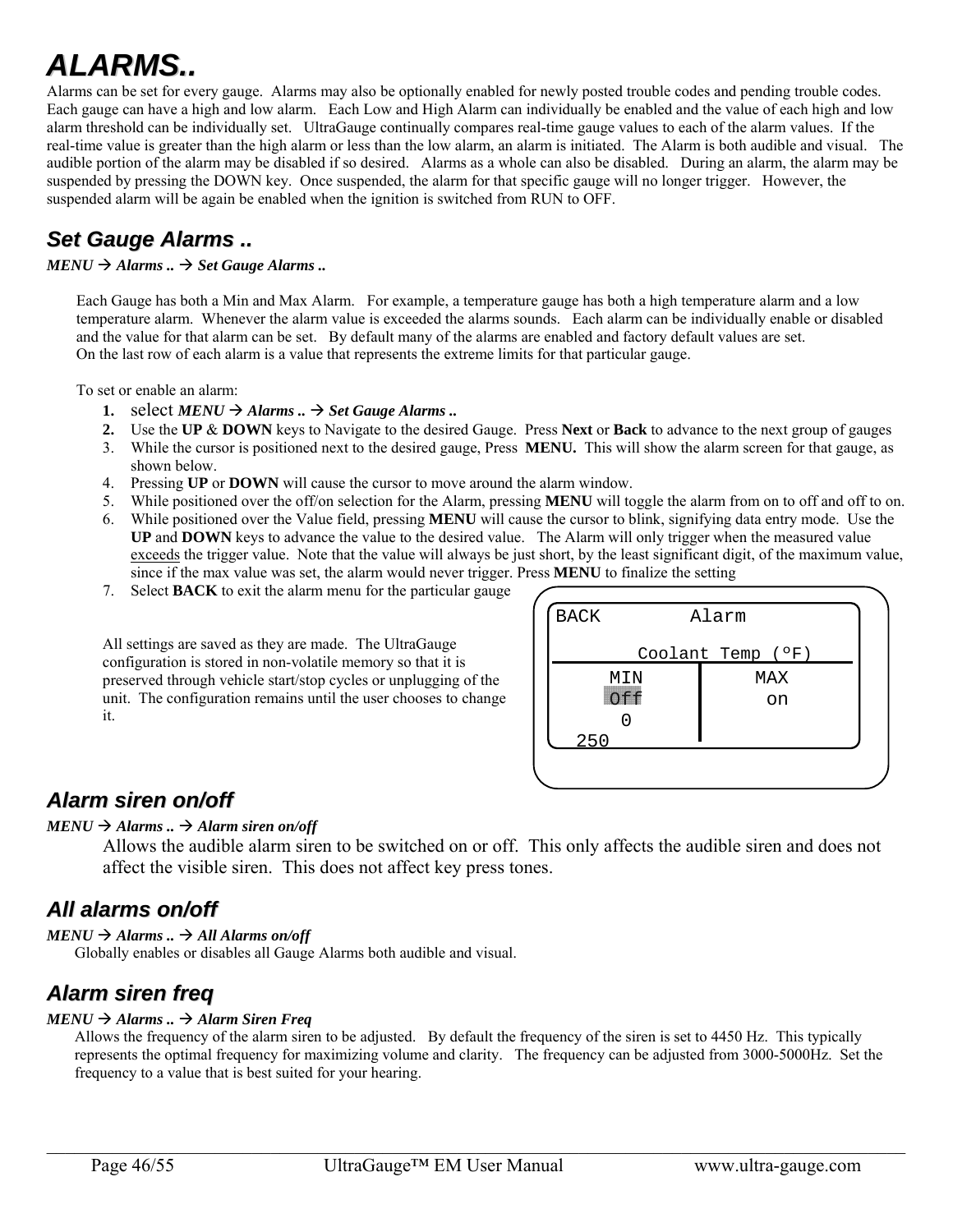# ALARMS..

Alarms can be set for every gauge. Alarms may also be optionally enabled for newly posted trouble codes and pending trouble codes. Each gauge can have a high and low alarm. Each Low and High Alarm can individually be enabled and the value of each high and low alarm threshold can be individually set. UltraGauge continually compares real-time gauge values to each of the alarm values. If the real-time value is greater than the high alarm or less than the low alarm, an alarm is initiated. The Alarm is both audible and visual. The audible portion of the alarm may be disabled if so desired. Alarms as a whole can also be disabled. During an alarm, the alarm may be suspended by pressing the DOWN key. Once suspended, the alarm for that specific gauge will no longer trigger. However, the suspended alarm will be again be enabled when the ignition is switched from RUN to OFF.

## Set Gauge Alarms ..

***MENU → Alarms .. → Set Gauge Alarms ..***

Each Gauge has both a Min and Max Alarm. For example, a temperature gauge has both a high temperature alarm and a low temperature alarm. Whenever the alarm value is exceeded the alarms sounds. Each alarm can be individually enable or disabled and the value for that alarm can be set. By default many of the alarms are enabled and factory default values are set.
On the last row of each alarm is a value that represents the extreme limits for that particular gauge.

To set or enable an alarm:

1. select ***MENU → Alarms .. → Set Gauge Alarms ..***
2. Use the **UP** & **DOWN** keys to Navigate to the desired Gauge. Press **Next** or **Back** to advance to the next group of gauges
3. While the cursor is positioned next to the desired gauge, Press **MENU.** This will show the alarm screen for that gauge, as shown below.
4. Pressing **UP** or **DOWN** will cause the cursor to move around the alarm window.
5. While positioned over the off/on selection for the Alarm, pressing **MENU** will toggle the alarm from on to off and off to on.
6. While positioned over the Value field, pressing **MENU** will cause the cursor to blink, signifying data entry mode. Use the **UP** and **DOWN** keys to advance the value to the desired value. The Alarm will only trigger when the measured value exceeds the trigger value. Note that the value will always be just short, by the least significant digit, of the maximum value, since if the max value was set, the alarm would never trigger. Press **MENU** to finalize the setting
7. Select **BACK** to exit the alarm menu for the particular gauge

All settings are saved as they are made. The UltraGauge configuration is stored in non-volatile memory so that it is preserved through vehicle start/stop cycles or unplugging of the unit. The configuration remains until the user chooses to change it.

```
BACK        Alarm
       Coolant Temp (°F)
     MIN      |     MAX
     Off      |      on
      0       |
  250
```

## Alarm siren on/off

***MENU → Alarms .. → Alarm siren on/off***

Allows the audible alarm siren to be switched on or off. This only affects the audible siren and does not affect the visible siren. This does not affect key press tones.

## All alarms on/off

***MENU → Alarms .. → All Alarms on/off***

Globally enables or disables all Gauge Alarms both audible and visual.

## Alarm siren freq

***MENU → Alarms .. → Alarm Siren Freq***

Allows the frequency of the alarm siren to be adjusted. By default the frequency of the siren is set to 4450 Hz. This typically represents the optimal frequency for maximizing volume and clarity. The frequency can be adjusted from 3000-5000Hz. Set the frequency to a value that is best suited for your hearing.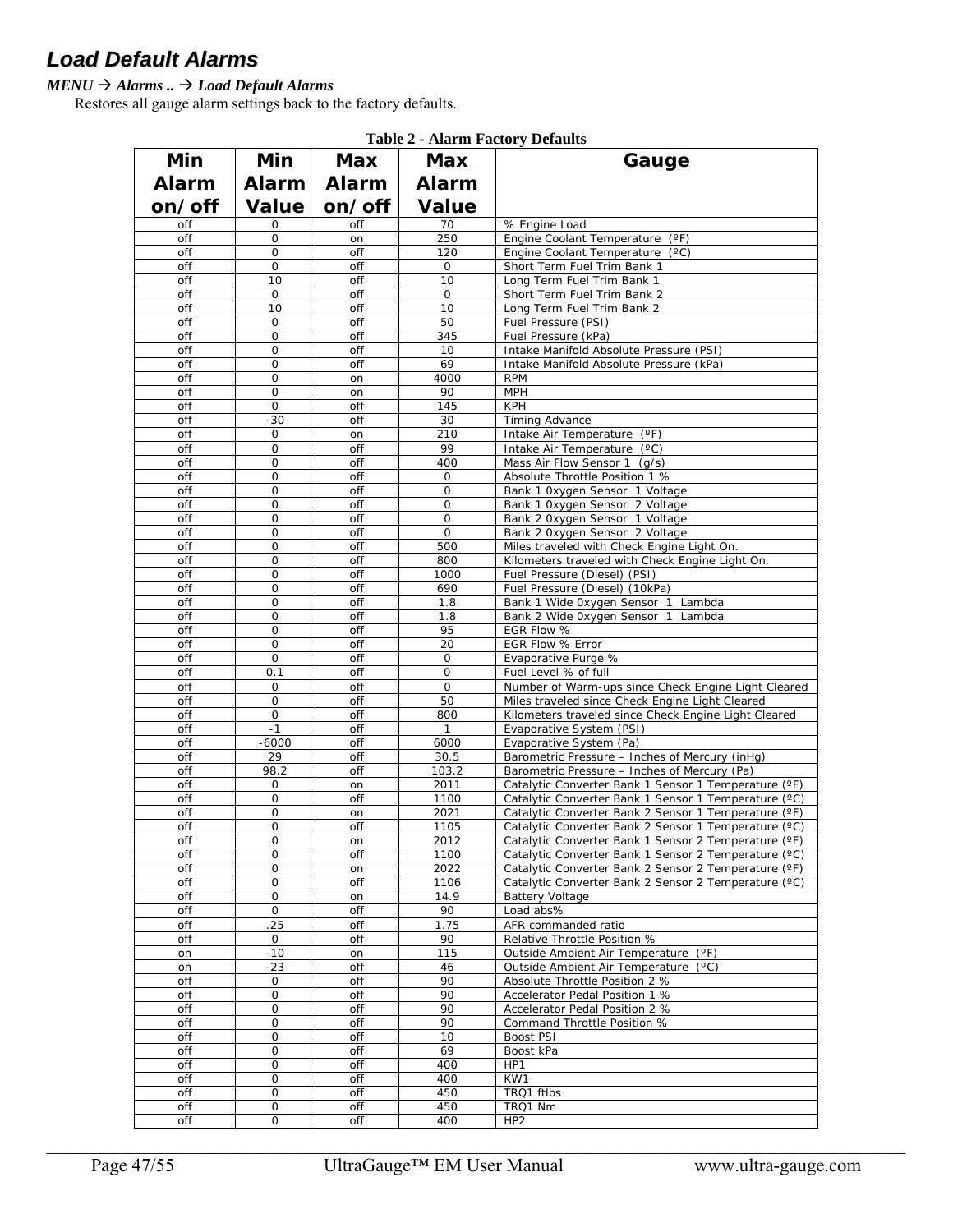# Load Default Alarms

***MENU → Alarms .. → Load Default Alarms***

Restores all gauge alarm settings back to the factory defaults.

**Table 2 - Alarm Factory Defaults**

| Min Alarm on/off | Min Alarm Value | Max Alarm on/off | Max Alarm Value | Gauge |
|---|---|---|---|---|
| off | 0 | off | 70 | % Engine Load |
| off | 0 | on | 250 | Engine Coolant Temperature (ºF) |
| off | 0 | off | 120 | Engine Coolant Temperature (ºC) |
| off | 0 | off | 0 | Short Term Fuel Trim Bank 1 |
| off | 10 | off | 10 | Long Term Fuel Trim Bank 1 |
| off | 0 | off | 0 | Short Term Fuel Trim Bank 2 |
| off | 10 | off | 10 | Long Term Fuel Trim Bank 2 |
| off | 0 | off | 50 | Fuel Pressure (PSI) |
| off | 0 | off | 345 | Fuel Pressure (kPa) |
| off | 0 | off | 10 | Intake Manifold Absolute Pressure (PSI) |
| off | 0 | off | 69 | Intake Manifold Absolute Pressure (kPa) |
| off | 0 | on | 4000 | RPM |
| off | 0 | on | 90 | MPH |
| off | 0 | off | 145 | KPH |
| off | -30 | off | 30 | Timing Advance |
| off | 0 | on | 210 | Intake Air Temperature (ºF) |
| off | 0 | off | 99 | Intake Air Temperature (ºC) |
| off | 0 | off | 400 | Mass Air Flow Sensor 1 (g/s) |
| off | 0 | off | 0 | Absolute Throttle Position 1 % |
| off | 0 | off | 0 | Bank 1 0xygen Sensor 1 Voltage |
| off | 0 | off | 0 | Bank 1 0xygen Sensor 2 Voltage |
| off | 0 | off | 0 | Bank 2 0xygen Sensor 1 Voltage |
| off | 0 | off | 0 | Bank 2 0xygen Sensor 2 Voltage |
| off | 0 | off | 500 | Miles traveled with Check Engine Light On. |
| off | 0 | off | 800 | Kilometers traveled with Check Engine Light On. |
| off | 0 | off | 1000 | Fuel Pressure (Diesel) (PSI) |
| off | 0 | off | 690 | Fuel Pressure (Diesel) (10kPa) |
| off | 0 | off | 1.8 | Bank 1 Wide 0xygen Sensor 1 Lambda |
| off | 0 | off | 1.8 | Bank 2 Wide 0xygen Sensor 1 Lambda |
| off | 0 | off | 95 | EGR Flow % |
| off | 0 | off | 20 | EGR Flow % Error |
| off | 0 | off | 0 | Evaporative Purge % |
| off | 0.1 | off | 0 | Fuel Level % of full |
| off | 0 | off | 0 | Number of Warm-ups since Check Engine Light Cleared |
| off | 0 | off | 50 | Miles traveled since Check Engine Light Cleared |
| off | 0 | off | 800 | Kilometers traveled since Check Engine Light Cleared |
| off | -1 | off | 1 | Evaporative System (PSI) |
| off | -6000 | off | 6000 | Evaporative System (Pa) |
| off | 29 | off | 30.5 | Barometric Pressure – Inches of Mercury (inHg) |
| off | 98.2 | off | 103.2 | Barometric Pressure – Inches of Mercury (Pa) |
| off | 0 | on | 2011 | Catalytic Converter Bank 1 Sensor 1 Temperature (ºF) |
| off | 0 | off | 1100 | Catalytic Converter Bank 1 Sensor 1 Temperature (ºC) |
| off | 0 | on | 2021 | Catalytic Converter Bank 2 Sensor 1 Temperature (ºF) |
| off | 0 | off | 1105 | Catalytic Converter Bank 2 Sensor 1 Temperature (ºC) |
| off | 0 | on | 2012 | Catalytic Converter Bank 1 Sensor 2 Temperature (ºF) |
| off | 0 | off | 1100 | Catalytic Converter Bank 1 Sensor 2 Temperature (ºC) |
| off | 0 | on | 2022 | Catalytic Converter Bank 2 Sensor 2 Temperature (ºF) |
| off | 0 | off | 1106 | Catalytic Converter Bank 2 Sensor 2 Temperature (ºC) |
| off | 0 | on | 14.9 | Battery Voltage |
| off | 0 | off | 90 | Load abs% |
| off | .25 | off | 1.75 | AFR commanded ratio |
| off | 0 | off | 90 | Relative Throttle Position % |
| on | -10 | on | 115 | Outside Ambient Air Temperature (ºF) |
| on | -23 | off | 46 | Outside Ambient Air Temperature (ºC) |
| off | 0 | off | 90 | Absolute Throttle Position 2 % |
| off | 0 | off | 90 | Accelerator Pedal Position 1 % |
| off | 0 | off | 90 | Accelerator Pedal Position 2 % |
| off | 0 | off | 90 | Command Throttle Position % |
| off | 0 | off | 10 | Boost PSI |
| off | 0 | off | 69 | Boost kPa |
| off | 0 | off | 400 | HP1 |
| off | 0 | off | 400 | KW1 |
| off | 0 | off | 450 | TRQ1 ftlbs |
| off | 0 | off | 450 | TRQ1 Nm |
| off | 0 | off | 400 | HP2 |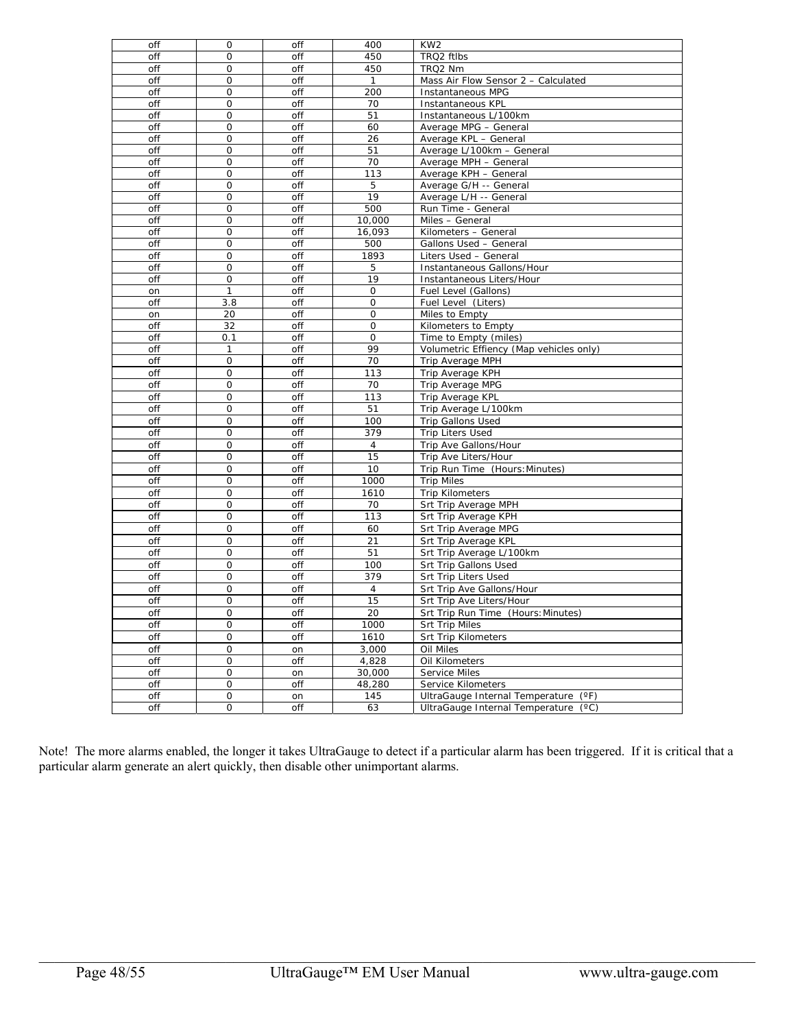| off | 0 | off | 400 | KW2 |
|---|---|---|---|---|
| off | 0 | off | 450 | TRQ2 ftlbs |
| off | 0 | off | 450 | TRQ2 Nm |
| off | 0 | off | 1 | Mass Air Flow Sensor 2 – Calculated |
| off | 0 | off | 200 | Instantaneous MPG |
| off | 0 | off | 70 | Instantaneous KPL |
| off | 0 | off | 51 | Instantaneous L/100km |
| off | 0 | off | 60 | Average MPG – General |
| off | 0 | off | 26 | Average KPL – General |
| off | 0 | off | 51 | Average L/100km – General |
| off | 0 | off | 70 | Average MPH – General |
| off | 0 | off | 113 | Average KPH – General |
| off | 0 | off | 5 | Average G/H -- General |
| off | 0 | off | 19 | Average L/H -- General |
| off | 0 | off | 500 | Run Time - General |
| off | 0 | off | 10,000 | Miles – General |
| off | 0 | off | 16,093 | Kilometers – General |
| off | 0 | off | 500 | Gallons Used – General |
| off | 0 | off | 1893 | Liters Used – General |
| off | 0 | off | 5 | Instantaneous Gallons/Hour |
| off | 0 | off | 19 | Instantaneous Liters/Hour |
| on | 1 | off | 0 | Fuel Level (Gallons) |
| off | 3.8 | off | 0 | Fuel Level (Liters) |
| on | 20 | off | 0 | Miles to Empty |
| off | 32 | off | 0 | Kilometers to Empty |
| off | 0.1 | off | 0 | Time to Empty (miles) |
| off | 1 | off | 99 | Volumetric Effiency (Map vehicles only) |
| off | 0 | off | 70 | Trip Average MPH |
| off | 0 | off | 113 | Trip Average KPH |
| off | 0 | off | 70 | Trip Average MPG |
| off | 0 | off | 113 | Trip Average KPL |
| off | 0 | off | 51 | Trip Average L/100km |
| off | 0 | off | 100 | Trip Gallons Used |
| off | 0 | off | 379 | Trip Liters Used |
| off | 0 | off | 4 | Trip Ave Gallons/Hour |
| off | 0 | off | 15 | Trip Ave Liters/Hour |
| off | 0 | off | 10 | Trip Run Time (Hours:Minutes) |
| off | 0 | off | 1000 | Trip Miles |
| off | 0 | off | 1610 | Trip Kilometers |
| off | 0 | off | 70 | Srt Trip Average MPH |
| off | 0 | off | 113 | Srt Trip Average KPH |
| off | 0 | off | 60 | Srt Trip Average MPG |
| off | 0 | off | 21 | Srt Trip Average KPL |
| off | 0 | off | 51 | Srt Trip Average L/100km |
| off | 0 | off | 100 | Srt Trip Gallons Used |
| off | 0 | off | 379 | Srt Trip Liters Used |
| off | 0 | off | 4 | Srt Trip Ave Gallons/Hour |
| off | 0 | off | 15 | Srt Trip Ave Liters/Hour |
| off | 0 | off | 20 | Srt Trip Run Time (Hours:Minutes) |
| off | 0 | off | 1000 | Srt Trip Miles |
| off | 0 | off | 1610 | Srt Trip Kilometers |
| off | 0 | on | 3,000 | Oil Miles |
| off | 0 | off | 4,828 | Oil Kilometers |
| off | 0 | on | 30,000 | Service Miles |
| off | 0 | off | 48,280 | Service Kilometers |
| off | 0 | on | 145 | UltraGauge Internal Temperature (ºF) |
| off | 0 | off | 63 | UltraGauge Internal Temperature (ºC) |

Note! The more alarms enabled, the longer it takes UltraGauge to detect if a particular alarm has been triggered. If it is critical that a particular alarm generate an alert quickly, then disable other unimportant alarms.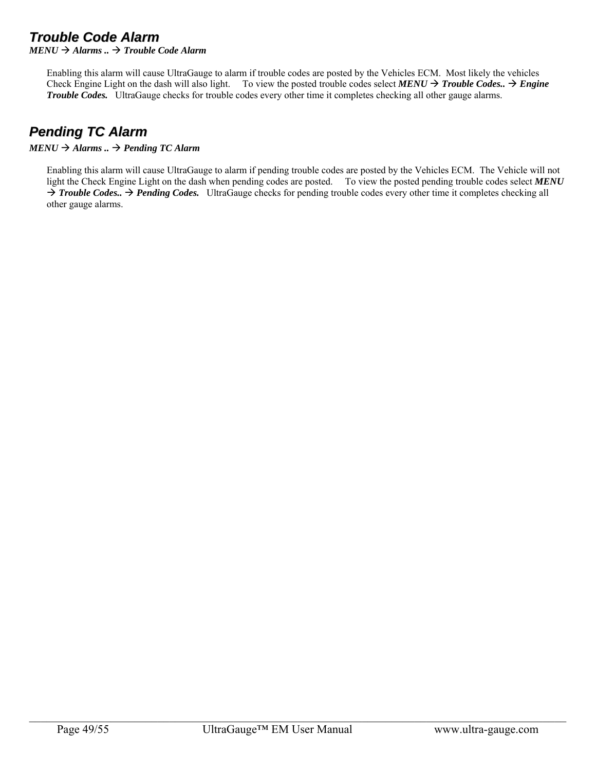## *Trouble Code Alarm*

***MENU → Alarms .. → Trouble Code Alarm***

Enabling this alarm will cause UltraGauge to alarm if trouble codes are posted by the Vehicles ECM. Most likely the vehicles Check Engine Light on the dash will also light. To view the posted trouble codes select ***MENU → Trouble Codes.. → Engine Trouble Codes.*** UltraGauge checks for trouble codes every other time it completes checking all other gauge alarms.

## *Pending TC Alarm*

***MENU → Alarms .. → Pending TC Alarm***

Enabling this alarm will cause UltraGauge to alarm if pending trouble codes are posted by the Vehicles ECM. The Vehicle will not light the Check Engine Light on the dash when pending codes are posted. To view the posted pending trouble codes select ***MENU → Trouble Codes.. → Pending Codes.*** UltraGauge checks for pending trouble codes every other time it completes checking all other gauge alarms.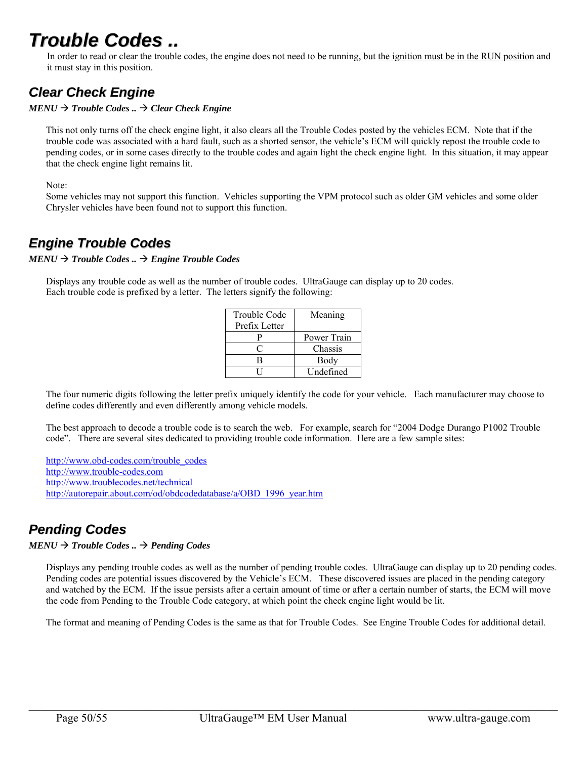# Trouble Codes ..

In order to read or clear the trouble codes, the engine does not need to be running, but the ignition must be in the RUN position and it must stay in this position.

## Clear Check Engine

***MENU → Trouble Codes .. → Clear Check Engine***

This not only turns off the check engine light, it also clears all the Trouble Codes posted by the vehicles ECM. Note that if the trouble code was associated with a hard fault, such as a shorted sensor, the vehicle's ECM will quickly repost the trouble code to pending codes, or in some cases directly to the trouble codes and again light the check engine light. In this situation, it may appear that the check engine light remains lit.

Note:
Some vehicles may not support this function. Vehicles supporting the VPM protocol such as older GM vehicles and some older Chrysler vehicles have been found not to support this function.

## Engine Trouble Codes

***MENU → Trouble Codes .. → Engine Trouble Codes***

Displays any trouble code as well as the number of trouble codes. UltraGauge can display up to 20 codes.
Each trouble code is prefixed by a letter. The letters signify the following:

| Trouble Code Prefix Letter | Meaning |
|---|---|
| P | Power Train |
| C | Chassis |
| B | Body |
| U | Undefined |

The four numeric digits following the letter prefix uniquely identify the code for your vehicle. Each manufacturer may choose to define codes differently and even differently among vehicle models.

The best approach to decode a trouble code is to search the web. For example, search for "2004 Dodge Durango P1002 Trouble code". There are several sites dedicated to providing trouble code information. Here are a few sample sites:

http://www.obd-codes.com/trouble_codes
http://www.trouble-codes.com
http://www.troublecodes.net/technical
http://autorepair.about.com/od/obdcodedatabase/a/OBD_1996_year.htm

## Pending Codes

***MENU → Trouble Codes .. → Pending Codes***

Displays any pending trouble codes as well as the number of pending trouble codes. UltraGauge can display up to 20 pending codes. Pending codes are potential issues discovered by the Vehicle's ECM. These discovered issues are placed in the pending category and watched by the ECM. If the issue persists after a certain amount of time or after a certain number of starts, the ECM will move the code from Pending to the Trouble Code category, at which point the check engine light would be lit.

The format and meaning of Pending Codes is the same as that for Trouble Codes. See Engine Trouble Codes for additional detail.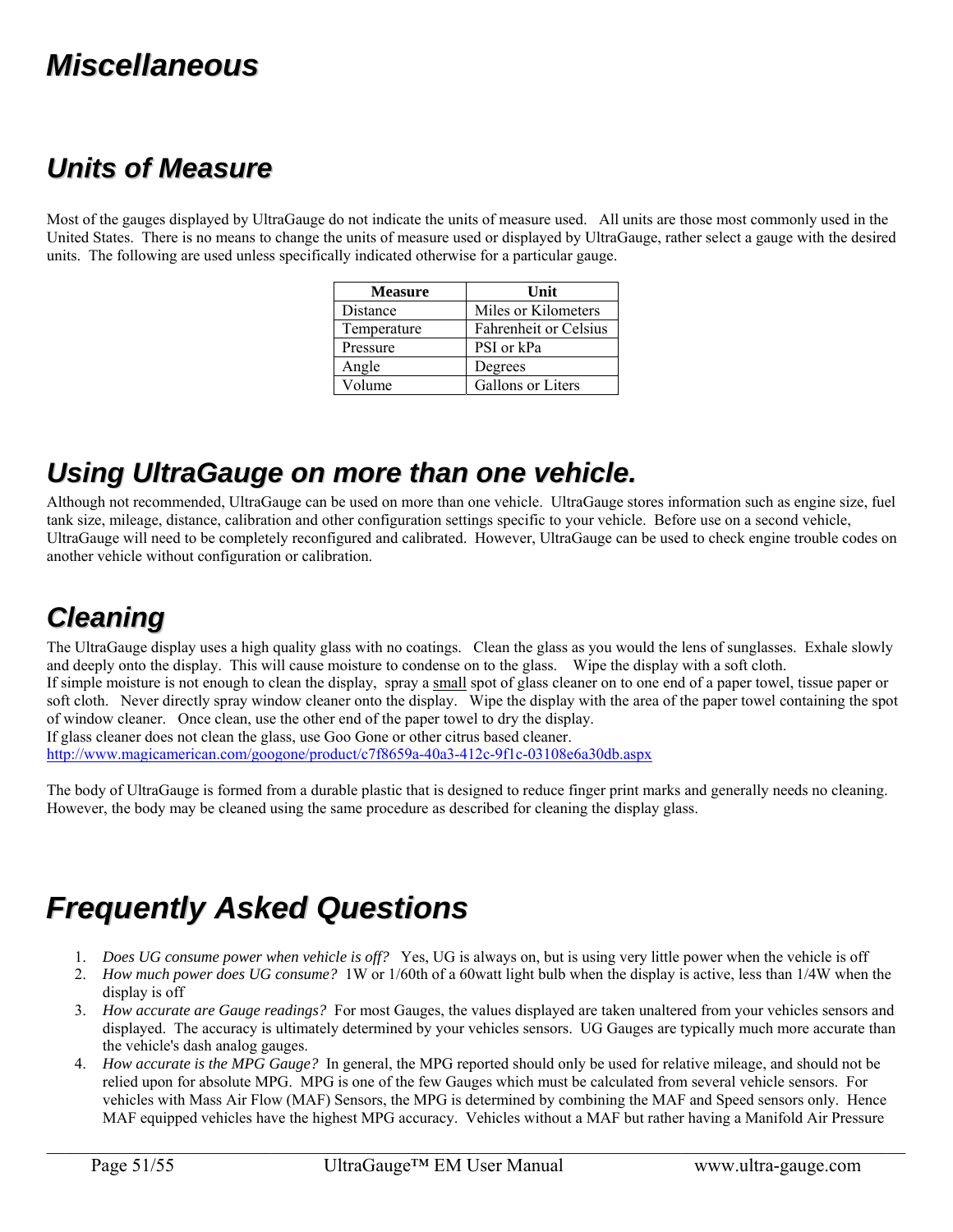# Miscellaneous

## Units of Measure

Most of the gauges displayed by UltraGauge do not indicate the units of measure used. All units are those most commonly used in the United States. There is no means to change the units of measure used or displayed by UltraGauge, rather select a gauge with the desired units. The following are used unless specifically indicated otherwise for a particular gauge.

| Measure | Unit |
|---|---|
| Distance | Miles or Kilometers |
| Temperature | Fahrenheit or Celsius |
| Pressure | PSI or kPa |
| Angle | Degrees |
| Volume | Gallons or Liters |

## Using UltraGauge on more than one vehicle.

Although not recommended, UltraGauge can be used on more than one vehicle. UltraGauge stores information such as engine size, fuel tank size, mileage, distance, calibration and other configuration settings specific to your vehicle. Before use on a second vehicle, UltraGauge will need to be completely reconfigured and calibrated. However, UltraGauge can be used to check engine trouble codes on another vehicle without configuration or calibration.

## Cleaning

The UltraGauge display uses a high quality glass with no coatings. Clean the glass as you would the lens of sunglasses. Exhale slowly and deeply onto the display. This will cause moisture to condense on to the glass. Wipe the display with a soft cloth.
If simple moisture is not enough to clean the display, spray a <u>small</u> spot of glass cleaner on to one end of a paper towel, tissue paper or soft cloth. Never directly spray window cleaner onto the display. Wipe the display with the area of the paper towel containing the spot of window cleaner. Once clean, use the other end of the paper towel to dry the display.
If glass cleaner does not clean the glass, use Goo Gone or other citrus based cleaner.
http://www.magicamerican.com/googone/product/c7f8659a-40a3-412c-9f1c-03108e6a30db.aspx

The body of UltraGauge is formed from a durable plastic that is designed to reduce finger print marks and generally needs no cleaning. However, the body may be cleaned using the same procedure as described for cleaning the display glass.

# Frequently Asked Questions

1. *Does UG consume power when vehicle is off?* Yes, UG is always on, but is using very little power when the vehicle is off
2. *How much power does UG consume?* 1W or 1/60th of a 60watt light bulb when the display is active, less than 1/4W when the display is off
3. *How accurate are Gauge readings?* For most Gauges, the values displayed are taken unaltered from your vehicles sensors and displayed. The accuracy is ultimately determined by your vehicles sensors. UG Gauges are typically much more accurate than the vehicle's dash analog gauges.
4. *How accurate is the MPG Gauge?* In general, the MPG reported should only be used for relative mileage, and should not be relied upon for absolute MPG. MPG is one of the few Gauges which must be calculated from several vehicle sensors. For vehicles with Mass Air Flow (MAF) Sensors, the MPG is determined by combining the MAF and Speed sensors only. Hence MAF equipped vehicles have the highest MPG accuracy. Vehicles without a MAF but rather having a Manifold Air Pressure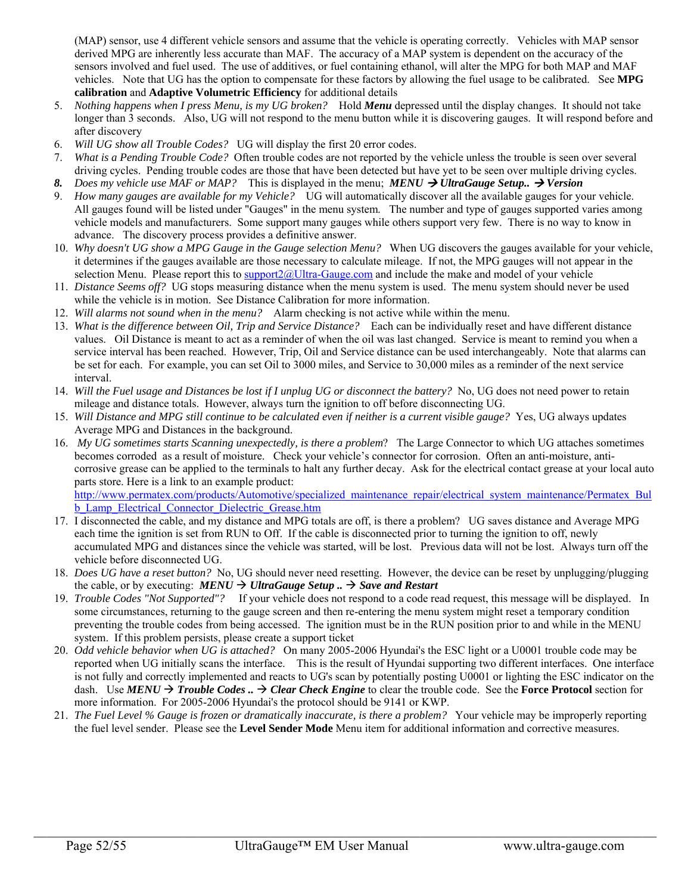(MAP) sensor, use 4 different vehicle sensors and assume that the vehicle is operating correctly. Vehicles with MAP sensor derived MPG are inherently less accurate than MAF. The accuracy of a MAP system is dependent on the accuracy of the sensors involved and fuel used. The use of additives, or fuel containing ethanol, will alter the MPG for both MAP and MAF vehicles. Note that UG has the option to compensate for these factors by allowing the fuel usage to be calibrated. See **MPG calibration** and **Adaptive Volumetric Efficiency** for additional details

5. *Nothing happens when I press Menu, is my UG broken?* Hold ***Menu*** depressed until the display changes. It should not take longer than 3 seconds. Also, UG will not respond to the menu button while it is discovering gauges. It will respond before and after discovery
6. *Will UG show all Trouble Codes?* UG will display the first 20 error codes.
7. *What is a Pending Trouble Code?* Often trouble codes are not reported by the vehicle unless the trouble is seen over several driving cycles. Pending trouble codes are those that have been detected but have yet to be seen over multiple driving cycles.
8. *Does my vehicle use MAF or MAP?* This is displayed in the menu; ***MENU → UltraGauge Setup.. → Version***
9. *How many gauges are available for my Vehicle?* UG will automatically discover all the available gauges for your vehicle. All gauges found will be listed under "Gauges" in the menu system. The number and type of gauges supported varies among vehicle models and manufacturers. Some support many gauges while others support very few. There is no way to know in advance. The discovery process provides a definitive answer.
10. *Why doesn't UG show a MPG Gauge in the Gauge selection Menu?* When UG discovers the gauges available for your vehicle, it determines if the gauges available are those necessary to calculate mileage. If not, the MPG gauges will not appear in the selection Menu. Please report this to support2@Ultra-Gauge.com and include the make and model of your vehicle
11. *Distance Seems off?* UG stops measuring distance when the menu system is used. The menu system should never be used while the vehicle is in motion. See Distance Calibration for more information.
12. *Will alarms not sound when in the menu?* Alarm checking is not active while within the menu.
13. *What is the difference between Oil, Trip and Service Distance?* Each can be individually reset and have different distance values. Oil Distance is meant to act as a reminder of when the oil was last changed. Service is meant to remind you when a service interval has been reached. However, Trip, Oil and Service distance can be used interchangeably. Note that alarms can be set for each. For example, you can set Oil to 3000 miles, and Service to 30,000 miles as a reminder of the next service interval.
14. *Will the Fuel usage and Distances be lost if I unplug UG or disconnect the battery?* No, UG does not need power to retain mileage and distance totals. However, always turn the ignition to off before disconnecting UG.
15. *Will Distance and MPG still continue to be calculated even if neither is a current visible gauge?* Yes, UG always updates Average MPG and Distances in the background.
16. *My UG sometimes starts Scanning unexpectedly, is there a problem*? The Large Connector to which UG attaches sometimes becomes corroded as a result of moisture. Check your vehicle's connector for corrosion. Often an anti-moisture, anti-corrosive grease can be applied to the terminals to halt any further decay. Ask for the electrical contact grease at your local auto parts store. Here is a link to an example product: http://www.permatex.com/products/Automotive/specialized_maintenance_repair/electrical_system_maintenance/Permatex_Bulb_Lamp_Electrical_Connector_Dielectric_Grease.htm
17. I disconnected the cable, and my distance and MPG totals are off, is there a problem? UG saves distance and Average MPG each time the ignition is set from RUN to Off. If the cable is disconnected prior to turning the ignition to off, newly accumulated MPG and distances since the vehicle was started, will be lost. Previous data will not be lost. Always turn off the vehicle before disconnected UG.
18. *Does UG have a reset button?* No, UG should never need resetting. However, the device can be reset by unplugging/plugging the cable, or by executing: ***MENU → UltraGauge Setup .. → Save and Restart***
19. *Trouble Codes "Not Supported"?* If your vehicle does not respond to a code read request, this message will be displayed. In some circumstances, returning to the gauge screen and then re-entering the menu system might reset a temporary condition preventing the trouble codes from being accessed. The ignition must be in the RUN position prior to and while in the MENU system. If this problem persists, please create a support ticket
20. *Odd vehicle behavior when UG is attached?* On many 2005-2006 Hyundai's the ESC light or a U0001 trouble code may be reported when UG initially scans the interface. This is the result of Hyundai supporting two different interfaces. One interface is not fully and correctly implemented and reacts to UG's scan by potentially posting U0001 or lighting the ESC indicator on the dash. Use ***MENU → Trouble Codes .. → Clear Check Engine*** to clear the trouble code. See the **Force Protocol** section for more information. For 2005-2006 Hyundai's the protocol should be 9141 or KWP.
21. *The Fuel Level % Gauge is frozen or dramatically inaccurate, is there a problem?* Your vehicle may be improperly reporting the fuel level sender. Please see the **Level Sender Mode** Menu item for additional information and corrective measures.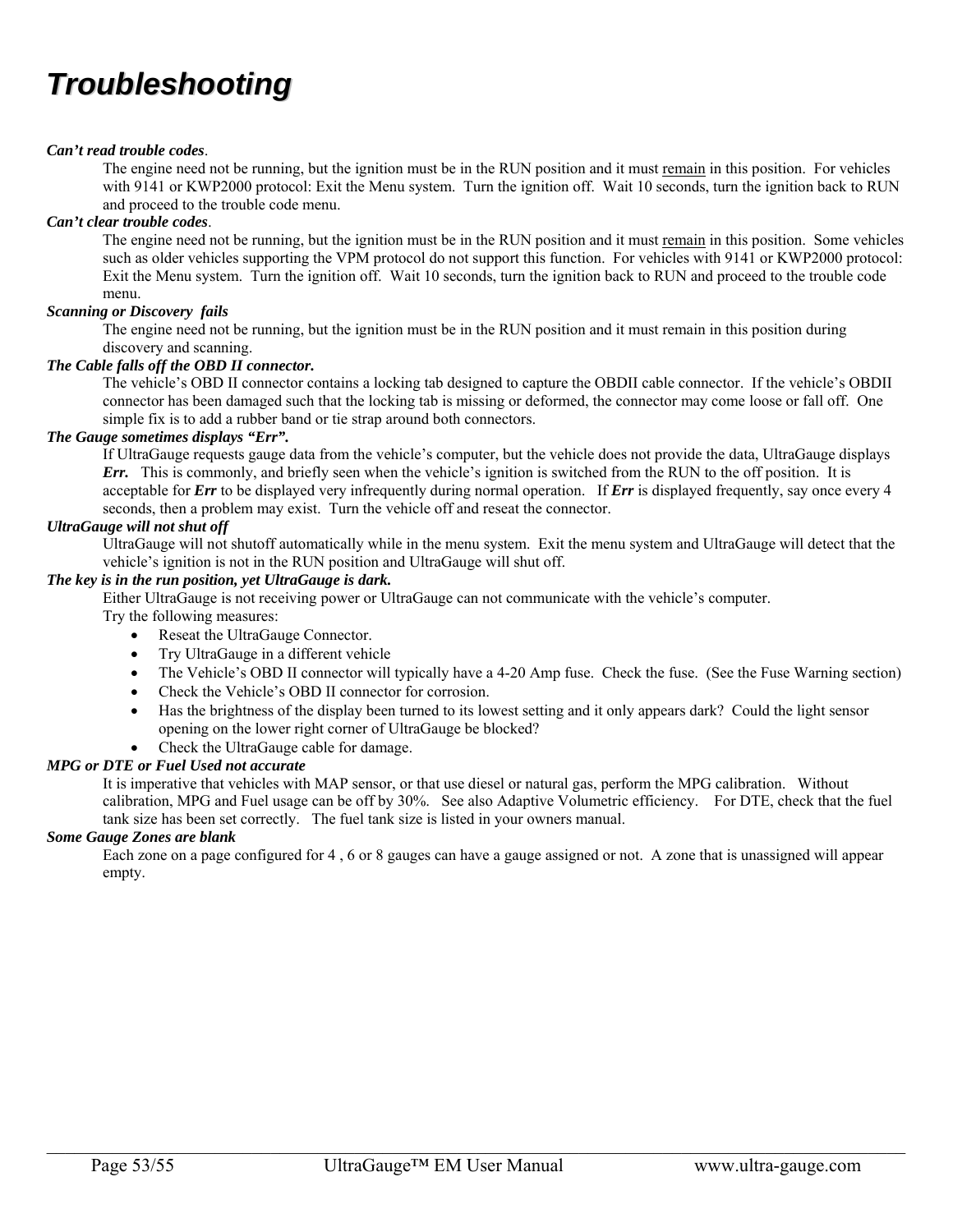# Troubleshooting

***Can't read trouble codes*.**

The engine need not be running, but the ignition must be in the RUN position and it must <u>remain</u> in this position. For vehicles with 9141 or KWP2000 protocol: Exit the Menu system. Turn the ignition off. Wait 10 seconds, turn the ignition back to RUN and proceed to the trouble code menu.

***Can't clear trouble codes*.**

The engine need not be running, but the ignition must be in the RUN position and it must <u>remain</u> in this position. Some vehicles such as older vehicles supporting the VPM protocol do not support this function. For vehicles with 9141 or KWP2000 protocol: Exit the Menu system. Turn the ignition off. Wait 10 seconds, turn the ignition back to RUN and proceed to the trouble code menu.

***Scanning or Discovery fails***

The engine need not be running, but the ignition must be in the RUN position and it must remain in this position during discovery and scanning.

***The Cable falls off the OBD II connector.***

The vehicle's OBD II connector contains a locking tab designed to capture the OBDII cable connector. If the vehicle's OBDII connector has been damaged such that the locking tab is missing or deformed, the connector may come loose or fall off. One simple fix is to add a rubber band or tie strap around both connectors.

***The Gauge sometimes displays "Err".***

If UltraGauge requests gauge data from the vehicle's computer, but the vehicle does not provide the data, UltraGauge displays ***Err.*** This is commonly, and briefly seen when the vehicle's ignition is switched from the RUN to the off position. It is acceptable for ***Err*** to be displayed very infrequently during normal operation. If ***Err*** is displayed frequently, say once every 4 seconds, then a problem may exist. Turn the vehicle off and reseat the connector.

***UltraGauge will not shut off***

UltraGauge will not shutoff automatically while in the menu system. Exit the menu system and UltraGauge will detect that the vehicle's ignition is not in the RUN position and UltraGauge will shut off.

***The key is in the run position, yet UltraGauge is dark.***

Either UltraGauge is not receiving power or UltraGauge can not communicate with the vehicle's computer.
Try the following measures:

- Reseat the UltraGauge Connector.
- Try UltraGauge in a different vehicle
- The Vehicle's OBD II connector will typically have a 4-20 Amp fuse. Check the fuse. (See the Fuse Warning section)
- Check the Vehicle's OBD II connector for corrosion.
- Has the brightness of the display been turned to its lowest setting and it only appears dark? Could the light sensor opening on the lower right corner of UltraGauge be blocked?
- Check the UltraGauge cable for damage.

***MPG or DTE or Fuel Used not accurate***

It is imperative that vehicles with MAP sensor, or that use diesel or natural gas, perform the MPG calibration. Without calibration, MPG and Fuel usage can be off by 30%. See also Adaptive Volumetric efficiency. For DTE, check that the fuel tank size has been set correctly. The fuel tank size is listed in your owners manual.

***Some Gauge Zones are blank***

Each zone on a page configured for 4 , 6 or 8 gauges can have a gauge assigned or not. A zone that is unassigned will appear empty.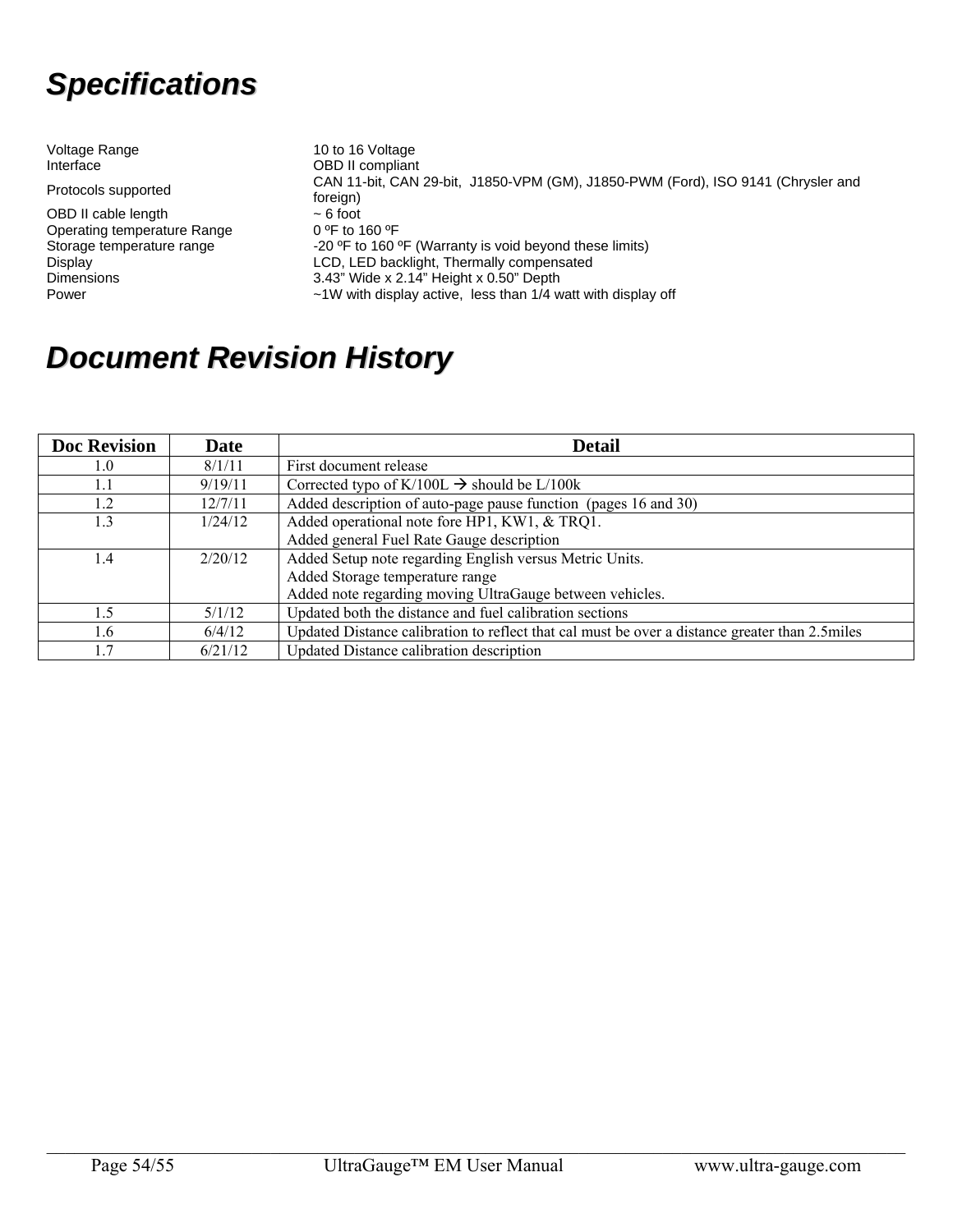# Specifications

| | |
|---|---|
| Voltage Range | 10 to 16 Voltage |
| Interface | OBD II compliant |
| Protocols supported | CAN 11-bit, CAN 29-bit, J1850-VPM (GM), J1850-PWM (Ford), ISO 9141 (Chrysler and foreign) |
| OBD II cable length | ~ 6 foot |
| Operating temperature Range | 0 ºF to 160 ºF |
| Storage temperature range | -20 ºF to 160 ºF (Warranty is void beyond these limits) |
| Display | LCD, LED backlight, Thermally compensated |
| Dimensions | 3.43" Wide x 2.14" Height x 0.50" Depth |
| Power | ~1W with display active, less than 1/4 watt with display off |

# Document Revision History

| Doc Revision | Date | Detail |
|---|---|---|
| 1.0 | 8/1/11 | First document release |
| 1.1 | 9/19/11 | Corrected typo of K/100L → should be L/100k |
| 1.2 | 12/7/11 | Added description of auto-page pause function (pages 16 and 30) |
| 1.3 | 1/24/12 | Added operational note fore HP1, KW1, & TRQ1.<br>Added general Fuel Rate Gauge description |
| 1.4 | 2/20/12 | Added Setup note regarding English versus Metric Units.<br>Added Storage temperature range<br>Added note regarding moving UltraGauge between vehicles. |
| 1.5 | 5/1/12 | Updated both the distance and fuel calibration sections |
| 1.6 | 6/4/12 | Updated Distance calibration to reflect that cal must be over a distance greater than 2.5miles |
| 1.7 | 6/21/12 | Updated Distance calibration description |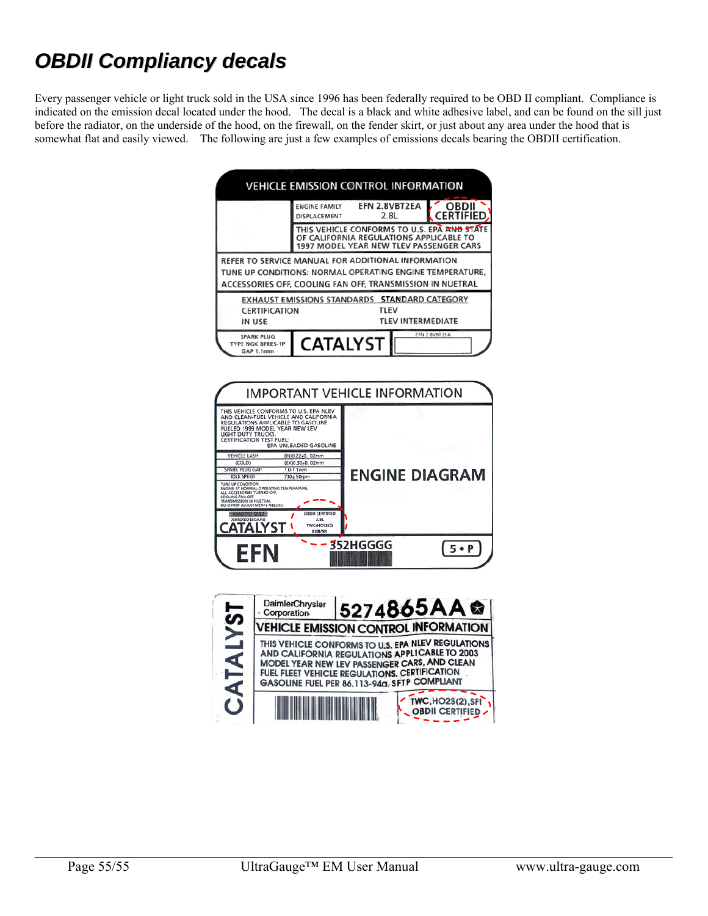# *OBDII Compliancy decals*

Every passenger vehicle or light truck sold in the USA since 1996 has been federally required to be OBD II compliant. Compliance is indicated on the emission decal located under the hood. The decal is a black and white adhesive label, and can be found on the sill just before the radiator, on the underside of the hood, on the firewall, on the fender skirt, or just about any area under the hood that is somewhat flat and easily viewed. The following are just a few examples of emissions decals bearing the OBDII certification.